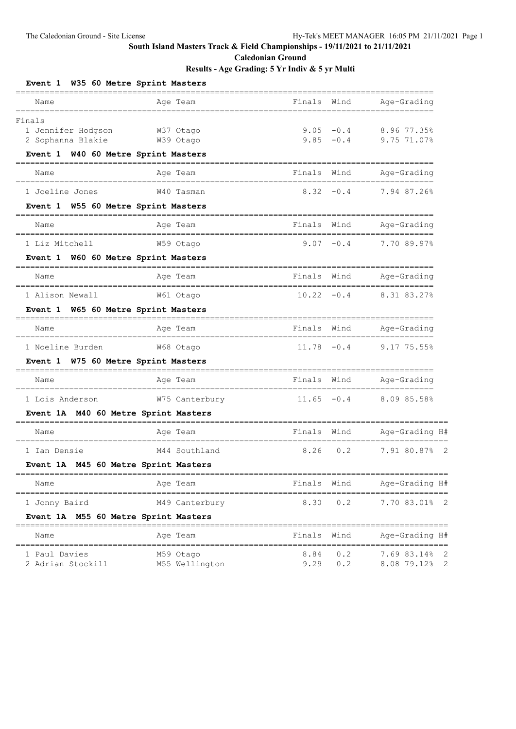## South Island Masters Track & Field Championships - 19/11/2021 to 21/11/2021

### Caledonian Ground

### Results - Age Grading: 5 Yr Indiv & 5 yr Multi

**Event 1 W35 60 Metre Sprint Masters**

| Name | Age | Team | Finals | Wind | Age-Grading |
|---|---|---|---|---|---|
| **Finals** | | | | | |
| 1 Jennifer Hodgson | W37 | Otago | 9.05 | -0.4 | 8.96 77.35% |
| 2 Sophanna Blakie | W39 | Otago | 9.85 | -0.4 | 9.75 71.07% |

**Event 1 W40 60 Metre Sprint Masters**

| Name | Age | Team | Finals | Wind | Age-Grading |
|---|---|---|---|---|---|
| 1 Joeline Jones | W40 | Tasman | 8.32 | -0.4 | 7.94 87.26% |

**Event 1 W55 60 Metre Sprint Masters**

| Name | Age | Team | Finals | Wind | Age-Grading |
|---|---|---|---|---|---|
| 1 Liz Mitchell | W59 | Otago | 9.07 | -0.4 | 7.70 89.97% |

**Event 1 W60 60 Metre Sprint Masters**

| Name | Age | Team | Finals | Wind | Age-Grading |
|---|---|---|---|---|---|
| 1 Alison Newall | W61 | Otago | 10.22 | -0.4 | 8.31 83.27% |

**Event 1 W65 60 Metre Sprint Masters**

| Name | Age | Team | Finals | Wind | Age-Grading |
|---|---|---|---|---|---|
| 1 Noeline Burden | W68 | Otago | 11.78 | -0.4 | 9.17 75.55% |

**Event 1 W75 60 Metre Sprint Masters**

| Name | Age | Team | Finals | Wind | Age-Grading |
|---|---|---|---|---|---|
| 1 Lois Anderson | W75 | Canterbury | 11.65 | -0.4 | 8.09 85.58% |

**Event 1A M40 60 Metre Sprint Masters**

| Name | Age | Team | Finals | Wind | Age-Grading | H# |
|---|---|---|---|---|---|---|
| 1 Ian Densie | M44 | Southland | 8.26 | 0.2 | 7.91 80.87% | 2 |

**Event 1A M45 60 Metre Sprint Masters**

| Name | Age | Team | Finals | Wind | Age-Grading | H# |
|---|---|---|---|---|---|---|
| 1 Jonny Baird | M49 | Canterbury | 8.30 | 0.2 | 7.70 83.01% | 2 |

**Event 1A M55 60 Metre Sprint Masters**

| Name | Age | Team | Finals | Wind | Age-Grading | H# |
|---|---|---|---|---|---|---|
| 1 Paul Davies | M59 | Otago | 8.84 | 0.2 | 7.69 83.14% | 2 |
| 2 Adrian Stockill | M55 | Wellington | 9.29 | 0.2 | 8.08 79.12% | 2 |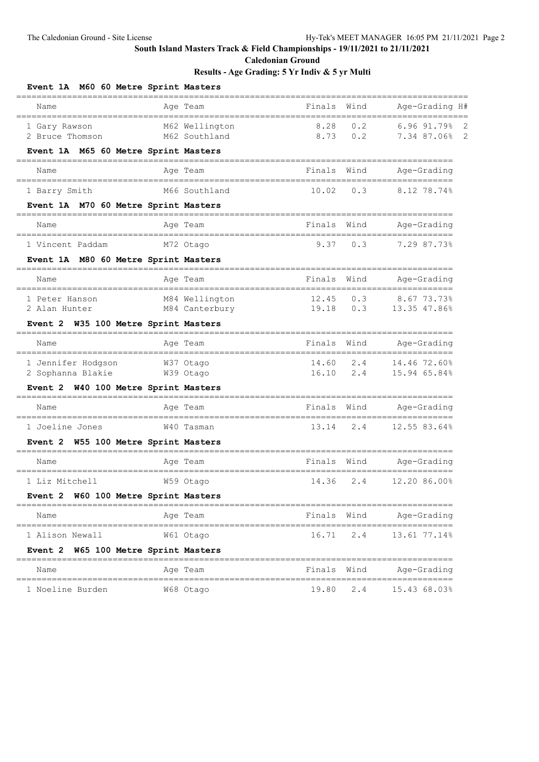## South Island Masters Track & Field Championships - 19/11/2021 to 21/11/2021

### Caledonian Ground

### Results - Age Grading: 5 Yr Indiv & 5 yr Multi

**Event 1A M60 60 Metre Sprint Masters**

| Name | Age | Team | Finals | Wind | Age-Grading | | H# |
|---|---|---|---|---|---|---|---|
| 1 Gary Rawson | M62 | Wellington | 8.28 | 0.2 | 6.96 | 91.79% | 2 |
| 2 Bruce Thomson | M62 | Southland | 8.73 | 0.2 | 7.34 | 87.06% | 2 |

**Event 1A M65 60 Metre Sprint Masters**

| Name | Age | Team | Finals | Wind | Age-Grading | |
|---|---|---|---|---|---|---|
| 1 Barry Smith | M66 | Southland | 10.02 | 0.3 | 8.12 | 78.74% |

**Event 1A M70 60 Metre Sprint Masters**

| Name | Age | Team | Finals | Wind | Age-Grading | |
|---|---|---|---|---|---|---|
| 1 Vincent Paddam | M72 | Otago | 9.37 | 0.3 | 7.29 | 87.73% |

**Event 1A M80 60 Metre Sprint Masters**

| Name | Age | Team | Finals | Wind | Age-Grading | |
|---|---|---|---|---|---|---|
| 1 Peter Hanson | M84 | Wellington | 12.45 | 0.3 | 8.67 | 73.73% |
| 2 Alan Hunter | M84 | Canterbury | 19.18 | 0.3 | 13.35 | 47.86% |

**Event 2 W35 100 Metre Sprint Masters**

| Name | Age | Team | Finals | Wind | Age-Grading | |
|---|---|---|---|---|---|---|
| 1 Jennifer Hodgson | W37 | Otago | 14.60 | 2.4 | 14.46 | 72.60% |
| 2 Sophanna Blakie | W39 | Otago | 16.10 | 2.4 | 15.94 | 65.84% |

**Event 2 W40 100 Metre Sprint Masters**

| Name | Age | Team | Finals | Wind | Age-Grading | |
|---|---|---|---|---|---|---|
| 1 Joeline Jones | W40 | Tasman | 13.14 | 2.4 | 12.55 | 83.64% |

**Event 2 W55 100 Metre Sprint Masters**

| Name | Age | Team | Finals | Wind | Age-Grading | |
|---|---|---|---|---|---|---|
| 1 Liz Mitchell | W59 | Otago | 14.36 | 2.4 | 12.20 | 86.00% |

**Event 2 W60 100 Metre Sprint Masters**

| Name | Age | Team | Finals | Wind | Age-Grading | |
|---|---|---|---|---|---|---|
| 1 Alison Newall | W61 | Otago | 16.71 | 2.4 | 13.61 | 77.14% |

**Event 2 W65 100 Metre Sprint Masters**

| Name | Age | Team | Finals | Wind | Age-Grading | |
|---|---|---|---|---|---|---|
| 1 Noeline Burden | W68 | Otago | 19.80 | 2.4 | 15.43 | 68.03% |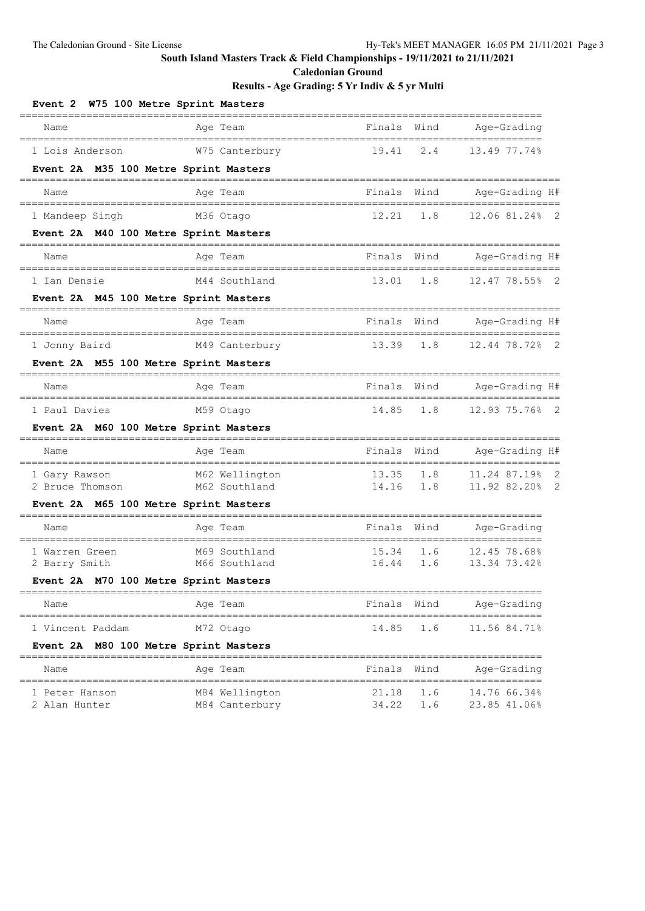**South Island Masters Track & Field Championships - 19/11/2021 to 21/11/2021**

**Caledonian Ground**

**Results - Age Grading: 5 Yr Indiv & 5 yr Multi**

### Event 2 W75 100 Metre Sprint Masters

| Name | Age | Team | Finals | Wind | Age-Grading |
|---|---|---|---|---|---|
| 1 Lois Anderson | W75 | Canterbury | 19.41 | 2.4 | 13.49 77.74% |

### Event 2A M35 100 Metre Sprint Masters

| Name | Age | Team | Finals | Wind | Age-Grading | H# |
|---|---|---|---|---|---|---|
| 1 Mandeep Singh | M36 | Otago | 12.21 | 1.8 | 12.06 81.24% | 2 |

### Event 2A M40 100 Metre Sprint Masters

| Name | Age | Team | Finals | Wind | Age-Grading | H# |
|---|---|---|---|---|---|---|
| 1 Ian Densie | M44 | Southland | 13.01 | 1.8 | 12.47 78.55% | 2 |

### Event 2A M45 100 Metre Sprint Masters

| Name | Age | Team | Finals | Wind | Age-Grading | H# |
|---|---|---|---|---|---|---|
| 1 Jonny Baird | M49 | Canterbury | 13.39 | 1.8 | 12.44 78.72% | 2 |

### Event 2A M55 100 Metre Sprint Masters

| Name | Age | Team | Finals | Wind | Age-Grading | H# |
|---|---|---|---|---|---|---|
| 1 Paul Davies | M59 | Otago | 14.85 | 1.8 | 12.93 75.76% | 2 |

### Event 2A M60 100 Metre Sprint Masters

| Name | Age | Team | Finals | Wind | Age-Grading | H# |
|---|---|---|---|---|---|---|
| 1 Gary Rawson | M62 | Wellington | 13.35 | 1.8 | 11.24 87.19% | 2 |
| 2 Bruce Thomson | M62 | Southland | 14.16 | 1.8 | 11.92 82.20% | 2 |

### Event 2A M65 100 Metre Sprint Masters

| Name | Age | Team | Finals | Wind | Age-Grading |
|---|---|---|---|---|---|
| 1 Warren Green | M69 | Southland | 15.34 | 1.6 | 12.45 78.68% |
| 2 Barry Smith | M66 | Southland | 16.44 | 1.6 | 13.34 73.42% |

### Event 2A M70 100 Metre Sprint Masters

| Name | Age | Team | Finals | Wind | Age-Grading |
|---|---|---|---|---|---|
| 1 Vincent Paddam | M72 | Otago | 14.85 | 1.6 | 11.56 84.71% |

### Event 2A M80 100 Metre Sprint Masters

| Name | Age | Team | Finals | Wind | Age-Grading |
|---|---|---|---|---|---|
| 1 Peter Hanson | M84 | Wellington | 21.18 | 1.6 | 14.76 66.34% |
| 2 Alan Hunter | M84 | Canterbury | 34.22 | 1.6 | 23.85 41.06% |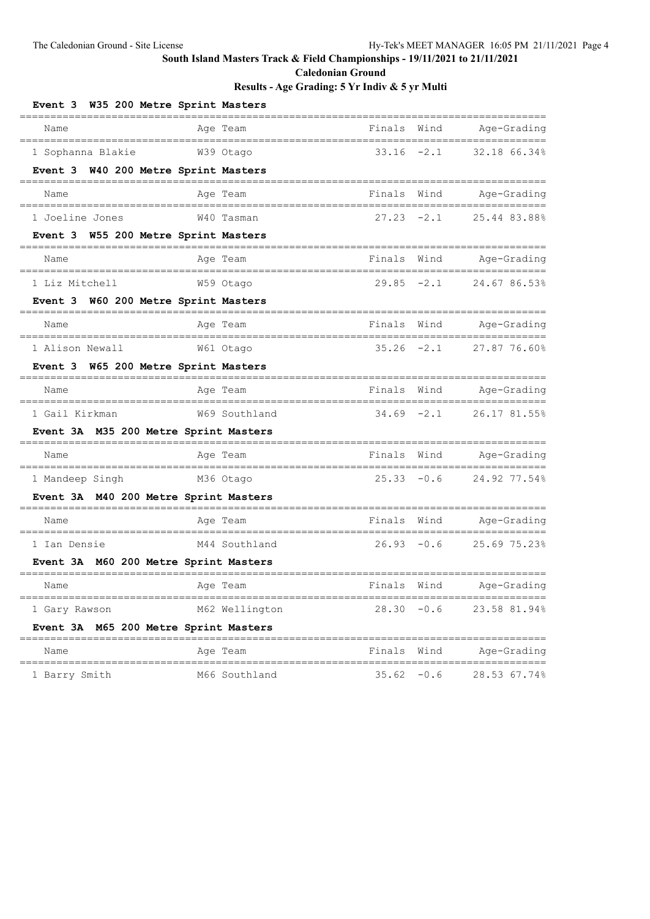**South Island Masters Track & Field Championships - 19/11/2021 to 21/11/2021**

**Caledonian Ground**

**Results - Age Grading: 5 Yr Indiv & 5 yr Multi**

### Event 3 W35 200 Metre Sprint Masters

| Name | Age | Team | Finals | Wind | Age-Grading |
|---|---|---|---|---|---|
| 1 Sophanna Blakie | W39 | Otago | 33.16 | -2.1 | 32.18 66.34% |

### Event 3 W40 200 Metre Sprint Masters

| Name | Age | Team | Finals | Wind | Age-Grading |
|---|---|---|---|---|---|
| 1 Joeline Jones | W40 | Tasman | 27.23 | -2.1 | 25.44 83.88% |

### Event 3 W55 200 Metre Sprint Masters

| Name | Age | Team | Finals | Wind | Age-Grading |
|---|---|---|---|---|---|
| 1 Liz Mitchell | W59 | Otago | 29.85 | -2.1 | 24.67 86.53% |

### Event 3 W60 200 Metre Sprint Masters

| Name | Age | Team | Finals | Wind | Age-Grading |
|---|---|---|---|---|---|
| 1 Alison Newall | W61 | Otago | 35.26 | -2.1 | 27.87 76.60% |

### Event 3 W65 200 Metre Sprint Masters

| Name | Age | Team | Finals | Wind | Age-Grading |
|---|---|---|---|---|---|
| 1 Gail Kirkman | W69 | Southland | 34.69 | -2.1 | 26.17 81.55% |

### Event 3A M35 200 Metre Sprint Masters

| Name | Age | Team | Finals | Wind | Age-Grading |
|---|---|---|---|---|---|
| 1 Mandeep Singh | M36 | Otago | 25.33 | -0.6 | 24.92 77.54% |

### Event 3A M40 200 Metre Sprint Masters

| Name | Age | Team | Finals | Wind | Age-Grading |
|---|---|---|---|---|---|
| 1 Ian Densie | M44 | Southland | 26.93 | -0.6 | 25.69 75.23% |

### Event 3A M60 200 Metre Sprint Masters

| Name | Age | Team | Finals | Wind | Age-Grading |
|---|---|---|---|---|---|
| 1 Gary Rawson | M62 | Wellington | 28.30 | -0.6 | 23.58 81.94% |

### Event 3A M65 200 Metre Sprint Masters

| Name | Age | Team | Finals | Wind | Age-Grading |
|---|---|---|---|---|---|
| 1 Barry Smith | M66 | Southland | 35.62 | -0.6 | 28.53 67.74% |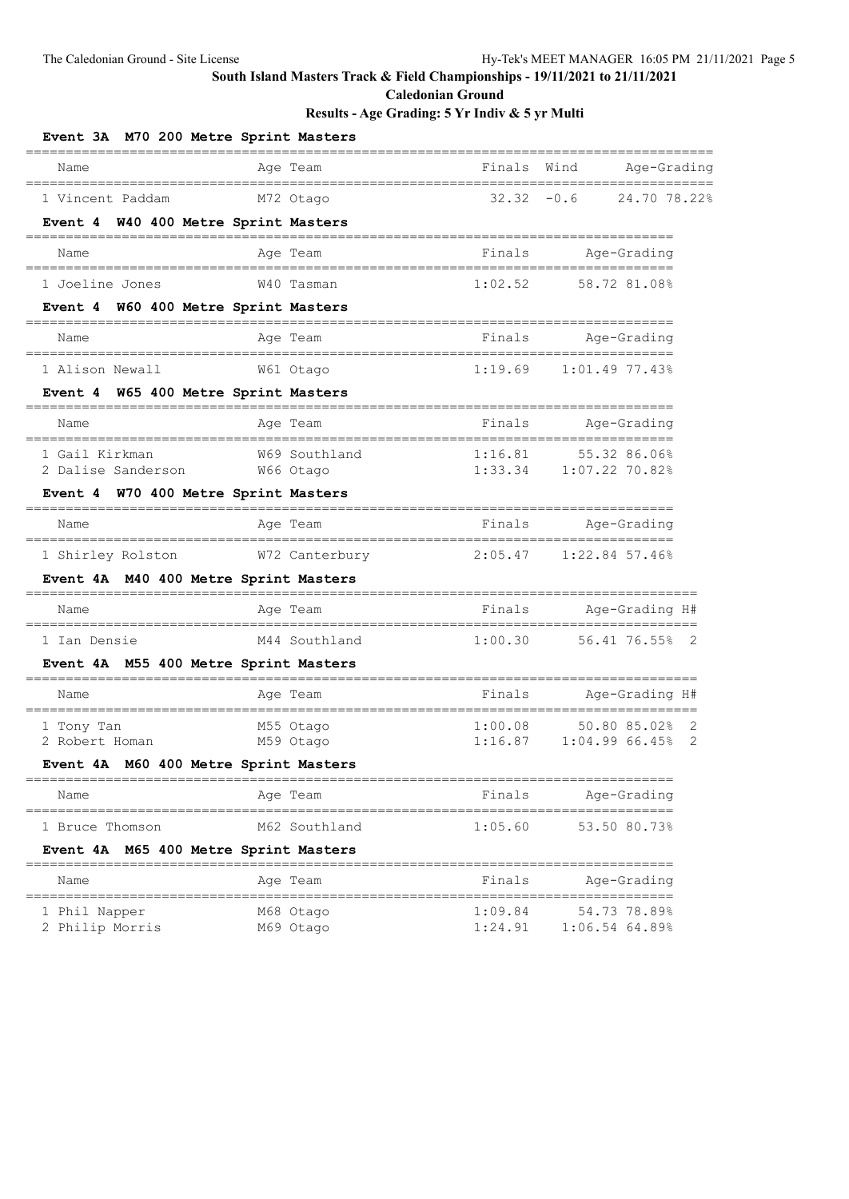# South Island Masters Track & Field Championships - 19/11/2021 to 21/11/2021

## Caledonian Ground

### Results - Age Grading: 5 Yr Indiv & 5 yr Multi

**Event 3A M70 200 Metre Sprint Masters**

| Name | Age | Team | Finals | Wind | Age-Grading | |
|---|---|---|---|---|---|---|
| 1 Vincent Paddam | M72 | Otago | 32.32 | -0.6 | 24.70 | 78.22% |

**Event 4 W40 400 Metre Sprint Masters**

| Name | Age | Team | Finals | Age-Grading | |
|---|---|---|---|---|---|
| 1 Joeline Jones | W40 | Tasman | 1:02.52 | 58.72 | 81.08% |

**Event 4 W60 400 Metre Sprint Masters**

| Name | Age | Team | Finals | Age-Grading | |
|---|---|---|---|---|---|
| 1 Alison Newall | W61 | Otago | 1:19.69 | 1:01.49 | 77.43% |

**Event 4 W65 400 Metre Sprint Masters**

| Name | Age | Team | Finals | Age-Grading | |
|---|---|---|---|---|---|
| 1 Gail Kirkman | W69 | Southland | 1:16.81 | 55.32 | 86.06% |
| 2 Dalise Sanderson | W66 | Otago | 1:33.34 | 1:07.22 | 70.82% |

**Event 4 W70 400 Metre Sprint Masters**

| Name | Age | Team | Finals | Age-Grading | |
|---|---|---|---|---|---|
| 1 Shirley Rolston | W72 | Canterbury | 2:05.47 | 1:22.84 | 57.46% |

**Event 4A M40 400 Metre Sprint Masters**

| Name | Age | Team | Finals | Age-Grading | | H# |
|---|---|---|---|---|---|---|
| 1 Ian Densie | M44 | Southland | 1:00.30 | 56.41 | 76.55% | 2 |

**Event 4A M55 400 Metre Sprint Masters**

| Name | Age | Team | Finals | Age-Grading | | H# |
|---|---|---|---|---|---|---|
| 1 Tony Tan | M55 | Otago | 1:00.08 | 50.80 | 85.02% | 2 |
| 2 Robert Homan | M59 | Otago | 1:16.87 | 1:04.99 | 66.45% | 2 |

**Event 4A M60 400 Metre Sprint Masters**

| Name | Age | Team | Finals | Age-Grading | |
|---|---|---|---|---|---|
| 1 Bruce Thomson | M62 | Southland | 1:05.60 | 53.50 | 80.73% |

**Event 4A M65 400 Metre Sprint Masters**

| Name | Age | Team | Finals | Age-Grading | |
|---|---|---|---|---|---|
| 1 Phil Napper | M68 | Otago | 1:09.84 | 54.73 | 78.89% |
| 2 Philip Morris | M69 | Otago | 1:24.91 | 1:06.54 | 64.89% |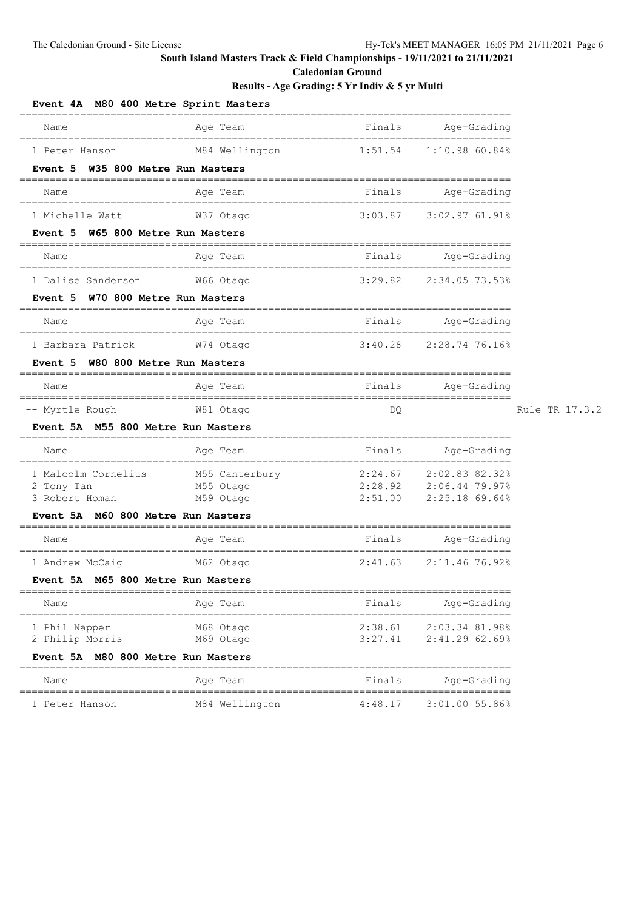South Island Masters Track & Field Championships - 19/11/2021 to 21/11/2021

Caledonian Ground

Results - Age Grading: 5 Yr Indiv & 5 yr Multi

### Event 4A M80 400 Metre Sprint Masters

| Name | Age | Team | Finals | Age-Grading |
|---|---|---|---|---|
| 1 Peter Hanson | M84 | Wellington | 1:51.54 | 1:10.98 60.84% |

### Event 5 W35 800 Metre Run Masters

| Name | Age | Team | Finals | Age-Grading |
|---|---|---|---|---|
| 1 Michelle Watt | W37 | Otago | 3:03.87 | 3:02.97 61.91% |

### Event 5 W65 800 Metre Run Masters

| Name | Age | Team | Finals | Age-Grading |
|---|---|---|---|---|
| 1 Dalise Sanderson | W66 | Otago | 3:29.82 | 2:34.05 73.53% |

### Event 5 W70 800 Metre Run Masters

| Name | Age | Team | Finals | Age-Grading |
|---|---|---|---|---|
| 1 Barbara Patrick | W74 | Otago | 3:40.28 | 2:28.74 76.16% |

### Event 5 W80 800 Metre Run Masters

| Name | Age | Team | Finals | Age-Grading | |
|---|---|---|---|---|---|
| -- Myrtle Rough | W81 | Otago | DQ | | Rule TR 17.3.2 |

### Event 5A M55 800 Metre Run Masters

| Name | Age | Team | Finals | Age-Grading |
|---|---|---|---|---|
| 1 Malcolm Cornelius | M55 | Canterbury | 2:24.67 | 2:02.83 82.32% |
| 2 Tony Tan | M55 | Otago | 2:28.92 | 2:06.44 79.97% |
| 3 Robert Homan | M59 | Otago | 2:51.00 | 2:25.18 69.64% |

### Event 5A M60 800 Metre Run Masters

| Name | Age | Team | Finals | Age-Grading |
|---|---|---|---|---|
| 1 Andrew McCaig | M62 | Otago | 2:41.63 | 2:11.46 76.92% |

### Event 5A M65 800 Metre Run Masters

| Name | Age | Team | Finals | Age-Grading |
|---|---|---|---|---|
| 1 Phil Napper | M68 | Otago | 2:38.61 | 2:03.34 81.98% |
| 2 Philip Morris | M69 | Otago | 3:27.41 | 2:41.29 62.69% |

### Event 5A M80 800 Metre Run Masters

| Name | Age | Team | Finals | Age-Grading |
|---|---|---|---|---|
| 1 Peter Hanson | M84 | Wellington | 4:48.17 | 3:01.00 55.86% |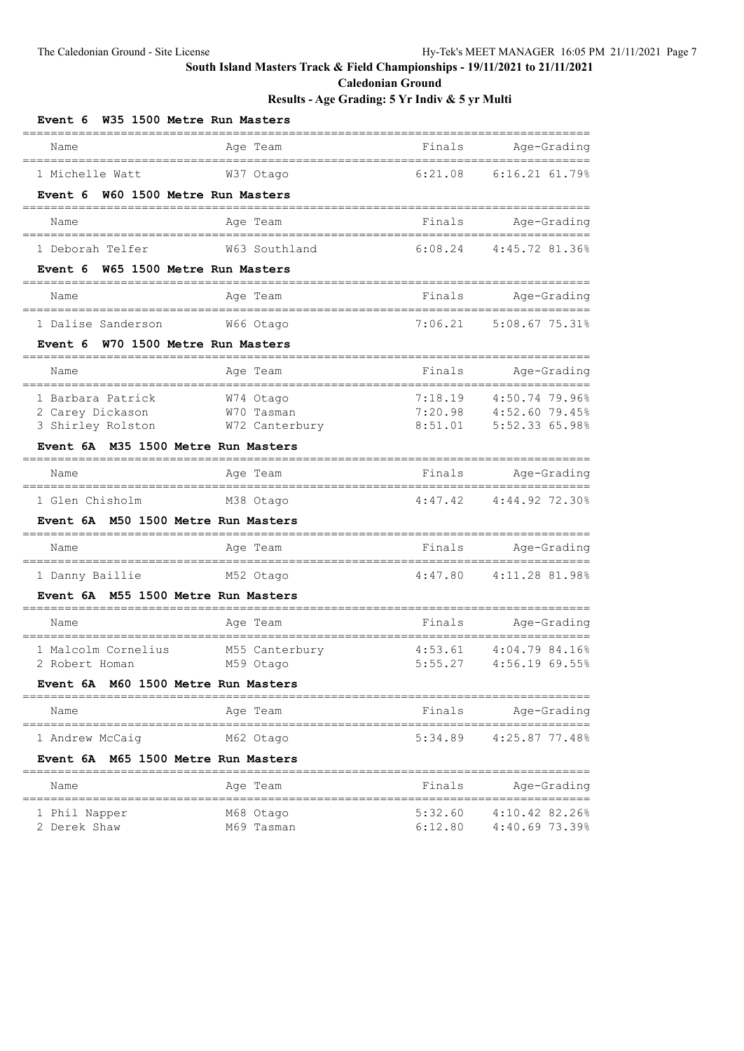**South Island Masters Track & Field Championships - 19/11/2021 to 21/11/2021**

**Caledonian Ground**

**Results - Age Grading: 5 Yr Indiv & 5 yr Multi**

### Event 6 W35 1500 Metre Run Masters

| Name | Age | Team | Finals | Age-Grading |
|---|---|---|---|---|
| 1 Michelle Watt | W37 | Otago | 6:21.08 | 6:16.21 61.79% |

### Event 6 W60 1500 Metre Run Masters

| Name | Age | Team | Finals | Age-Grading |
|---|---|---|---|---|
| 1 Deborah Telfer | W63 | Southland | 6:08.24 | 4:45.72 81.36% |

### Event 6 W65 1500 Metre Run Masters

| Name | Age | Team | Finals | Age-Grading |
|---|---|---|---|---|
| 1 Dalise Sanderson | W66 | Otago | 7:06.21 | 5:08.67 75.31% |

### Event 6 W70 1500 Metre Run Masters

| Name | Age | Team | Finals | Age-Grading |
|---|---|---|---|---|
| 1 Barbara Patrick | W74 | Otago | 7:18.19 | 4:50.74 79.96% |
| 2 Carey Dickason | W70 | Tasman | 7:20.98 | 4:52.60 79.45% |
| 3 Shirley Rolston | W72 | Canterbury | 8:51.01 | 5:52.33 65.98% |

### Event 6A M35 1500 Metre Run Masters

| Name | Age | Team | Finals | Age-Grading |
|---|---|---|---|---|
| 1 Glen Chisholm | M38 | Otago | 4:47.42 | 4:44.92 72.30% |

### Event 6A M50 1500 Metre Run Masters

| Name | Age | Team | Finals | Age-Grading |
|---|---|---|---|---|
| 1 Danny Baillie | M52 | Otago | 4:47.80 | 4:11.28 81.98% |

### Event 6A M55 1500 Metre Run Masters

| Name | Age | Team | Finals | Age-Grading |
|---|---|---|---|---|
| 1 Malcolm Cornelius | M55 | Canterbury | 4:53.61 | 4:04.79 84.16% |
| 2 Robert Homan | M59 | Otago | 5:55.27 | 4:56.19 69.55% |

### Event 6A M60 1500 Metre Run Masters

| Name | Age | Team | Finals | Age-Grading |
|---|---|---|---|---|
| 1 Andrew McCaig | M62 | Otago | 5:34.89 | 4:25.87 77.48% |

### Event 6A M65 1500 Metre Run Masters

| Name | Age | Team | Finals | Age-Grading |
|---|---|---|---|---|
| 1 Phil Napper | M68 | Otago | 5:32.60 | 4:10.42 82.26% |
| 2 Derek Shaw | M69 | Tasman | 6:12.80 | 4:40.69 73.39% |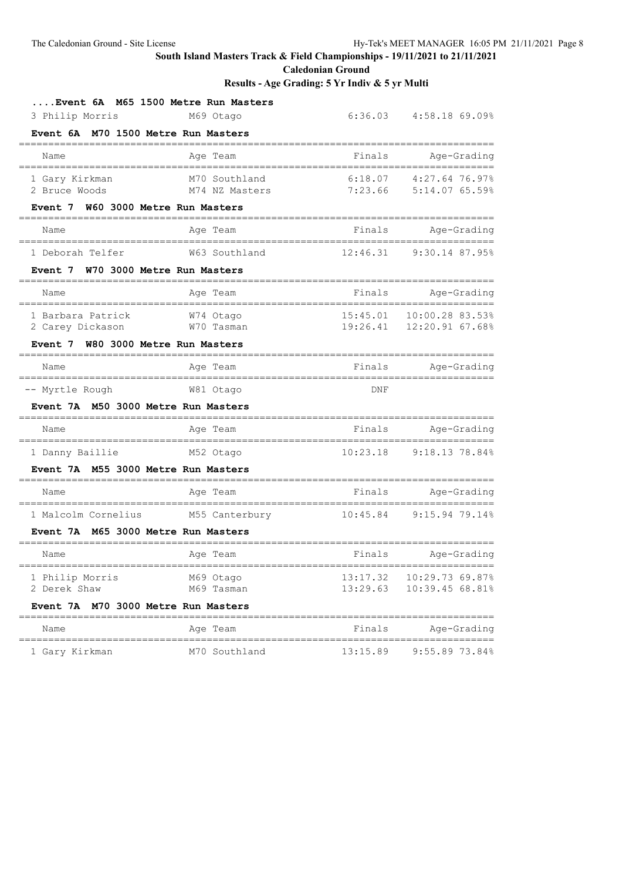**South Island Masters Track & Field Championships - 19/11/2021 to 21/11/2021**

**Caledonian Ground**

**Results - Age Grading: 5 Yr Indiv & 5 yr Multi**

### ....Event 6A M65 1500 Metre Run Masters

| Name | Age Team | Finals | Age-Grading |
|---|---|---|---|
| 3 Philip Morris | M69 Otago | 6:36.03 | 4:58.18 69.09% |

### Event 6A M70 1500 Metre Run Masters

| Name | Age Team | Finals | Age-Grading |
|---|---|---|---|
| 1 Gary Kirkman | M70 Southland | 6:18.07 | 4:27.64 76.97% |
| 2 Bruce Woods | M74 NZ Masters | 7:23.66 | 5:14.07 65.59% |

### Event 7 W60 3000 Metre Run Masters

| Name | Age Team | Finals | Age-Grading |
|---|---|---|---|
| 1 Deborah Telfer | W63 Southland | 12:46.31 | 9:30.14 87.95% |

### Event 7 W70 3000 Metre Run Masters

| Name | Age Team | Finals | Age-Grading |
|---|---|---|---|
| 1 Barbara Patrick | W74 Otago | 15:45.01 | 10:00.28 83.53% |
| 2 Carey Dickason | W70 Tasman | 19:26.41 | 12:20.91 67.68% |

### Event 7 W80 3000 Metre Run Masters

| Name | Age Team | Finals | Age-Grading |
|---|---|---|---|
| -- Myrtle Rough | W81 Otago | DNF | |

### Event 7A M50 3000 Metre Run Masters

| Name | Age Team | Finals | Age-Grading |
|---|---|---|---|
| 1 Danny Baillie | M52 Otago | 10:23.18 | 9:18.13 78.84% |

### Event 7A M55 3000 Metre Run Masters

| Name | Age Team | Finals | Age-Grading |
|---|---|---|---|
| 1 Malcolm Cornelius | M55 Canterbury | 10:45.84 | 9:15.94 79.14% |

### Event 7A M65 3000 Metre Run Masters

| Name | Age Team | Finals | Age-Grading |
|---|---|---|---|
| 1 Philip Morris | M69 Otago | 13:17.32 | 10:29.73 69.87% |
| 2 Derek Shaw | M69 Tasman | 13:29.63 | 10:39.45 68.81% |

### Event 7A M70 3000 Metre Run Masters

| Name | Age Team | Finals | Age-Grading |
|---|---|---|---|
| 1 Gary Kirkman | M70 Southland | 13:15.89 | 9:55.89 73.84% |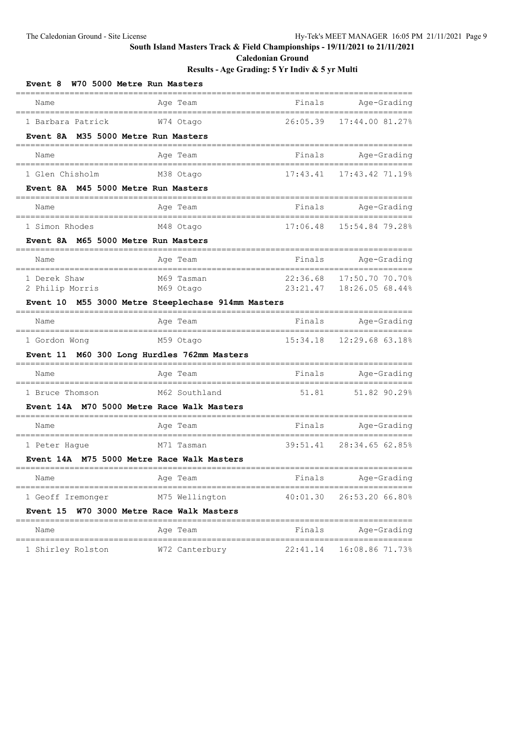**South Island Masters Track & Field Championships - 19/11/2021 to 21/11/2021**

**Caledonian Ground**

**Results - Age Grading: 5 Yr Indiv & 5 yr Multi**

### Event 8 W70 5000 Metre Run Masters

| Name | Age Team | Finals | Age-Grading |
|---|---|---|---|
| 1 Barbara Patrick | W74 Otago | 26:05.39 | 17:44.00 81.27% |

### Event 8A M35 5000 Metre Run Masters

| Name | Age Team | Finals | Age-Grading |
|---|---|---|---|
| 1 Glen Chisholm | M38 Otago | 17:43.41 | 17:43.42 71.19% |

### Event 8A M45 5000 Metre Run Masters

| Name | Age Team | Finals | Age-Grading |
|---|---|---|---|
| 1 Simon Rhodes | M48 Otago | 17:06.48 | 15:54.84 79.28% |

### Event 8A M65 5000 Metre Run Masters

| Name | Age Team | Finals | Age-Grading |
|---|---|---|---|
| 1 Derek Shaw | M69 Tasman | 22:36.68 | 17:50.70 70.70% |
| 2 Philip Morris | M69 Otago | 23:21.47 | 18:26.05 68.44% |

### Event 10 M55 3000 Metre Steeplechase 914mm Masters

| Name | Age Team | Finals | Age-Grading |
|---|---|---|---|
| 1 Gordon Wong | M59 Otago | 15:34.18 | 12:29.68 63.18% |

### Event 11 M60 300 Long Hurdles 762mm Masters

| Name | Age Team | Finals | Age-Grading |
|---|---|---|---|
| 1 Bruce Thomson | M62 Southland | 51.81 | 51.82 90.29% |

### Event 14A M70 5000 Metre Race Walk Masters

| Name | Age Team | Finals | Age-Grading |
|---|---|---|---|
| 1 Peter Hague | M71 Tasman | 39:51.41 | 28:34.65 62.85% |

### Event 14A M75 5000 Metre Race Walk Masters

| Name | Age Team | Finals | Age-Grading |
|---|---|---|---|
| 1 Geoff Iremonger | M75 Wellington | 40:01.30 | 26:53.20 66.80% |

### Event 15 W70 3000 Metre Race Walk Masters

| Name | Age Team | Finals | Age-Grading |
|---|---|---|---|
| 1 Shirley Rolston | W72 Canterbury | 22:41.14 | 16:08.86 71.73% |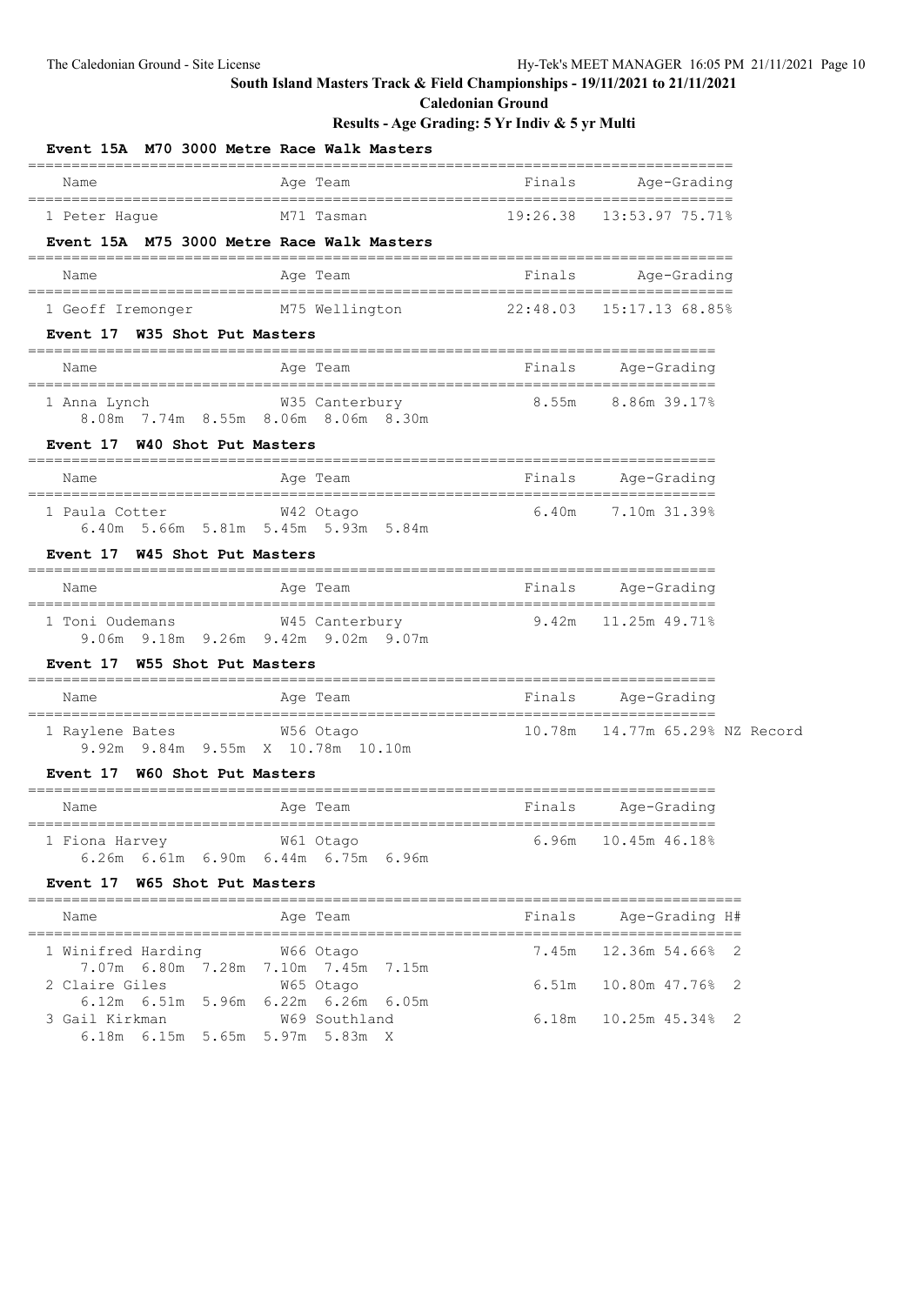## South Island Masters Track & Field Championships - 19/11/2021 to 21/11/2021

**Caledonian Ground**

**Results - Age Grading: 5 Yr Indiv & 5 yr Multi**

### Event 15A M70 3000 Metre Race Walk Masters

| Name | Age | Team | Finals | Age-Grading |
|---|---|---|---|---|
| 1 Peter Hague | M71 | Tasman | 19:26.38 | 13:53.97 75.71% |

### Event 15A M75 3000 Metre Race Walk Masters

| Name | Age | Team | Finals | Age-Grading |
|---|---|---|---|---|
| 1 Geoff Iremonger | M75 | Wellington | 22:48.03 | 15:17.13 68.85% |

### Event 17 W35 Shot Put Masters

| Name | Age | Team | Finals | Age-Grading |
|---|---|---|---|---|
| 1 Anna Lynch | W35 | Canterbury | 8.55m | 8.86m 39.17% |
| 8.08m 7.74m 8.55m 8.06m 8.06m 8.30m | | | | |

### Event 17 W40 Shot Put Masters

| Name | Age | Team | Finals | Age-Grading |
|---|---|---|---|---|
| 1 Paula Cotter | W42 | Otago | 6.40m | 7.10m 31.39% |
| 6.40m 5.66m 5.81m 5.45m 5.93m 5.84m | | | | |

### Event 17 W45 Shot Put Masters

| Name | Age | Team | Finals | Age-Grading |
|---|---|---|---|---|
| 1 Toni Oudemans | W45 | Canterbury | 9.42m | 11.25m 49.71% |
| 9.06m 9.18m 9.26m 9.42m 9.02m 9.07m | | | | |

### Event 17 W55 Shot Put Masters

| Name | Age | Team | Finals | Age-Grading |
|---|---|---|---|---|
| 1 Raylene Bates | W56 | Otago | 10.78m | 14.77m 65.29% NZ Record |
| 9.92m 9.84m 9.55m X 10.78m 10.10m | | | | |

### Event 17 W60 Shot Put Masters

| Name | Age | Team | Finals | Age-Grading |
|---|---|---|---|---|
| 1 Fiona Harvey | W61 | Otago | 6.96m | 10.45m 46.18% |
| 6.26m 6.61m 6.90m 6.44m 6.75m 6.96m | | | | |

### Event 17 W65 Shot Put Masters

| Name | Age | Team | Finals | Age-Grading | H# |
|---|---|---|---|---|---|
| 1 Winifred Harding | W66 | Otago | 7.45m | 12.36m 54.66% | 2 |
| 7.07m 6.80m 7.28m 7.10m 7.45m 7.15m | | | | | |
| 2 Claire Giles | W65 | Otago | 6.51m | 10.80m 47.76% | 2 |
| 6.12m 6.51m 5.96m 6.22m 6.26m 6.05m | | | | | |
| 3 Gail Kirkman | W69 | Southland | 6.18m | 10.25m 45.34% | 2 |
| 6.18m 6.15m 5.65m 5.97m 5.83m X | | | | | |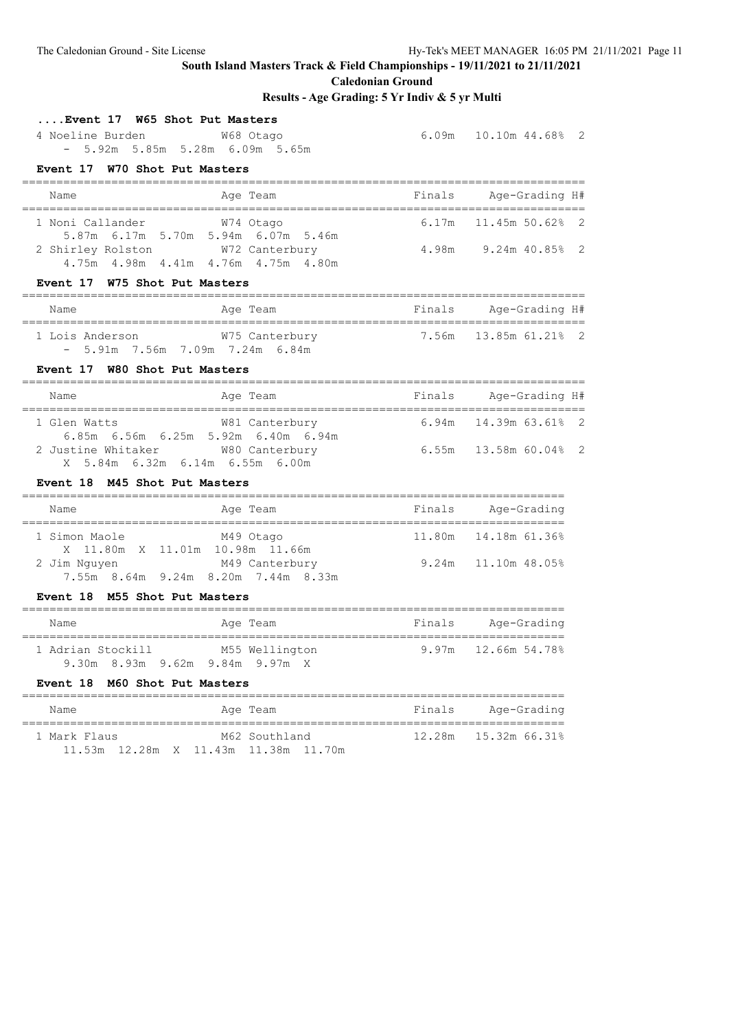**South Island Masters Track & Field Championships - 19/11/2021 to 21/11/2021**

**Caledonian Ground**

**Results - Age Grading: 5 Yr Indiv & 5 yr Multi**

### ....Event 17 W65 Shot Put Masters

| Name | Age Team | Finals | Age-Grading | H# |
|---|---|---|---|---|
| 4 Noeline Burden | W68 Otago | 6.09m | 10.10m 44.68% | 2 |
| - 5.92m 5.85m 5.28m 6.09m 5.65m | | | | |

### Event 17 W70 Shot Put Masters

| Name | Age Team | Finals | Age-Grading | H# |
|---|---|---|---|---|
| 1 Noni Callander | W74 Otago | 6.17m | 11.45m 50.62% | 2 |
| 5.87m 6.17m 5.70m 5.94m 6.07m 5.46m | | | | |
| 2 Shirley Rolston | W72 Canterbury | 4.98m | 9.24m 40.85% | 2 |
| 4.75m 4.98m 4.41m 4.76m 4.75m 4.80m | | | | |

### Event 17 W75 Shot Put Masters

| Name | Age Team | Finals | Age-Grading | H# |
|---|---|---|---|---|
| 1 Lois Anderson | W75 Canterbury | 7.56m | 13.85m 61.21% | 2 |
| - 5.91m 7.56m 7.09m 7.24m 6.84m | | | | |

### Event 17 W80 Shot Put Masters

| Name | Age Team | Finals | Age-Grading | H# |
|---|---|---|---|---|
| 1 Glen Watts | W81 Canterbury | 6.94m | 14.39m 63.61% | 2 |
| 6.85m 6.56m 6.25m 5.92m 6.40m 6.94m | | | | |
| 2 Justine Whitaker | W80 Canterbury | 6.55m | 13.58m 60.04% | 2 |
| X 5.84m 6.32m 6.14m 6.55m 6.00m | | | | |

### Event 18 M45 Shot Put Masters

| Name | Age Team | Finals | Age-Grading |
|---|---|---|---|
| 1 Simon Maole | M49 Otago | 11.80m | 14.18m 61.36% |
| X 11.80m X 11.01m 10.98m 11.66m | | | |
| 2 Jim Nguyen | M49 Canterbury | 9.24m | 11.10m 48.05% |
| 7.55m 8.64m 9.24m 8.20m 7.44m 8.33m | | | |

### Event 18 M55 Shot Put Masters

| Name | Age Team | Finals | Age-Grading |
|---|---|---|---|
| 1 Adrian Stockill | M55 Wellington | 9.97m | 12.66m 54.78% |
| 9.30m 8.93m 9.62m 9.84m 9.97m X | | | |

### Event 18 M60 Shot Put Masters

| Name | Age Team | Finals | Age-Grading |
|---|---|---|---|
| 1 Mark Flaus | M62 Southland | 12.28m | 15.32m 66.31% |
| 11.53m 12.28m X 11.43m 11.38m 11.70m | | | |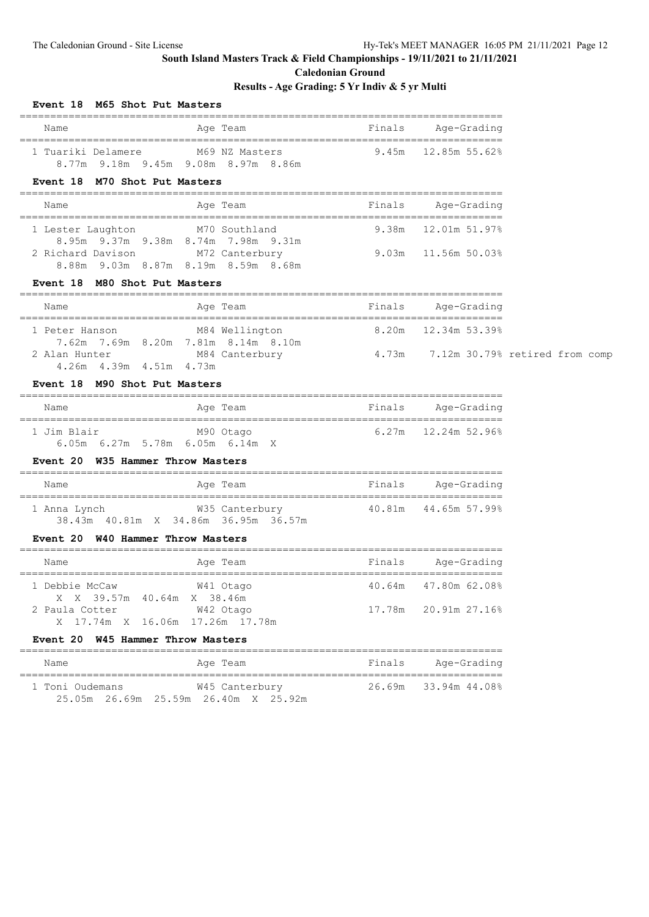## South Island Masters Track & Field Championships - 19/11/2021 to 21/11/2021

### Caledonian Ground

### Results - Age Grading: 5 Yr Indiv & 5 yr Multi

#### Event 18 M65 Shot Put Masters

| Name | Age Team | Finals | Age-Grading |
|---|---|---|---|
| 1 Tuariki Delamere | M69 NZ Masters | 9.45m | 12.85m 55.62% |
| 8.77m 9.18m 9.45m 9.08m 8.97m 8.86m | | | |

#### Event 18 M70 Shot Put Masters

| Name | Age Team | Finals | Age-Grading |
|---|---|---|---|
| 1 Lester Laughton | M70 Southland | 9.38m | 12.01m 51.97% |
| 8.95m 9.37m 9.38m 8.74m 7.98m 9.31m | | | |
| 2 Richard Davison | M72 Canterbury | 9.03m | 11.56m 50.03% |
| 8.88m 9.03m 8.87m 8.19m 8.59m 8.68m | | | |

#### Event 18 M80 Shot Put Masters

| Name | Age Team | Finals | Age-Grading |
|---|---|---|---|
| 1 Peter Hanson | M84 Wellington | 8.20m | 12.34m 53.39% |
| 7.62m 7.69m 8.20m 7.81m 8.14m 8.10m | | | |
| 2 Alan Hunter | M84 Canterbury | 4.73m | 7.12m 30.79% retired from comp |
| 4.26m 4.39m 4.51m 4.73m | | | |

#### Event 18 M90 Shot Put Masters

| Name | Age Team | Finals | Age-Grading |
|---|---|---|---|
| 1 Jim Blair | M90 Otago | 6.27m | 12.24m 52.96% |
| 6.05m 6.27m 5.78m 6.05m 6.14m X | | | |

#### Event 20 W35 Hammer Throw Masters

| Name | Age Team | Finals | Age-Grading |
|---|---|---|---|
| 1 Anna Lynch | W35 Canterbury | 40.81m | 44.65m 57.99% |
| 38.43m 40.81m X 34.86m 36.95m 36.57m | | | |

#### Event 20 W40 Hammer Throw Masters

| Name | Age Team | Finals | Age-Grading |
|---|---|---|---|
| 1 Debbie McCaw | W41 Otago | 40.64m | 47.80m 62.08% |
| X X 39.57m 40.64m X 38.46m | | | |
| 2 Paula Cotter | W42 Otago | 17.78m | 20.91m 27.16% |
| X 17.74m X 16.06m 17.26m 17.78m | | | |

#### Event 20 W45 Hammer Throw Masters

| Name | Age Team | Finals | Age-Grading |
|---|---|---|---|
| 1 Toni Oudemans | W45 Canterbury | 26.69m | 33.94m 44.08% |
| 25.05m 26.69m 25.59m 26.40m X 25.92m | | | |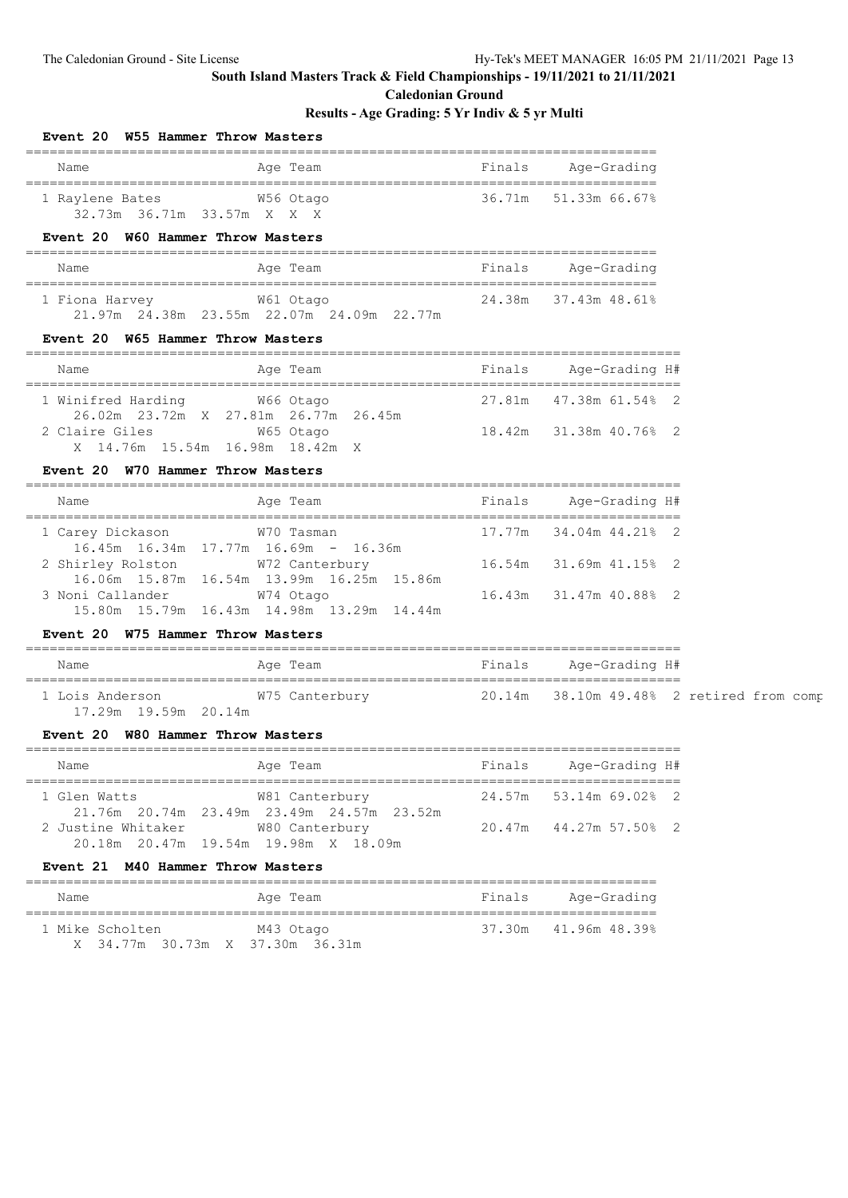**South Island Masters Track & Field Championships - 19/11/2021 to 21/11/2021**

**Caledonian Ground**

**Results - Age Grading: 5 Yr Indiv & 5 yr Multi**

### Event 20 W55 Hammer Throw Masters

| Name | Age | Team | Finals | Age-Grading | |
|---|---|---|---|---|---|
| 1 Raylene Bates | W56 | Otago | 36.71m | 51.33m | 66.67% |
| 32.73m 36.71m 33.57m X X X | | | | | |

### Event 20 W60 Hammer Throw Masters

| Name | Age | Team | Finals | Age-Grading | |
|---|---|---|---|---|---|
| 1 Fiona Harvey | W61 | Otago | 24.38m | 37.43m | 48.61% |
| 21.97m 24.38m 23.55m 22.07m 24.09m 22.77m | | | | | |

### Event 20 W65 Hammer Throw Masters

| Name | Age | Team | Finals | Age-Grading | | H# |
|---|---|---|---|---|---|---|
| 1 Winifred Harding | W66 | Otago | 27.81m | 47.38m | 61.54% | 2 |
| 26.02m 23.72m X 27.81m 26.77m 26.45m | | | | | | |
| 2 Claire Giles | W65 | Otago | 18.42m | 31.38m | 40.76% | 2 |
| X 14.76m 15.54m 16.98m 18.42m X | | | | | | |

### Event 20 W70 Hammer Throw Masters

| Name | Age | Team | Finals | Age-Grading | | H# |
|---|---|---|---|---|---|---|
| 1 Carey Dickason | W70 | Tasman | 17.77m | 34.04m | 44.21% | 2 |
| 16.45m 16.34m 17.77m 16.69m - 16.36m | | | | | | |
| 2 Shirley Rolston | W72 | Canterbury | 16.54m | 31.69m | 41.15% | 2 |
| 16.06m 15.87m 16.54m 13.99m 16.25m 15.86m | | | | | | |
| 3 Noni Callander | W74 | Otago | 16.43m | 31.47m | 40.88% | 2 |
| 15.80m 15.79m 16.43m 14.98m 13.29m 14.44m | | | | | | |

### Event 20 W75 Hammer Throw Masters

| Name | Age | Team | Finals | Age-Grading | | H# | |
|---|---|---|---|---|---|---|---|
| 1 Lois Anderson | W75 | Canterbury | 20.14m | 38.10m | 49.48% | 2 | retired from comp |
| 17.29m 19.59m 20.14m | | | | | | | |

### Event 20 W80 Hammer Throw Masters

| Name | Age | Team | Finals | Age-Grading | | H# |
|---|---|---|---|---|---|---|
| 1 Glen Watts | W81 | Canterbury | 24.57m | 53.14m | 69.02% | 2 |
| 21.76m 20.74m 23.49m 23.49m 24.57m 23.52m | | | | | | |
| 2 Justine Whitaker | W80 | Canterbury | 20.47m | 44.27m | 57.50% | 2 |
| 20.18m 20.47m 19.54m 19.98m X 18.09m | | | | | | |

### Event 21 M40 Hammer Throw Masters

| Name | Age | Team | Finals | Age-Grading | |
|---|---|---|---|---|---|
| 1 Mike Scholten | M43 | Otago | 37.30m | 41.96m | 48.39% |
| X 34.77m 30.73m X 37.30m 36.31m | | | | | |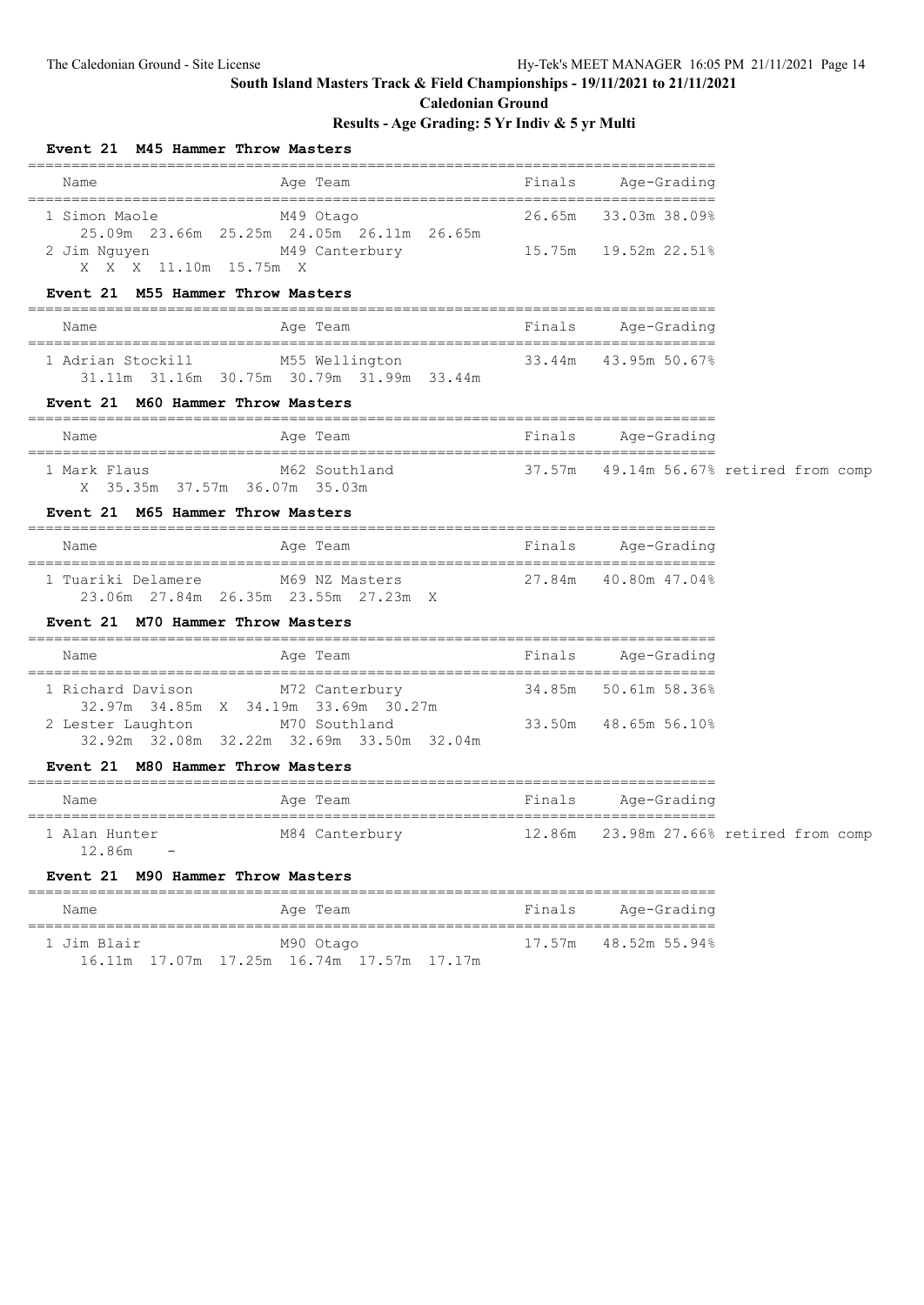## South Island Masters Track & Field Championships - 19/11/2021 to 21/11/2021

### Caledonian Ground

### Results - Age Grading: 5 Yr Indiv & 5 yr Multi

#### Event 21 M45 Hammer Throw Masters

| Name | Age | Team | Finals | Age-Grading | |
|---|---|---|---|---|---|
| 1 Simon Maole | M49 | Otago | 26.65m | 33.03m | 38.09% |
| 25.09m 23.66m 25.25m 24.05m 26.11m 26.65m | | | | | |
| 2 Jim Nguyen | M49 | Canterbury | 15.75m | 19.52m | 22.51% |
| X X X 11.10m 15.75m X | | | | | |

#### Event 21 M55 Hammer Throw Masters

| Name | Age | Team | Finals | Age-Grading | |
|---|---|---|---|---|---|
| 1 Adrian Stockill | M55 | Wellington | 33.44m | 43.95m | 50.67% |
| 31.11m 31.16m 30.75m 30.79m 31.99m 33.44m | | | | | |

#### Event 21 M60 Hammer Throw Masters

| Name | Age | Team | Finals | Age-Grading | | |
|---|---|---|---|---|---|---|
| 1 Mark Flaus | M62 | Southland | 37.57m | 49.14m | 56.67% | retired from comp |
| X 35.35m 37.57m 36.07m 35.03m | | | | | | |

#### Event 21 M65 Hammer Throw Masters

| Name | Age | Team | Finals | Age-Grading | |
|---|---|---|---|---|---|
| 1 Tuariki Delamere | M69 | NZ Masters | 27.84m | 40.80m | 47.04% |
| 23.06m 27.84m 26.35m 23.55m 27.23m X | | | | | |

#### Event 21 M70 Hammer Throw Masters

| Name | Age | Team | Finals | Age-Grading | |
|---|---|---|---|---|---|
| 1 Richard Davison | M72 | Canterbury | 34.85m | 50.61m | 58.36% |
| 32.97m 34.85m X 34.19m 33.69m 30.27m | | | | | |
| 2 Lester Laughton | M70 | Southland | 33.50m | 48.65m | 56.10% |
| 32.92m 32.08m 32.22m 32.69m 33.50m 32.04m | | | | | |

#### Event 21 M80 Hammer Throw Masters

| Name | Age | Team | Finals | Age-Grading | | |
|---|---|---|---|---|---|---|
| 1 Alan Hunter | M84 | Canterbury | 12.86m | 23.98m | 27.66% | retired from comp |
| 12.86m - | | | | | | |

#### Event 21 M90 Hammer Throw Masters

| Name | Age | Team | Finals | Age-Grading | |
|---|---|---|---|---|---|
| 1 Jim Blair | M90 | Otago | 17.57m | 48.52m | 55.94% |
| 16.11m 17.07m 17.25m 16.74m 17.57m 17.17m | | | | | |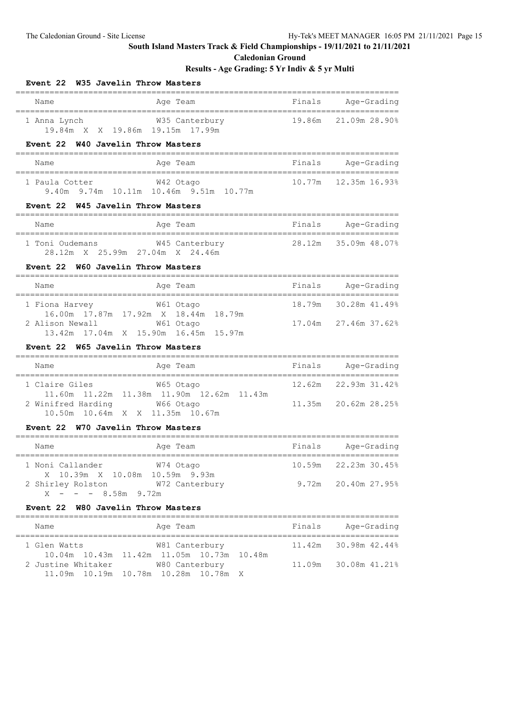## South Island Masters Track & Field Championships - 19/11/2021 to 21/11/2021

### Caledonian Ground

### Results - Age Grading: 5 Yr Indiv & 5 yr Multi

#### Event 22 W35 Javelin Throw Masters

| Name | Age | Team | Finals | Age-Grading | |
|---|---|---|---|---|---|
| 1 Anna Lynch | W35 | Canterbury | 19.86m | 21.09m | 28.90% |
| 19.84m X X 19.86m 19.15m 17.99m | | | | | |

#### Event 22 W40 Javelin Throw Masters

| Name | Age | Team | Finals | Age-Grading | |
|---|---|---|---|---|---|
| 1 Paula Cotter | W42 | Otago | 10.77m | 12.35m | 16.93% |
| 9.40m 9.74m 10.11m 10.46m 9.51m 10.77m | | | | | |

#### Event 22 W45 Javelin Throw Masters

| Name | Age | Team | Finals | Age-Grading | |
|---|---|---|---|---|---|
| 1 Toni Oudemans | W45 | Canterbury | 28.12m | 35.09m | 48.07% |
| 28.12m X 25.99m 27.04m X 24.46m | | | | | |

#### Event 22 W60 Javelin Throw Masters

| Name | Age | Team | Finals | Age-Grading | |
|---|---|---|---|---|---|
| 1 Fiona Harvey | W61 | Otago | 18.79m | 30.28m | 41.49% |
| 16.00m 17.87m 17.92m X 18.44m 18.79m | | | | | |
| 2 Alison Newall | W61 | Otago | 17.04m | 27.46m | 37.62% |
| 13.42m 17.04m X 15.90m 16.45m 15.97m | | | | | |

#### Event 22 W65 Javelin Throw Masters

| Name | Age | Team | Finals | Age-Grading | |
|---|---|---|---|---|---|
| 1 Claire Giles | W65 | Otago | 12.62m | 22.93m | 31.42% |
| 11.60m 11.22m 11.38m 11.90m 12.62m 11.43m | | | | | |
| 2 Winifred Harding | W66 | Otago | 11.35m | 20.62m | 28.25% |
| 10.50m 10.64m X X 11.35m 10.67m | | | | | |

#### Event 22 W70 Javelin Throw Masters

| Name | Age | Team | Finals | Age-Grading | |
|---|---|---|---|---|---|
| 1 Noni Callander | W74 | Otago | 10.59m | 22.23m | 30.45% |
| X 10.39m X 10.08m 10.59m 9.93m | | | | | |
| 2 Shirley Rolston | W72 | Canterbury | 9.72m | 20.40m | 27.95% |
| X - - - 8.58m 9.72m | | | | | |

#### Event 22 W80 Javelin Throw Masters

| Name | Age | Team | Finals | Age-Grading | |
|---|---|---|---|---|---|
| 1 Glen Watts | W81 | Canterbury | 11.42m | 30.98m | 42.44% |
| 10.04m 10.43m 11.42m 11.05m 10.73m 10.48m | | | | | |
| 2 Justine Whitaker | W80 | Canterbury | 11.09m | 30.08m | 41.21% |
| 11.09m 10.19m 10.78m 10.28m 10.78m X | | | | | |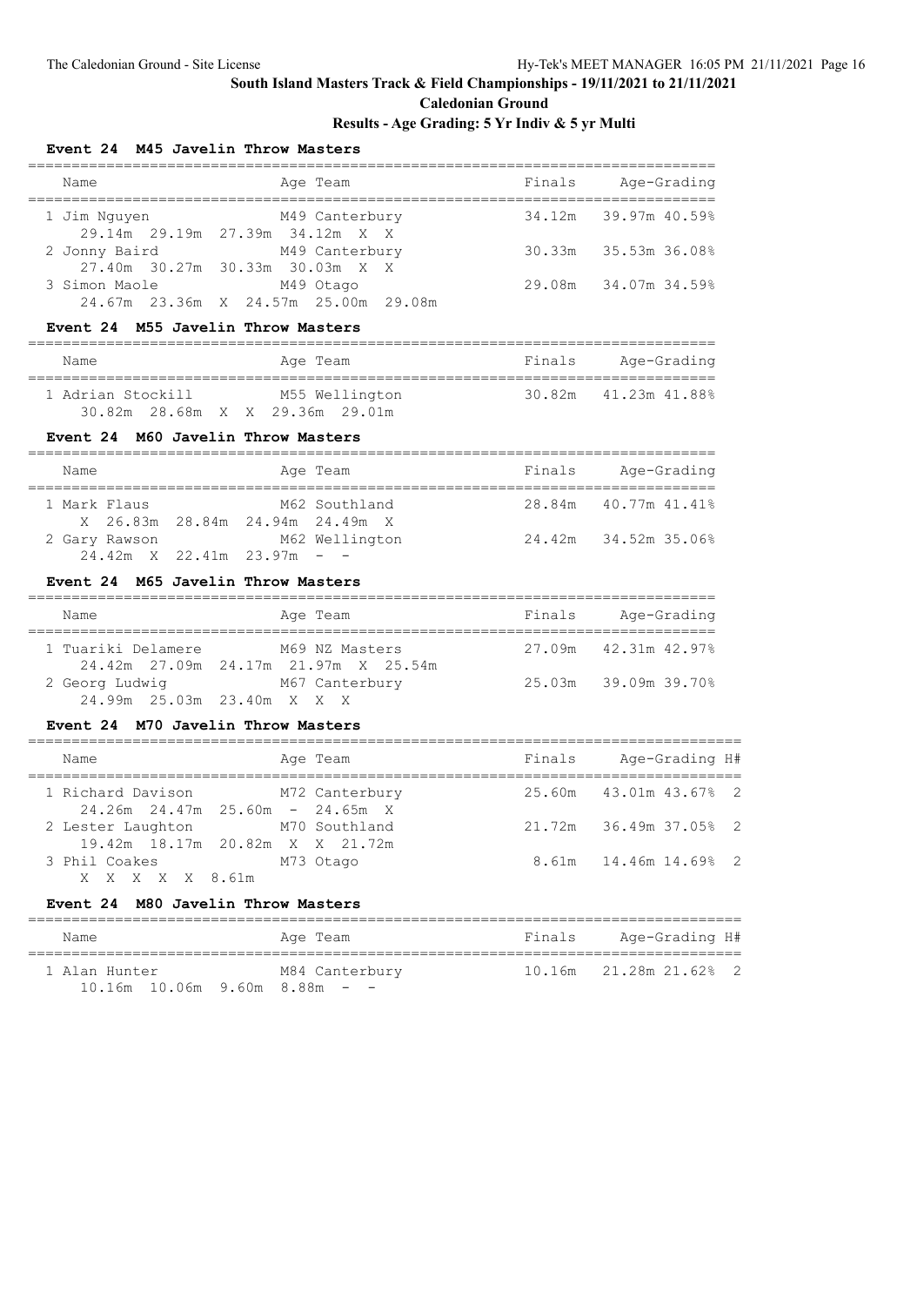## South Island Masters Track & Field Championships - 19/11/2021 to 21/11/2021

### Caledonian Ground

### Results - Age Grading: 5 Yr Indiv & 5 yr Multi

#### Event 24 M45 Javelin Throw Masters

| Name | Age | Team | Finals | Age-Grading | |
|---|---|---|---|---|---|
| 1 Jim Nguyen | M49 | Canterbury | 34.12m | 39.97m | 40.59% |
| 29.14m 29.19m 27.39m 34.12m X X | | | | | |
| 2 Jonny Baird | M49 | Canterbury | 30.33m | 35.53m | 36.08% |
| 27.40m 30.27m 30.33m 30.03m X X | | | | | |
| 3 Simon Maole | M49 | Otago | 29.08m | 34.07m | 34.59% |
| 24.67m 23.36m X 24.57m 25.00m 29.08m | | | | | |

#### Event 24 M55 Javelin Throw Masters

| Name | Age | Team | Finals | Age-Grading | |
|---|---|---|---|---|---|
| 1 Adrian Stockill | M55 | Wellington | 30.82m | 41.23m | 41.88% |
| 30.82m 28.68m X X 29.36m 29.01m | | | | | |

#### Event 24 M60 Javelin Throw Masters

| Name | Age | Team | Finals | Age-Grading | |
|---|---|---|---|---|---|
| 1 Mark Flaus | M62 | Southland | 28.84m | 40.77m | 41.41% |
| X 26.83m 28.84m 24.94m 24.49m X | | | | | |
| 2 Gary Rawson | M62 | Wellington | 24.42m | 34.52m | 35.06% |
| 24.42m X 22.41m 23.97m - - | | | | | |

#### Event 24 M65 Javelin Throw Masters

| Name | Age | Team | Finals | Age-Grading | |
|---|---|---|---|---|---|
| 1 Tuariki Delamere | M69 | NZ Masters | 27.09m | 42.31m | 42.97% |
| 24.42m 27.09m 24.17m 21.97m X 25.54m | | | | | |
| 2 Georg Ludwig | M67 | Canterbury | 25.03m | 39.09m | 39.70% |
| 24.99m 25.03m 23.40m X X X | | | | | |

#### Event 24 M70 Javelin Throw Masters

| Name | Age | Team | Finals | Age-Grading | | H# |
|---|---|---|---|---|---|---|
| 1 Richard Davison | M72 | Canterbury | 25.60m | 43.01m | 43.67% | 2 |
| 24.26m 24.47m 25.60m - 24.65m X | | | | | | |
| 2 Lester Laughton | M70 | Southland | 21.72m | 36.49m | 37.05% | 2 |
| 19.42m 18.17m 20.82m X X 21.72m | | | | | | |
| 3 Phil Coakes | M73 | Otago | 8.61m | 14.46m | 14.69% | 2 |
| X X X X X 8.61m | | | | | | |

#### Event 24 M80 Javelin Throw Masters

| Name | Age | Team | Finals | Age-Grading | | H# |
|---|---|---|---|---|---|---|
| 1 Alan Hunter | M84 | Canterbury | 10.16m | 21.28m | 21.62% | 2 |
| 10.16m 10.06m 9.60m 8.88m - - | | | | | | |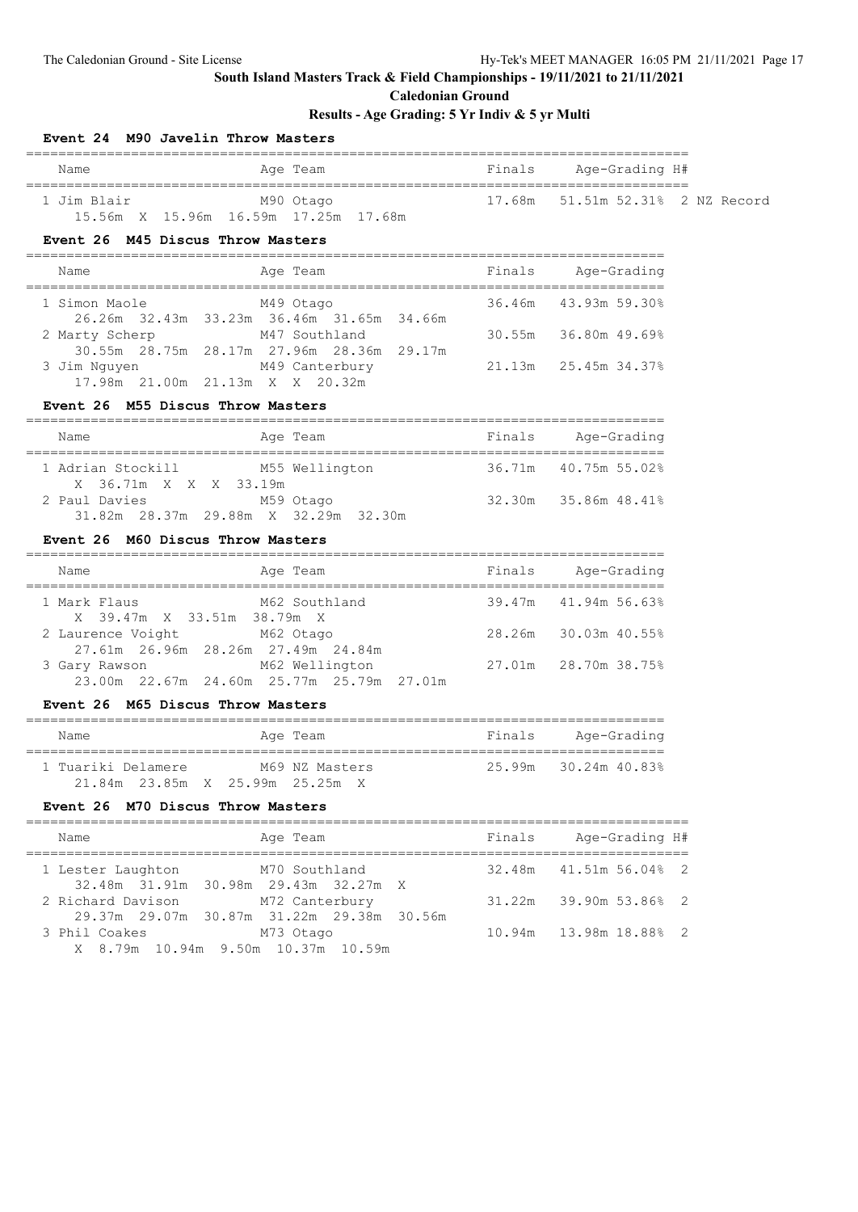**South Island Masters Track & Field Championships - 19/11/2021 to 21/11/2021**

**Caledonian Ground**

**Results - Age Grading: 5 Yr Indiv & 5 yr Multi**

### Event 24 M90 Javelin Throw Masters

| Name | Age | Team | Finals | Age-Grading | | H# | |
|---|---|---|---|---|---|---|---|
| 1 Jim Blair | M90 | Otago | 17.68m | 51.51m | 52.31% | 2 | NZ Record |
| 15.56m X 15.96m 16.59m 17.25m 17.68m | | | | | | | |

### Event 26 M45 Discus Throw Masters

| Name | Age | Team | Finals | Age-Grading | |
|---|---|---|---|---|---|
| 1 Simon Maole | M49 | Otago | 36.46m | 43.93m | 59.30% |
| 26.26m 32.43m 33.23m 36.46m 31.65m 34.66m | | | | | |
| 2 Marty Scherp | M47 | Southland | 30.55m | 36.80m | 49.69% |
| 30.55m 28.75m 28.17m 27.96m 28.36m 29.17m | | | | | |
| 3 Jim Nguyen | M49 | Canterbury | 21.13m | 25.45m | 34.37% |
| 17.98m 21.00m 21.13m X X 20.32m | | | | | |

### Event 26 M55 Discus Throw Masters

| Name | Age | Team | Finals | Age-Grading | |
|---|---|---|---|---|---|
| 1 Adrian Stockill | M55 | Wellington | 36.71m | 40.75m | 55.02% |
| X 36.71m X X X 33.19m | | | | | |
| 2 Paul Davies | M59 | Otago | 32.30m | 35.86m | 48.41% |
| 31.82m 28.37m 29.88m X 32.29m 32.30m | | | | | |

### Event 26 M60 Discus Throw Masters

| Name | Age | Team | Finals | Age-Grading | |
|---|---|---|---|---|---|
| 1 Mark Flaus | M62 | Southland | 39.47m | 41.94m | 56.63% |
| X 39.47m X 33.51m 38.79m X | | | | | |
| 2 Laurence Voight | M62 | Otago | 28.26m | 30.03m | 40.55% |
| 27.61m 26.96m 28.26m 27.49m 24.84m | | | | | |
| 3 Gary Rawson | M62 | Wellington | 27.01m | 28.70m | 38.75% |
| 23.00m 22.67m 24.60m 25.77m 25.79m 27.01m | | | | | |

### Event 26 M65 Discus Throw Masters

| Name | Age | Team | Finals | Age-Grading | |
|---|---|---|---|---|---|
| 1 Tuariki Delamere | M69 | NZ Masters | 25.99m | 30.24m | 40.83% |
| 21.84m 23.85m X 25.99m 25.25m X | | | | | |

### Event 26 M70 Discus Throw Masters

| Name | Age | Team | Finals | Age-Grading | | H# |
|---|---|---|---|---|---|---|
| 1 Lester Laughton | M70 | Southland | 32.48m | 41.51m | 56.04% | 2 |
| 32.48m 31.91m 30.98m 29.43m 32.27m X | | | | | | |
| 2 Richard Davison | M72 | Canterbury | 31.22m | 39.90m | 53.86% | 2 |
| 29.37m 29.07m 30.87m 31.22m 29.38m 30.56m | | | | | | |
| 3 Phil Coakes | M73 | Otago | 10.94m | 13.98m | 18.88% | 2 |
| X 8.79m 10.94m 9.50m 10.37m 10.59m | | | | | | |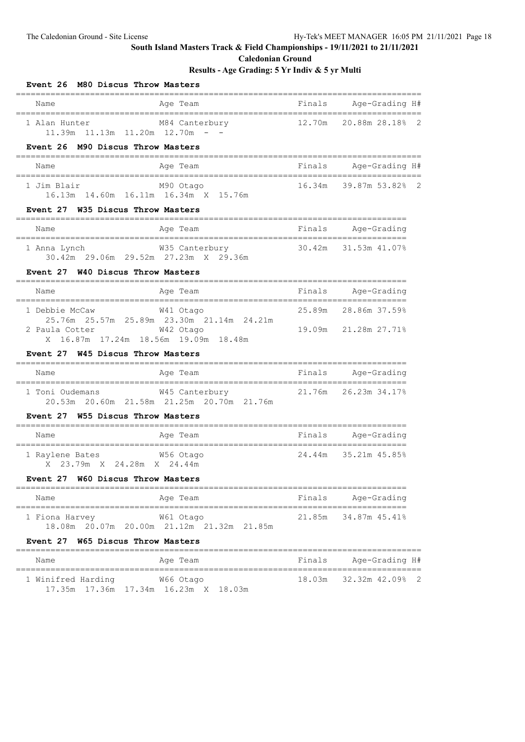**South Island Masters Track & Field Championships - 19/11/2021 to 21/11/2021**

**Caledonian Ground**

**Results - Age Grading: 5 Yr Indiv & 5 yr Multi**

### Event 26 M80 Discus Throw Masters

| Name | Age | Team | Finals | Age-Grading | | H# |
|---|---|---|---|---|---|---|
| 1 Alan Hunter | M84 | Canterbury | 12.70m | 20.88m | 28.18% | 2 |
| 11.39m 11.13m 11.20m 12.70m - - | | | | | | |

### Event 26 M90 Discus Throw Masters

| Name | Age | Team | Finals | Age-Grading | | H# |
|---|---|---|---|---|---|---|
| 1 Jim Blair | M90 | Otago | 16.34m | 39.87m | 53.82% | 2 |
| 16.13m 14.60m 16.11m 16.34m X 15.76m | | | | | | |

### Event 27 W35 Discus Throw Masters

| Name | Age | Team | Finals | Age-Grading | |
|---|---|---|---|---|---|
| 1 Anna Lynch | W35 | Canterbury | 30.42m | 31.53m | 41.07% |
| 30.42m 29.06m 29.52m 27.23m X 29.36m | | | | | |

### Event 27 W40 Discus Throw Masters

| Name | Age | Team | Finals | Age-Grading | |
|---|---|---|---|---|---|
| 1 Debbie McCaw | W41 | Otago | 25.89m | 28.86m | 37.59% |
| 25.76m 25.57m 25.89m 23.30m 21.14m 24.21m | | | | | |
| 2 Paula Cotter | W42 | Otago | 19.09m | 21.28m | 27.71% |
| X 16.87m 17.24m 18.56m 19.09m 18.48m | | | | | |

### Event 27 W45 Discus Throw Masters

| Name | Age | Team | Finals | Age-Grading | |
|---|---|---|---|---|---|
| 1 Toni Oudemans | W45 | Canterbury | 21.76m | 26.23m | 34.17% |
| 20.53m 20.60m 21.58m 21.25m 20.70m 21.76m | | | | | |

### Event 27 W55 Discus Throw Masters

| Name | Age | Team | Finals | Age-Grading | |
|---|---|---|---|---|---|
| 1 Raylene Bates | W56 | Otago | 24.44m | 35.21m | 45.85% |
| X 23.79m X 24.28m X 24.44m | | | | | |

### Event 27 W60 Discus Throw Masters

| Name | Age | Team | Finals | Age-Grading | |
|---|---|---|---|---|---|
| 1 Fiona Harvey | W61 | Otago | 21.85m | 34.87m | 45.41% |
| 18.08m 20.07m 20.00m 21.12m 21.32m 21.85m | | | | | |

### Event 27 W65 Discus Throw Masters

| Name | Age | Team | Finals | Age-Grading | | H# |
|---|---|---|---|---|---|---|
| 1 Winifred Harding | W66 | Otago | 18.03m | 32.32m | 42.09% | 2 |
| 17.35m 17.36m 17.34m 16.23m X 18.03m | | | | | | |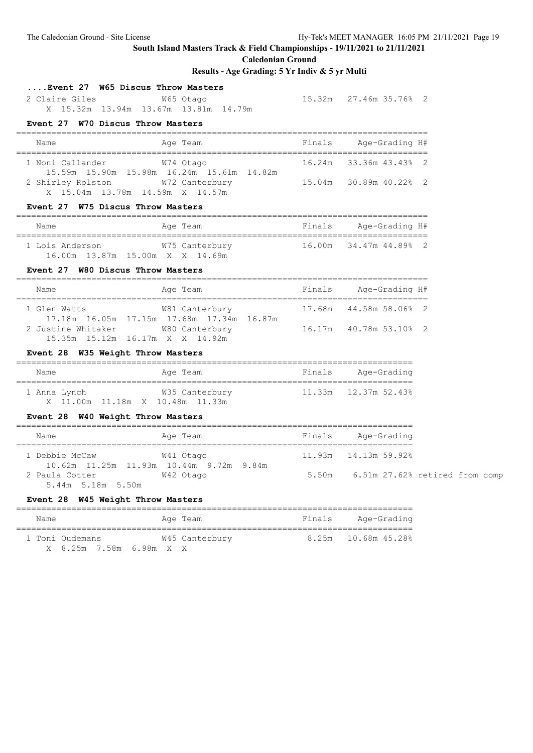**South Island Masters Track & Field Championships - 19/11/2021 to 21/11/2021**

**Caledonian Ground**

**Results - Age Grading: 5 Yr Indiv & 5 yr Multi**

### ....Event 27 W65 Discus Throw Masters

| Name | Age Team | Finals | Age-Grading | H# |
|---|---|---|---|---|
| 2 Claire Giles | W65 Otago | 15.32m | 27.46m 35.76% | 2 |
| X 15.32m 13.94m 13.67m 13.81m 14.79m | | | | |

### Event 27 W70 Discus Throw Masters

| Name | Age Team | Finals | Age-Grading | H# |
|---|---|---|---|---|
| 1 Noni Callander | W74 Otago | 16.24m | 33.36m 43.43% | 2 |
| 15.59m 15.90m 15.98m 16.24m 15.61m 14.82m | | | | |
| 2 Shirley Rolston | W72 Canterbury | 15.04m | 30.89m 40.22% | 2 |
| X 15.04m 13.78m 14.59m X 14.57m | | | | |

### Event 27 W75 Discus Throw Masters

| Name | Age Team | Finals | Age-Grading | H# |
|---|---|---|---|---|
| 1 Lois Anderson | W75 Canterbury | 16.00m | 34.47m 44.89% | 2 |
| 16.00m 13.87m 15.00m X X 14.69m | | | | |

### Event 27 W80 Discus Throw Masters

| Name | Age Team | Finals | Age-Grading | H# |
|---|---|---|---|---|
| 1 Glen Watts | W81 Canterbury | 17.68m | 44.58m 58.06% | 2 |
| 17.18m 16.05m 17.15m 17.68m 17.34m 16.87m | | | | |
| 2 Justine Whitaker | W80 Canterbury | 16.17m | 40.78m 53.10% | 2 |
| 15.35m 15.12m 16.17m X X 14.92m | | | | |

### Event 28 W35 Weight Throw Masters

| Name | Age Team | Finals | Age-Grading |
|---|---|---|---|
| 1 Anna Lynch | W35 Canterbury | 11.33m | 12.37m 52.43% |
| X 11.00m 11.18m X 10.48m 11.33m | | | |

### Event 28 W40 Weight Throw Masters

| Name | Age Team | Finals | Age-Grading |
|---|---|---|---|
| 1 Debbie McCaw | W41 Otago | 11.93m | 14.13m 59.92% |
| 10.62m 11.25m 11.93m 10.44m 9.72m 9.84m | | | |
| 2 Paula Cotter | W42 Otago | 5.50m | 6.51m 27.62% retired from comp |
| 5.44m 5.18m 5.50m | | | |

### Event 28 W45 Weight Throw Masters

| Name | Age Team | Finals | Age-Grading |
|---|---|---|---|
| 1 Toni Oudemans | W45 Canterbury | 8.25m | 10.68m 45.28% |
| X 8.25m 7.58m 6.98m X X | | | |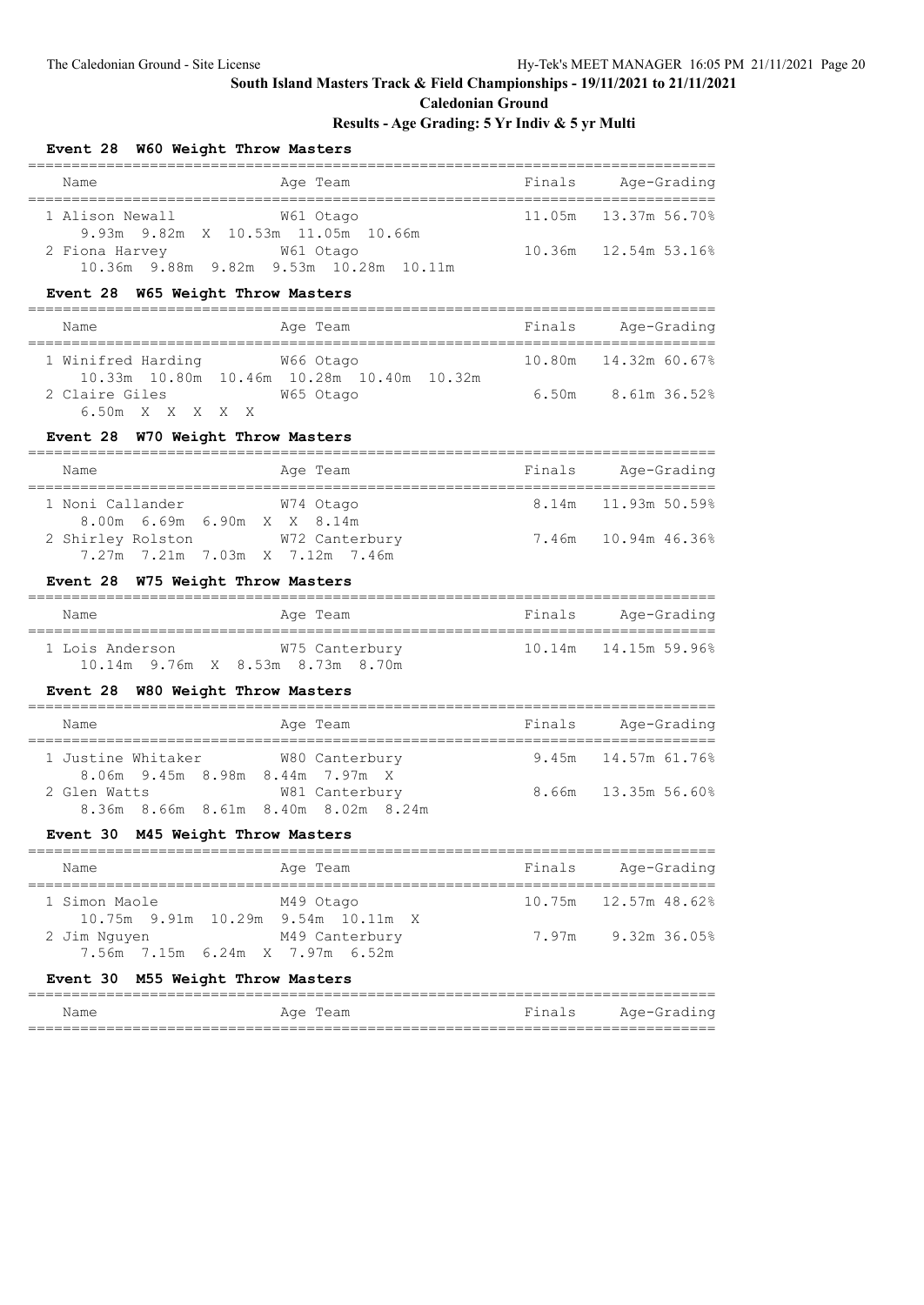## South Island Masters Track & Field Championships - 19/11/2021 to 21/11/2021

### Caledonian Ground

### Results - Age Grading: 5 Yr Indiv & 5 yr Multi

#### Event 28 W60 Weight Throw Masters

| Name | Age Team | Finals | Age-Grading |
|---|---|---|---|
| 1 Alison Newall | W61 Otago | 11.05m | 13.37m 56.70% |
| 9.93m 9.82m X 10.53m 11.05m 10.66m | | | |
| 2 Fiona Harvey | W61 Otago | 10.36m | 12.54m 53.16% |
| 10.36m 9.88m 9.82m 9.53m 10.28m 10.11m | | | |

#### Event 28 W65 Weight Throw Masters

| Name | Age Team | Finals | Age-Grading |
|---|---|---|---|
| 1 Winifred Harding | W66 Otago | 10.80m | 14.32m 60.67% |
| 10.33m 10.80m 10.46m 10.28m 10.40m 10.32m | | | |
| 2 Claire Giles | W65 Otago | 6.50m | 8.61m 36.52% |
| 6.50m X X X X X | | | |

#### Event 28 W70 Weight Throw Masters

| Name | Age Team | Finals | Age-Grading |
|---|---|---|---|
| 1 Noni Callander | W74 Otago | 8.14m | 11.93m 50.59% |
| 8.00m 6.69m 6.90m X X 8.14m | | | |
| 2 Shirley Rolston | W72 Canterbury | 7.46m | 10.94m 46.36% |
| 7.27m 7.21m 7.03m X 7.12m 7.46m | | | |

#### Event 28 W75 Weight Throw Masters

| Name | Age Team | Finals | Age-Grading |
|---|---|---|---|
| 1 Lois Anderson | W75 Canterbury | 10.14m | 14.15m 59.96% |
| 10.14m 9.76m X 8.53m 8.73m 8.70m | | | |

#### Event 28 W80 Weight Throw Masters

| Name | Age Team | Finals | Age-Grading |
|---|---|---|---|
| 1 Justine Whitaker | W80 Canterbury | 9.45m | 14.57m 61.76% |
| 8.06m 9.45m 8.98m 8.44m 7.97m X | | | |
| 2 Glen Watts | W81 Canterbury | 8.66m | 13.35m 56.60% |
| 8.36m 8.66m 8.61m 8.40m 8.02m 8.24m | | | |

#### Event 30 M45 Weight Throw Masters

| Name | Age Team | Finals | Age-Grading |
|---|---|---|---|
| 1 Simon Maole | M49 Otago | 10.75m | 12.57m 48.62% |
| 10.75m 9.91m 10.29m 9.54m 10.11m X | | | |
| 2 Jim Nguyen | M49 Canterbury | 7.97m | 9.32m 36.05% |
| 7.56m 7.15m 6.24m X 7.97m 6.52m | | | |

#### Event 30 M55 Weight Throw Masters

| Name | Age Team | Finals | Age-Grading |
|---|---|---|---|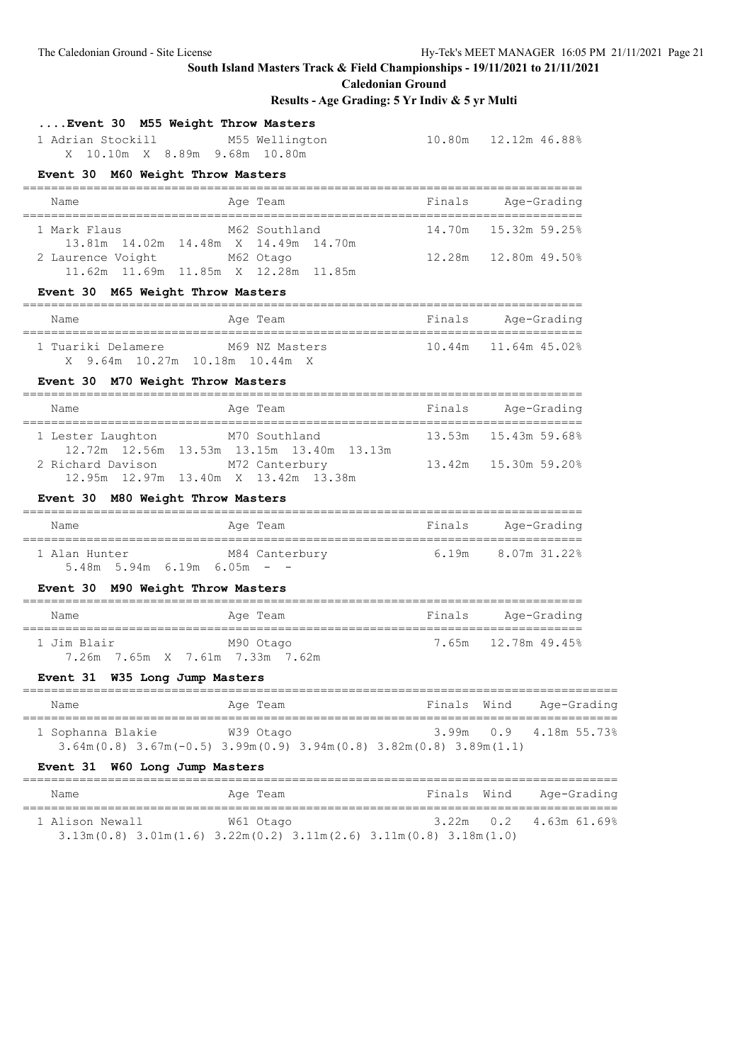## South Island Masters Track & Field Championships - 19/11/2021 to 21/11/2021

**Caledonian Ground**

**Results - Age Grading: 5 Yr Indiv & 5 yr Multi**

### ....Event 30 M55 Weight Throw Masters

| Name | Age | Team | Finals | Age-Grading | |
|---|---|---|---|---|---|
| 1 Adrian Stockill | M55 | Wellington | 10.80m | 12.12m | 46.88% |
| X 10.10m X 8.89m 9.68m 10.80m | | | | | |

### Event 30 M60 Weight Throw Masters

| Name | Age | Team | Finals | Age-Grading | |
|---|---|---|---|---|---|
| 1 Mark Flaus | M62 | Southland | 14.70m | 15.32m | 59.25% |
| 13.81m 14.02m 14.48m X 14.49m 14.70m | | | | | |
| 2 Laurence Voight | M62 | Otago | 12.28m | 12.80m | 49.50% |
| 11.62m 11.69m 11.85m X 12.28m 11.85m | | | | | |

### Event 30 M65 Weight Throw Masters

| Name | Age | Team | Finals | Age-Grading | |
|---|---|---|---|---|---|
| 1 Tuariki Delamere | M69 | NZ Masters | 10.44m | 11.64m | 45.02% |
| X 9.64m 10.27m 10.18m 10.44m X | | | | | |

### Event 30 M70 Weight Throw Masters

| Name | Age | Team | Finals | Age-Grading | |
|---|---|---|---|---|---|
| 1 Lester Laughton | M70 | Southland | 13.53m | 15.43m | 59.68% |
| 12.72m 12.56m 13.53m 13.15m 13.40m 13.13m | | | | | |
| 2 Richard Davison | M72 | Canterbury | 13.42m | 15.30m | 59.20% |
| 12.95m 12.97m 13.40m X 13.42m 13.38m | | | | | |

### Event 30 M80 Weight Throw Masters

| Name | Age | Team | Finals | Age-Grading | |
|---|---|---|---|---|---|
| 1 Alan Hunter | M84 | Canterbury | 6.19m | 8.07m | 31.22% |
| 5.48m 5.94m 6.19m 6.05m - - | | | | | |

### Event 30 M90 Weight Throw Masters

| Name | Age | Team | Finals | Age-Grading | |
|---|---|---|---|---|---|
| 1 Jim Blair | M90 | Otago | 7.65m | 12.78m | 49.45% |
| 7.26m 7.65m X 7.61m 7.33m 7.62m | | | | | |

### Event 31 W35 Long Jump Masters

| Name | Age | Team | Finals | Wind | Age-Grading | |
|---|---|---|---|---|---|---|
| 1 Sophanna Blakie | W39 | Otago | 3.99m | 0.9 | 4.18m | 55.73% |
| 3.64m(0.8) 3.67m(-0.5) 3.99m(0.9) 3.94m(0.8) 3.82m(0.8) 3.89m(1.1) | | | | | | |

### Event 31 W60 Long Jump Masters

| Name | Age | Team | Finals | Wind | Age-Grading | |
|---|---|---|---|---|---|---|
| 1 Alison Newall | W61 | Otago | 3.22m | 0.2 | 4.63m | 61.69% |
| 3.13m(0.8) 3.01m(1.6) 3.22m(0.2) 3.11m(2.6) 3.11m(0.8) 3.18m(1.0) | | | | | | |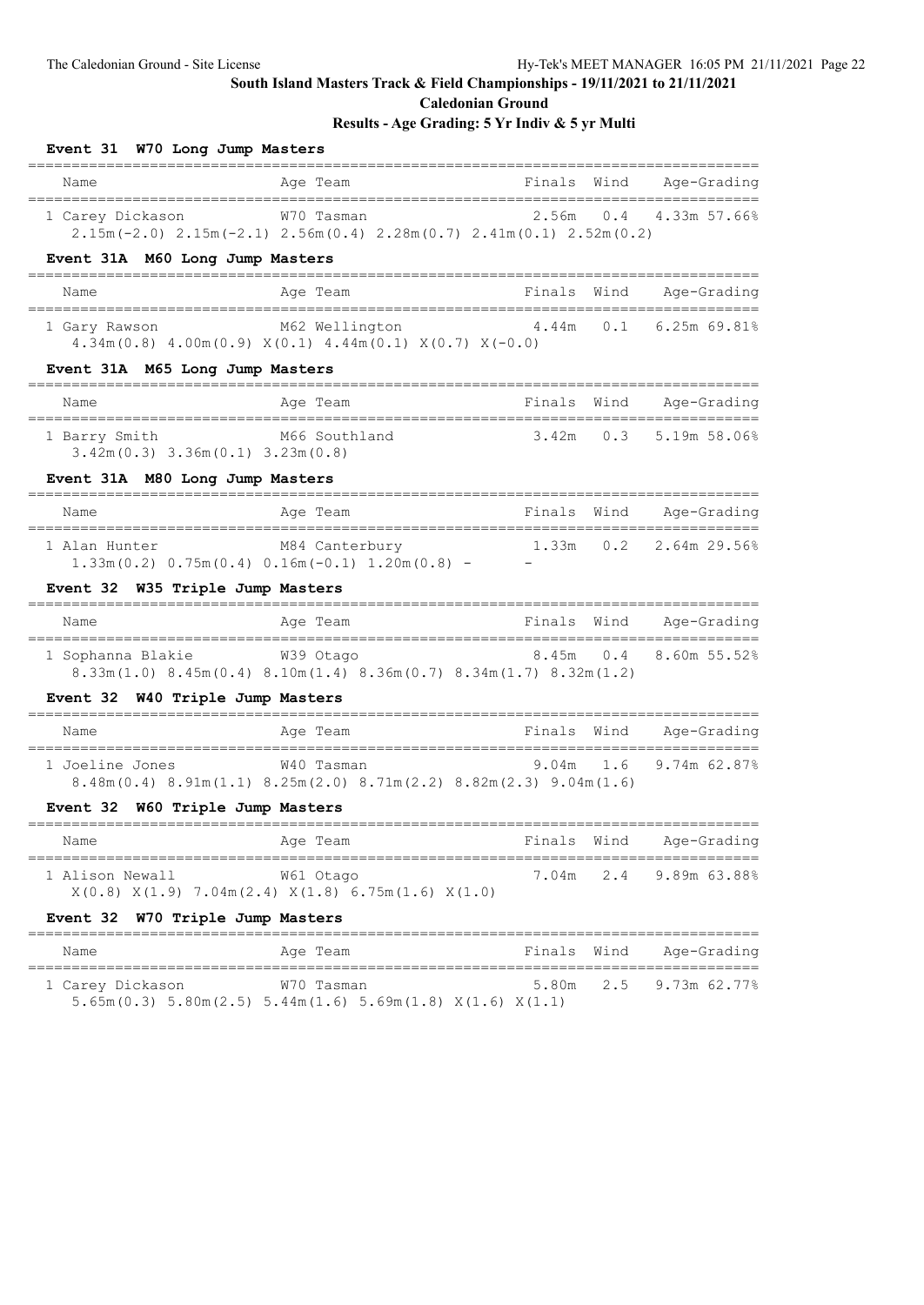**South Island Masters Track & Field Championships - 19/11/2021 to 21/11/2021**

**Caledonian Ground**

**Results - Age Grading: 5 Yr Indiv & 5 yr Multi**

### Event 31 W70 Long Jump Masters

| Name | Age | Team | Finals | Wind | Age-Grading |
|---|---|---|---|---|---|
| 1 Carey Dickason | W70 | Tasman | 2.56m | 0.4 | 4.33m 57.66% |

2.15m(-2.0) 2.15m(-2.1) 2.56m(0.4) 2.28m(0.7) 2.41m(0.1) 2.52m(0.2)

### Event 31A M60 Long Jump Masters

| Name | Age | Team | Finals | Wind | Age-Grading |
|---|---|---|---|---|---|
| 1 Gary Rawson | M62 | Wellington | 4.44m | 0.1 | 6.25m 69.81% |

4.34m(0.8) 4.00m(0.9) X(0.1) 4.44m(0.1) X(0.7) X(-0.0)

### Event 31A M65 Long Jump Masters

| Name | Age | Team | Finals | Wind | Age-Grading |
|---|---|---|---|---|---|
| 1 Barry Smith | M66 | Southland | 3.42m | 0.3 | 5.19m 58.06% |

3.42m(0.3) 3.36m(0.1) 3.23m(0.8)

### Event 31A M80 Long Jump Masters

| Name | Age | Team | Finals | Wind | Age-Grading |
|---|---|---|---|---|---|
| 1 Alan Hunter | M84 | Canterbury | 1.33m | 0.2 | 2.64m 29.56% |

1.33m(0.2) 0.75m(0.4) 0.16m(-0.1) 1.20m(0.8) - -

### Event 32 W35 Triple Jump Masters

| Name | Age | Team | Finals | Wind | Age-Grading |
|---|---|---|---|---|---|
| 1 Sophanna Blakie | W39 | Otago | 8.45m | 0.4 | 8.60m 55.52% |

8.33m(1.0) 8.45m(0.4) 8.10m(1.4) 8.36m(0.7) 8.34m(1.7) 8.32m(1.2)

### Event 32 W40 Triple Jump Masters

| Name | Age | Team | Finals | Wind | Age-Grading |
|---|---|---|---|---|---|
| 1 Joeline Jones | W40 | Tasman | 9.04m | 1.6 | 9.74m 62.87% |

8.48m(0.4) 8.91m(1.1) 8.25m(2.0) 8.71m(2.2) 8.82m(2.3) 9.04m(1.6)

### Event 32 W60 Triple Jump Masters

| Name | Age | Team | Finals | Wind | Age-Grading |
|---|---|---|---|---|---|
| 1 Alison Newall | W61 | Otago | 7.04m | 2.4 | 9.89m 63.88% |

X(0.8) X(1.9) 7.04m(2.4) X(1.8) 6.75m(1.6) X(1.0)

### Event 32 W70 Triple Jump Masters

| Name | Age | Team | Finals | Wind | Age-Grading |
|---|---|---|---|---|---|
| 1 Carey Dickason | W70 | Tasman | 5.80m | 2.5 | 9.73m 62.77% |

5.65m(0.3) 5.80m(2.5) 5.44m(1.6) 5.69m(1.8) X(1.6) X(1.1)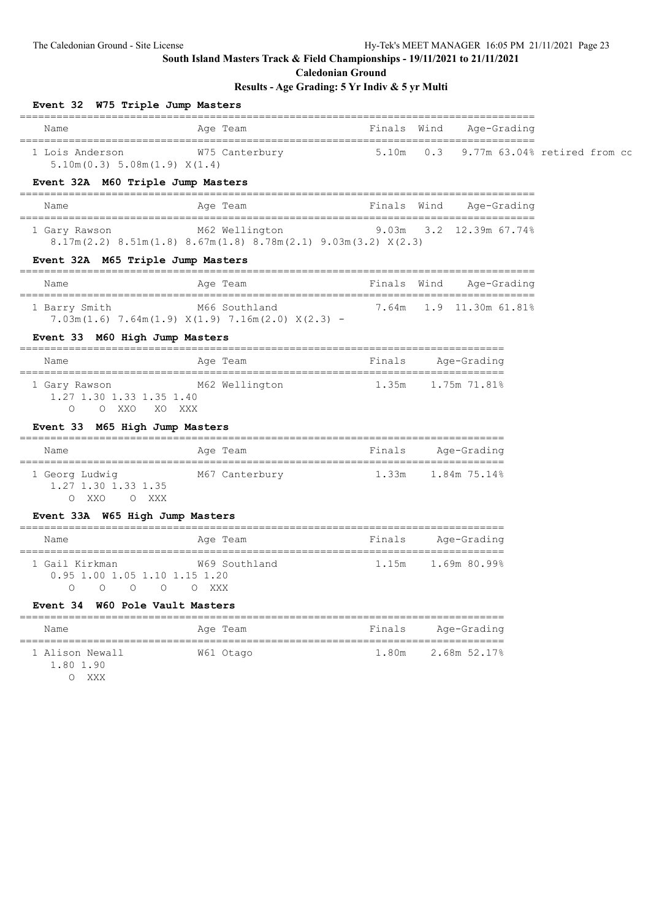## South Island Masters Track & Field Championships - 19/11/2021 to 21/11/2021

### Caledonian Ground

### Results - Age Grading: 5 Yr Indiv & 5 yr Multi

#### Event 32 W75 Triple Jump Masters

| Name | Age | Team | Finals | Wind | Age-Grading |
|---|---|---|---|---|---|
| 1 Lois Anderson | W75 | Canterbury | 5.10m | 0.3 | 9.77m 63.04% retired from cc |

5.10m(0.3) 5.08m(1.9) X(1.4)

#### Event 32A M60 Triple Jump Masters

| Name | Age | Team | Finals | Wind | Age-Grading |
|---|---|---|---|---|---|
| 1 Gary Rawson | M62 | Wellington | 9.03m | 3.2 | 12.39m 67.74% |

8.17m(2.2) 8.51m(1.8) 8.67m(1.8) 8.78m(2.1) 9.03m(3.2) X(2.3)

#### Event 32A M65 Triple Jump Masters

| Name | Age | Team | Finals | Wind | Age-Grading |
|---|---|---|---|---|---|
| 1 Barry Smith | M66 | Southland | 7.64m | 1.9 | 11.30m 61.81% |

7.03m(1.6) 7.64m(1.9) X(1.9) 7.16m(2.0) X(2.3) -

#### Event 33 M60 High Jump Masters

| Name | Age | Team | Finals | Age-Grading |
|---|---|---|---|---|
| 1 Gary Rawson | M62 | Wellington | 1.35m | 1.75m 71.81% |

```
1.27 1.30 1.33 1.35 1.40
   O    O  XXO   XO  XXX
```

#### Event 33 M65 High Jump Masters

| Name | Age | Team | Finals | Age-Grading |
|---|---|---|---|---|
| 1 Georg Ludwig | M67 | Canterbury | 1.33m | 1.84m 75.14% |

```
1.27 1.30 1.33 1.35
   O  XXO    O  XXX
```

#### Event 33A W65 High Jump Masters

| Name | Age | Team | Finals | Age-Grading |
|---|---|---|---|---|
| 1 Gail Kirkman | W69 | Southland | 1.15m | 1.69m 80.99% |

```
0.95 1.00 1.05 1.10 1.15 1.20
   O    O    O    O    O  XXX
```

#### Event 34 W60 Pole Vault Masters

| Name | Age | Team | Finals | Age-Grading |
|---|---|---|---|---|
| 1 Alison Newall | W61 | Otago | 1.80m | 2.68m 52.17% |

```
1.80 1.90
   O  XXX
```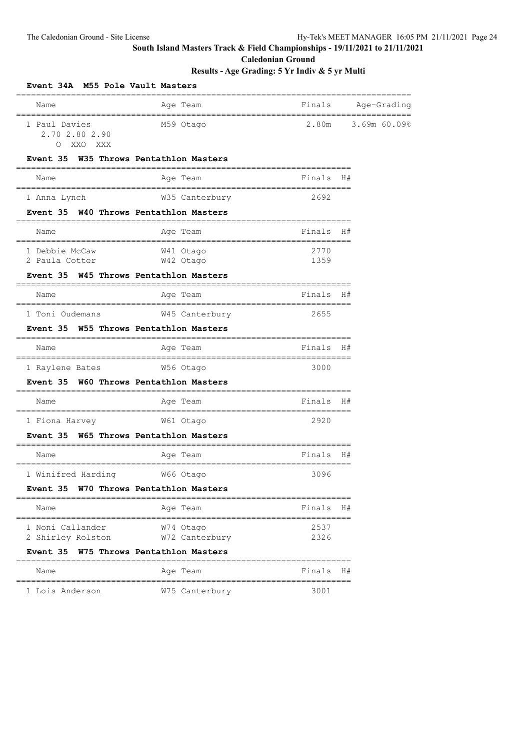**South Island Masters Track & Field Championships - 19/11/2021 to 21/11/2021**

**Caledonian Ground**

**Results - Age Grading: 5 Yr Indiv & 5 yr Multi**

### Event 34A M55 Pole Vault Masters

| Name | Age | Team | Finals | Age-Grading |
|---|---|---|---|---|
| 1 Paul Davies | M59 | Otago | 2.80m | 3.69m 60.09% |
| 2.70 2.80 2.90 | | | | |
| O XXO XXX | | | | |

### Event 35 W35 Throws Pentathlon Masters

| Name | Age | Team | Finals | H# |
|---|---|---|---|---|
| 1 Anna Lynch | W35 | Canterbury | 2692 | |

### Event 35 W40 Throws Pentathlon Masters

| Name | Age | Team | Finals | H# |
|---|---|---|---|---|
| 1 Debbie McCaw | W41 | Otago | 2770 | |
| 2 Paula Cotter | W42 | Otago | 1359 | |

### Event 35 W45 Throws Pentathlon Masters

| Name | Age | Team | Finals | H# |
|---|---|---|---|---|
| 1 Toni Oudemans | W45 | Canterbury | 2655 | |

### Event 35 W55 Throws Pentathlon Masters

| Name | Age | Team | Finals | H# |
|---|---|---|---|---|
| 1 Raylene Bates | W56 | Otago | 3000 | |

### Event 35 W60 Throws Pentathlon Masters

| Name | Age | Team | Finals | H# |
|---|---|---|---|---|
| 1 Fiona Harvey | W61 | Otago | 2920 | |

### Event 35 W65 Throws Pentathlon Masters

| Name | Age | Team | Finals | H# |
|---|---|---|---|---|
| 1 Winifred Harding | W66 | Otago | 3096 | |

### Event 35 W70 Throws Pentathlon Masters

| Name | Age | Team | Finals | H# |
|---|---|---|---|---|
| 1 Noni Callander | W74 | Otago | 2537 | |
| 2 Shirley Rolston | W72 | Canterbury | 2326 | |

### Event 35 W75 Throws Pentathlon Masters

| Name | Age | Team | Finals | H# |
|---|---|---|---|---|
| 1 Lois Anderson | W75 | Canterbury | 3001 | |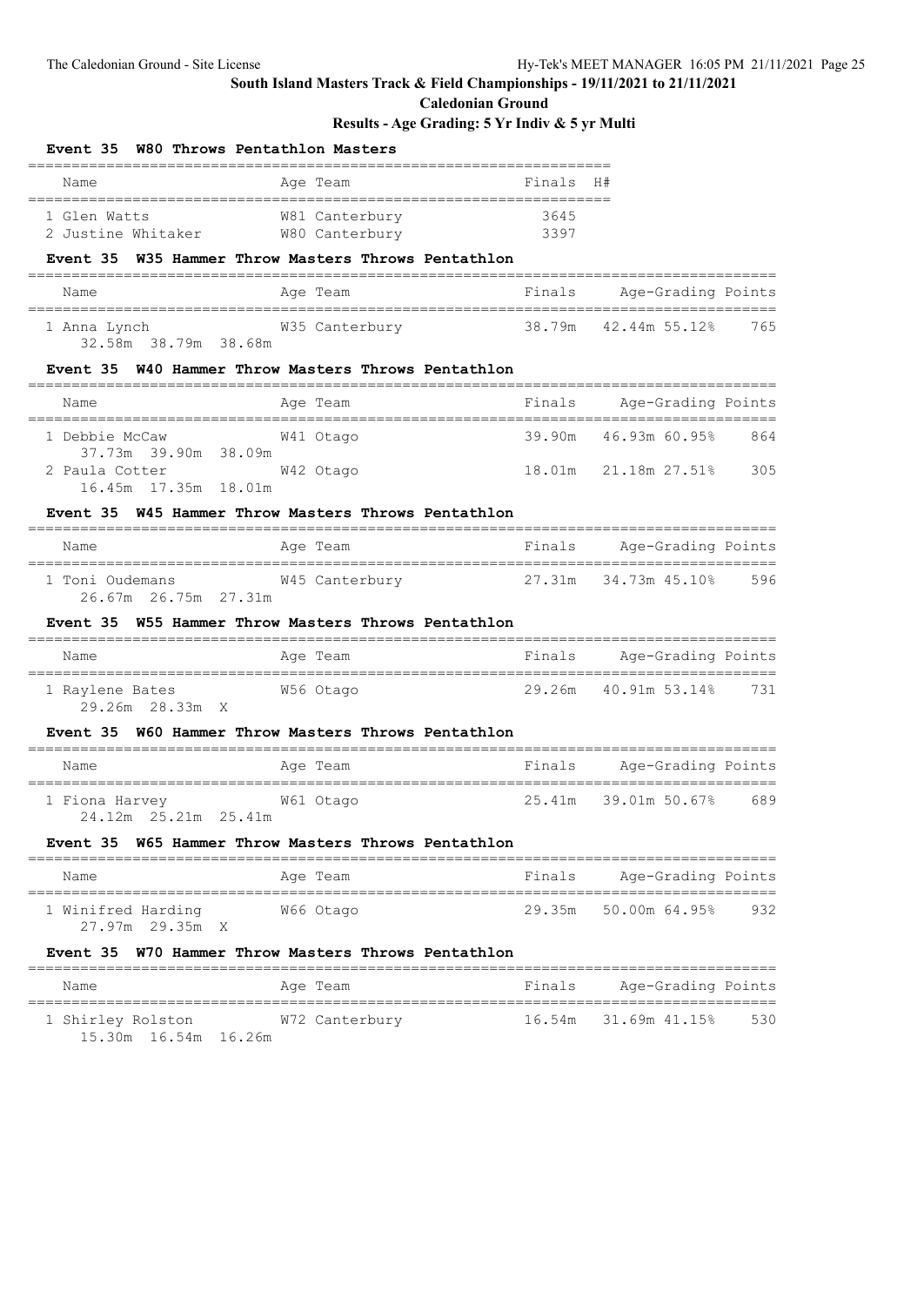## South Island Masters Track & Field Championships - 19/11/2021 to 21/11/2021

**Caledonian Ground**

**Results - Age Grading: 5 Yr Indiv & 5 yr Multi**

### Event 35 W80 Throws Pentathlon Masters

| Name | Age | Team | Finals | H# |
|---|---|---|---|---|
| 1 Glen Watts | W81 | Canterbury | 3645 | |
| 2 Justine Whitaker | W80 | Canterbury | 3397 | |

### Event 35 W35 Hammer Throw Masters Throws Pentathlon

| Name | Age | Team | Finals | Age-Grading | | Points |
|---|---|---|---|---|---|---|
| 1 Anna Lynch | W35 | Canterbury | 38.79m | 42.44m | 55.12% | 765 |
| 32.58m 38.79m 38.68m | | | | | | |

### Event 35 W40 Hammer Throw Masters Throws Pentathlon

| Name | Age | Team | Finals | Age-Grading | | Points |
|---|---|---|---|---|---|---|
| 1 Debbie McCaw | W41 | Otago | 39.90m | 46.93m | 60.95% | 864 |
| 37.73m 39.90m 38.09m | | | | | | |
| 2 Paula Cotter | W42 | Otago | 18.01m | 21.18m | 27.51% | 305 |
| 16.45m 17.35m 18.01m | | | | | | |

### Event 35 W45 Hammer Throw Masters Throws Pentathlon

| Name | Age | Team | Finals | Age-Grading | | Points |
|---|---|---|---|---|---|---|
| 1 Toni Oudemans | W45 | Canterbury | 27.31m | 34.73m | 45.10% | 596 |
| 26.67m 26.75m 27.31m | | | | | | |

### Event 35 W55 Hammer Throw Masters Throws Pentathlon

| Name | Age | Team | Finals | Age-Grading | | Points |
|---|---|---|---|---|---|---|
| 1 Raylene Bates | W56 | Otago | 29.26m | 40.91m | 53.14% | 731 |
| 29.26m 28.33m X | | | | | | |

### Event 35 W60 Hammer Throw Masters Throws Pentathlon

| Name | Age | Team | Finals | Age-Grading | | Points |
|---|---|---|---|---|---|---|
| 1 Fiona Harvey | W61 | Otago | 25.41m | 39.01m | 50.67% | 689 |
| 24.12m 25.21m 25.41m | | | | | | |

### Event 35 W65 Hammer Throw Masters Throws Pentathlon

| Name | Age | Team | Finals | Age-Grading | | Points |
|---|---|---|---|---|---|---|
| 1 Winifred Harding | W66 | Otago | 29.35m | 50.00m | 64.95% | 932 |
| 27.97m 29.35m X | | | | | | |

### Event 35 W70 Hammer Throw Masters Throws Pentathlon

| Name | Age | Team | Finals | Age-Grading | | Points |
|---|---|---|---|---|---|---|
| 1 Shirley Rolston | W72 | Canterbury | 16.54m | 31.69m | 41.15% | 530 |
| 15.30m 16.54m 16.26m | | | | | | |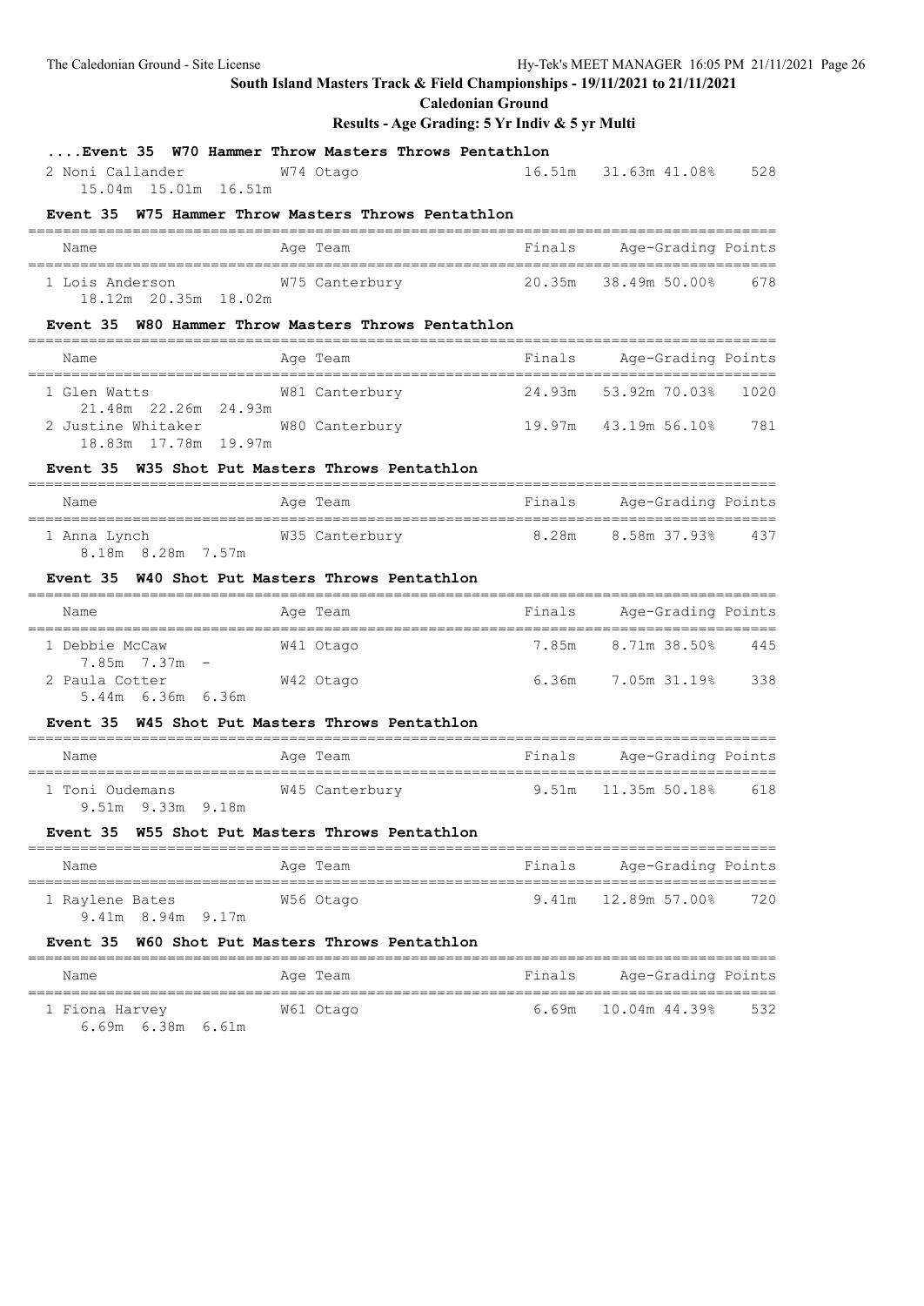South Island Masters Track & Field Championships - 19/11/2021 to 21/11/2021

Caledonian Ground

Results - Age Grading: 5 Yr Indiv & 5 yr Multi

### ....Event 35 W70 Hammer Throw Masters Throws Pentathlon

| Name | Age | Team | Finals | Age-Grading | | Points |
|---|---|---|---|---|---|---|
| 2 Noni Callander | W74 | Otago | 16.51m | 31.63m | 41.08% | 528 |
| 15.04m 15.01m 16.51m | | | | | | |

### Event 35 W75 Hammer Throw Masters Throws Pentathlon

| Name | Age | Team | Finals | Age-Grading | | Points |
|---|---|---|---|---|---|---|
| 1 Lois Anderson | W75 | Canterbury | 20.35m | 38.49m | 50.00% | 678 |
| 18.12m 20.35m 18.02m | | | | | | |

### Event 35 W80 Hammer Throw Masters Throws Pentathlon

| Name | Age | Team | Finals | Age-Grading | | Points |
|---|---|---|---|---|---|---|
| 1 Glen Watts | W81 | Canterbury | 24.93m | 53.92m | 70.03% | 1020 |
| 21.48m 22.26m 24.93m | | | | | | |
| 2 Justine Whitaker | W80 | Canterbury | 19.97m | 43.19m | 56.10% | 781 |
| 18.83m 17.78m 19.97m | | | | | | |

### Event 35 W35 Shot Put Masters Throws Pentathlon

| Name | Age | Team | Finals | Age-Grading | | Points |
|---|---|---|---|---|---|---|
| 1 Anna Lynch | W35 | Canterbury | 8.28m | 8.58m | 37.93% | 437 |
| 8.18m 8.28m 7.57m | | | | | | |

### Event 35 W40 Shot Put Masters Throws Pentathlon

| Name | Age | Team | Finals | Age-Grading | | Points |
|---|---|---|---|---|---|---|
| 1 Debbie McCaw | W41 | Otago | 7.85m | 8.71m | 38.50% | 445 |
| 7.85m 7.37m - | | | | | | |
| 2 Paula Cotter | W42 | Otago | 6.36m | 7.05m | 31.19% | 338 |
| 5.44m 6.36m 6.36m | | | | | | |

### Event 35 W45 Shot Put Masters Throws Pentathlon

| Name | Age | Team | Finals | Age-Grading | | Points |
|---|---|---|---|---|---|---|
| 1 Toni Oudemans | W45 | Canterbury | 9.51m | 11.35m | 50.18% | 618 |
| 9.51m 9.33m 9.18m | | | | | | |

### Event 35 W55 Shot Put Masters Throws Pentathlon

| Name | Age | Team | Finals | Age-Grading | | Points |
|---|---|---|---|---|---|---|
| 1 Raylene Bates | W56 | Otago | 9.41m | 12.89m | 57.00% | 720 |
| 9.41m 8.94m 9.17m | | | | | | |

### Event 35 W60 Shot Put Masters Throws Pentathlon

| Name | Age | Team | Finals | Age-Grading | | Points |
|---|---|---|---|---|---|---|
| 1 Fiona Harvey | W61 | Otago | 6.69m | 10.04m | 44.39% | 532 |
| 6.69m 6.38m 6.61m | | | | | | |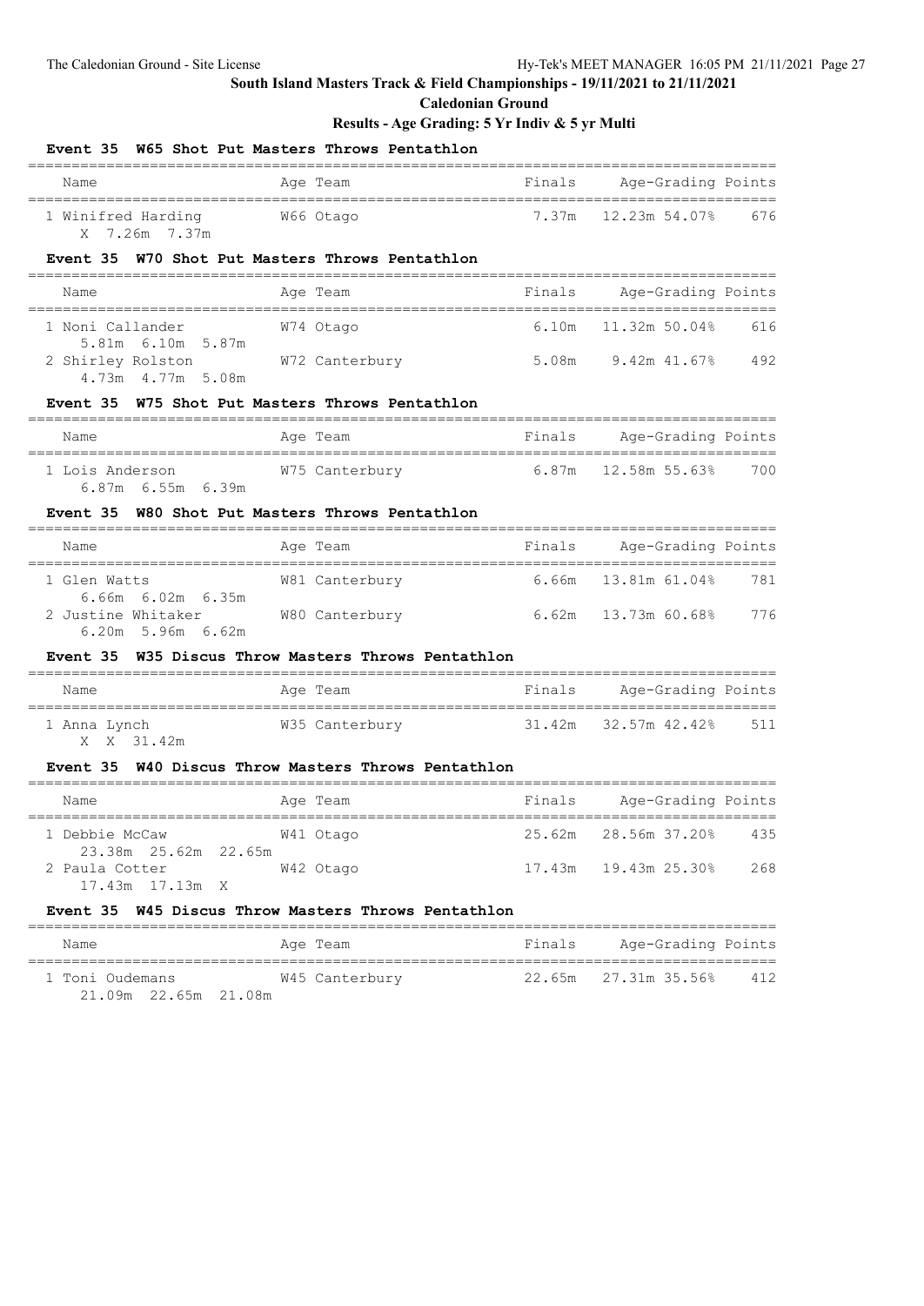## South Island Masters Track & Field Championships - 19/11/2021 to 21/11/2021

### Caledonian Ground

### Results - Age Grading: 5 Yr Indiv & 5 yr Multi

#### Event 35 W65 Shot Put Masters Throws Pentathlon

| Name | Age | Team | Finals | Age-Grading | | Points |
|---|---|---|---|---|---|---|
| 1 Winifred Harding | W66 | Otago | 7.37m | 12.23m | 54.07% | 676 |
| X 7.26m 7.37m | | | | | | |

#### Event 35 W70 Shot Put Masters Throws Pentathlon

| Name | Age | Team | Finals | Age-Grading | | Points |
|---|---|---|---|---|---|---|
| 1 Noni Callander | W74 | Otago | 6.10m | 11.32m | 50.04% | 616 |
| 5.81m 6.10m 5.87m | | | | | | |
| 2 Shirley Rolston | W72 | Canterbury | 5.08m | 9.42m | 41.67% | 492 |
| 4.73m 4.77m 5.08m | | | | | | |

#### Event 35 W75 Shot Put Masters Throws Pentathlon

| Name | Age | Team | Finals | Age-Grading | | Points |
|---|---|---|---|---|---|---|
| 1 Lois Anderson | W75 | Canterbury | 6.87m | 12.58m | 55.63% | 700 |
| 6.87m 6.55m 6.39m | | | | | | |

#### Event 35 W80 Shot Put Masters Throws Pentathlon

| Name | Age | Team | Finals | Age-Grading | | Points |
|---|---|---|---|---|---|---|
| 1 Glen Watts | W81 | Canterbury | 6.66m | 13.81m | 61.04% | 781 |
| 6.66m 6.02m 6.35m | | | | | | |
| 2 Justine Whitaker | W80 | Canterbury | 6.62m | 13.73m | 60.68% | 776 |
| 6.20m 5.96m 6.62m | | | | | | |

#### Event 35 W35 Discus Throw Masters Throws Pentathlon

| Name | Age | Team | Finals | Age-Grading | | Points |
|---|---|---|---|---|---|---|
| 1 Anna Lynch | W35 | Canterbury | 31.42m | 32.57m | 42.42% | 511 |
| X X 31.42m | | | | | | |

#### Event 35 W40 Discus Throw Masters Throws Pentathlon

| Name | Age | Team | Finals | Age-Grading | | Points |
|---|---|---|---|---|---|---|
| 1 Debbie McCaw | W41 | Otago | 25.62m | 28.56m | 37.20% | 435 |
| 23.38m 25.62m 22.65m | | | | | | |
| 2 Paula Cotter | W42 | Otago | 17.43m | 19.43m | 25.30% | 268 |
| 17.43m 17.13m X | | | | | | |

#### Event 35 W45 Discus Throw Masters Throws Pentathlon

| Name | Age | Team | Finals | Age-Grading | | Points |
|---|---|---|---|---|---|---|
| 1 Toni Oudemans | W45 | Canterbury | 22.65m | 27.31m | 35.56% | 412 |
| 21.09m 22.65m 21.08m | | | | | | |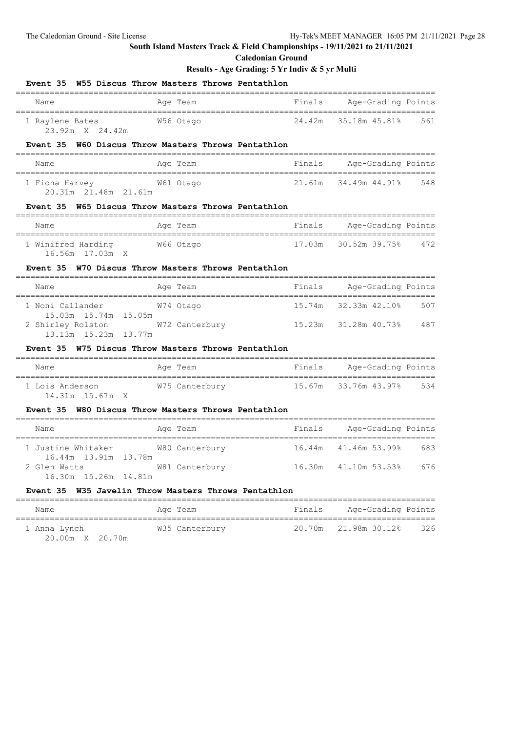## South Island Masters Track & Field Championships - 19/11/2021 to 21/11/2021

### Caledonian Ground

### Results - Age Grading: 5 Yr Indiv & 5 yr Multi

#### Event 35 W55 Discus Throw Masters Throws Pentathlon

| Name | Age | Team | Finals | Age-Grading | | Points |
|---|---|---|---|---|---|---|
| 1 Raylene Bates | W56 | Otago | 24.42m | 35.18m | 45.81% | 561 |
| 23.92m X 24.42m | | | | | | |

#### Event 35 W60 Discus Throw Masters Throws Pentathlon

| Name | Age | Team | Finals | Age-Grading | | Points |
|---|---|---|---|---|---|---|
| 1 Fiona Harvey | W61 | Otago | 21.61m | 34.49m | 44.91% | 548 |
| 20.31m 21.48m 21.61m | | | | | | |

#### Event 35 W65 Discus Throw Masters Throws Pentathlon

| Name | Age | Team | Finals | Age-Grading | | Points |
|---|---|---|---|---|---|---|
| 1 Winifred Harding | W66 | Otago | 17.03m | 30.52m | 39.75% | 472 |
| 16.56m 17.03m X | | | | | | |

#### Event 35 W70 Discus Throw Masters Throws Pentathlon

| Name | Age | Team | Finals | Age-Grading | | Points |
|---|---|---|---|---|---|---|
| 1 Noni Callander | W74 | Otago | 15.74m | 32.33m | 42.10% | 507 |
| 15.03m 15.74m 15.05m | | | | | | |
| 2 Shirley Rolston | W72 | Canterbury | 15.23m | 31.28m | 40.73% | 487 |
| 13.13m 15.23m 13.77m | | | | | | |

#### Event 35 W75 Discus Throw Masters Throws Pentathlon

| Name | Age | Team | Finals | Age-Grading | | Points |
|---|---|---|---|---|---|---|
| 1 Lois Anderson | W75 | Canterbury | 15.67m | 33.76m | 43.97% | 534 |
| 14.31m 15.67m X | | | | | | |

#### Event 35 W80 Discus Throw Masters Throws Pentathlon

| Name | Age | Team | Finals | Age-Grading | | Points |
|---|---|---|---|---|---|---|
| 1 Justine Whitaker | W80 | Canterbury | 16.44m | 41.46m | 53.99% | 683 |
| 16.44m 13.91m 13.78m | | | | | | |
| 2 Glen Watts | W81 | Canterbury | 16.30m | 41.10m | 53.53% | 676 |
| 16.30m 15.26m 14.81m | | | | | | |

#### Event 35 W35 Javelin Throw Masters Throws Pentathlon

| Name | Age | Team | Finals | Age-Grading | | Points |
|---|---|---|---|---|---|---|
| 1 Anna Lynch | W35 | Canterbury | 20.70m | 21.98m | 30.12% | 326 |
| 20.00m X 20.70m | | | | | | |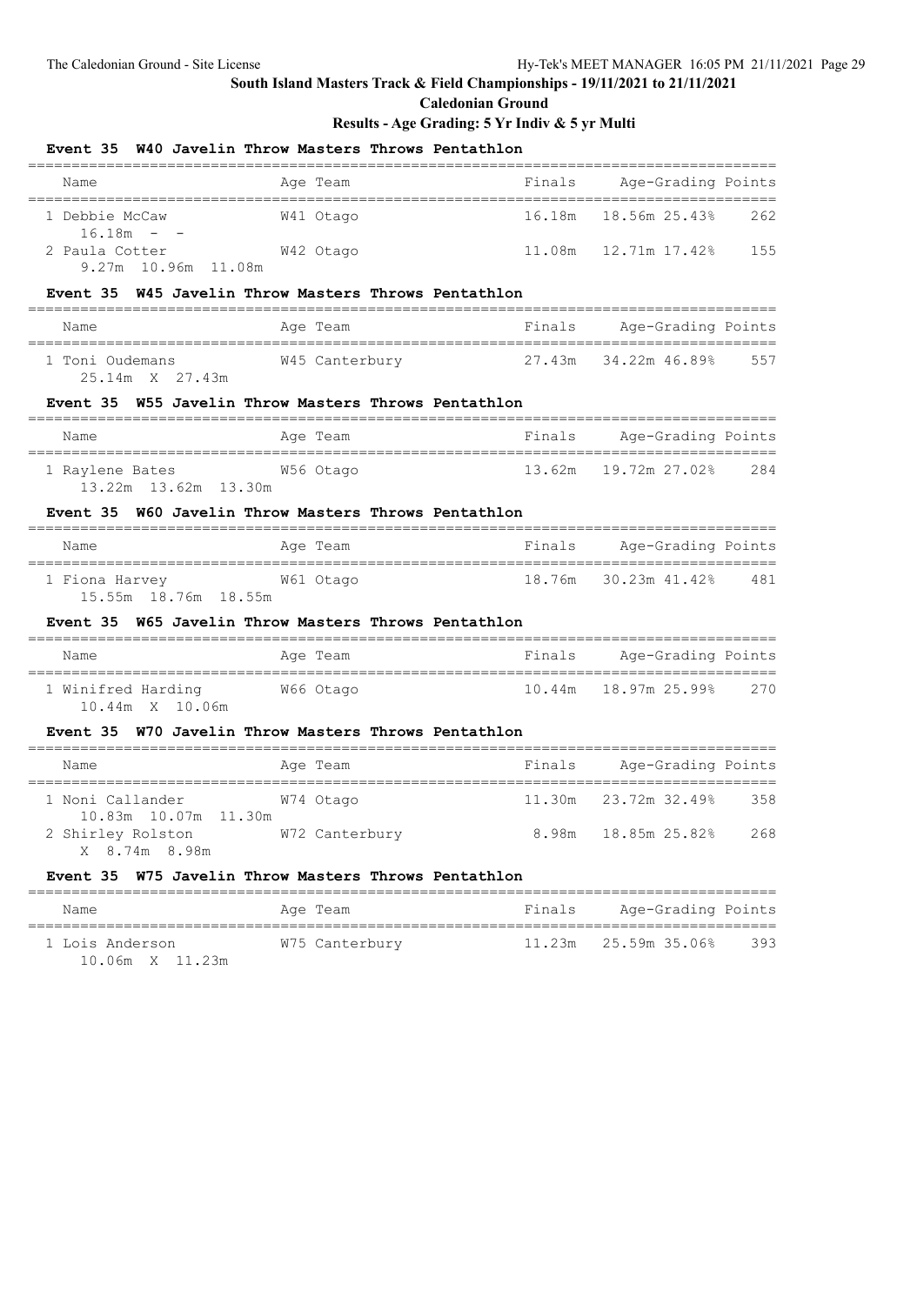## South Island Masters Track & Field Championships - 19/11/2021 to 21/11/2021

### Caledonian Ground

### Results - Age Grading: 5 Yr Indiv & 5 yr Multi

#### Event 35 W40 Javelin Throw Masters Throws Pentathlon

| Name | Age | Team | Finals | Age-Grading | | Points |
|---|---|---|---|---|---|---|
| 1 Debbie McCaw | W41 | Otago | 16.18m | 18.56m | 25.43% | 262 |
| 16.18m - - | | | | | | |
| 2 Paula Cotter | W42 | Otago | 11.08m | 12.71m | 17.42% | 155 |
| 9.27m 10.96m 11.08m | | | | | | |

#### Event 35 W45 Javelin Throw Masters Throws Pentathlon

| Name | Age | Team | Finals | Age-Grading | | Points |
|---|---|---|---|---|---|---|
| 1 Toni Oudemans | W45 | Canterbury | 27.43m | 34.22m | 46.89% | 557 |
| 25.14m X 27.43m | | | | | | |

#### Event 35 W55 Javelin Throw Masters Throws Pentathlon

| Name | Age | Team | Finals | Age-Grading | | Points |
|---|---|---|---|---|---|---|
| 1 Raylene Bates | W56 | Otago | 13.62m | 19.72m | 27.02% | 284 |
| 13.22m 13.62m 13.30m | | | | | | |

#### Event 35 W60 Javelin Throw Masters Throws Pentathlon

| Name | Age | Team | Finals | Age-Grading | | Points |
|---|---|---|---|---|---|---|
| 1 Fiona Harvey | W61 | Otago | 18.76m | 30.23m | 41.42% | 481 |
| 15.55m 18.76m 18.55m | | | | | | |

#### Event 35 W65 Javelin Throw Masters Throws Pentathlon

| Name | Age | Team | Finals | Age-Grading | | Points |
|---|---|---|---|---|---|---|
| 1 Winifred Harding | W66 | Otago | 10.44m | 18.97m | 25.99% | 270 |
| 10.44m X 10.06m | | | | | | |

#### Event 35 W70 Javelin Throw Masters Throws Pentathlon

| Name | Age | Team | Finals | Age-Grading | | Points |
|---|---|---|---|---|---|---|
| 1 Noni Callander | W74 | Otago | 11.30m | 23.72m | 32.49% | 358 |
| 10.83m 10.07m 11.30m | | | | | | |
| 2 Shirley Rolston | W72 | Canterbury | 8.98m | 18.85m | 25.82% | 268 |
| X 8.74m 8.98m | | | | | | |

#### Event 35 W75 Javelin Throw Masters Throws Pentathlon

| Name | Age | Team | Finals | Age-Grading | | Points |
|---|---|---|---|---|---|---|
| 1 Lois Anderson | W75 | Canterbury | 11.23m | 25.59m | 35.06% | 393 |
| 10.06m X 11.23m | | | | | | |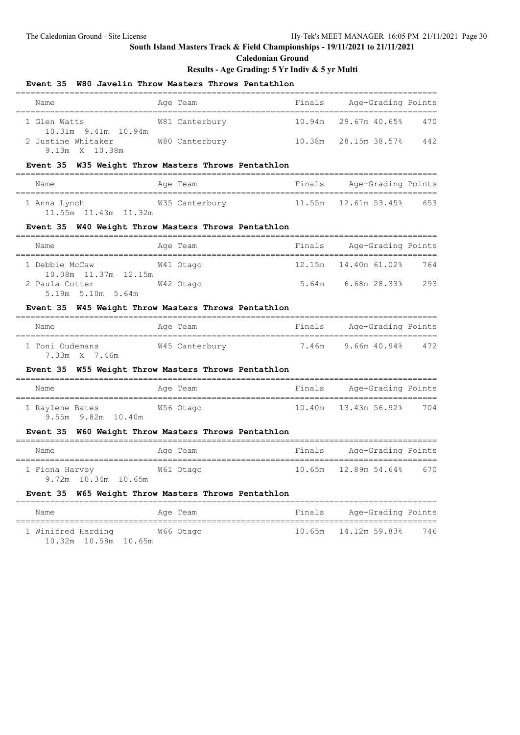## South Island Masters Track & Field Championships - 19/11/2021 to 21/11/2021

### Caledonian Ground

### Results - Age Grading: 5 Yr Indiv & 5 yr Multi

#### Event 35 W80 Javelin Throw Masters Throws Pentathlon

| Name | Age | Team | Finals | Age-Grading | | Points |
|---|---|---|---|---|---|---|
| 1 Glen Watts | W81 | Canterbury | 10.94m | 29.67m | 40.65% | 470 |
| 10.31m 9.41m 10.94m | | | | | | |
| 2 Justine Whitaker | W80 | Canterbury | 10.38m | 28.15m | 38.57% | 442 |
| 9.13m X 10.38m | | | | | | |

#### Event 35 W35 Weight Throw Masters Throws Pentathlon

| Name | Age | Team | Finals | Age-Grading | | Points |
|---|---|---|---|---|---|---|
| 1 Anna Lynch | W35 | Canterbury | 11.55m | 12.61m | 53.45% | 653 |
| 11.55m 11.43m 11.32m | | | | | | |

#### Event 35 W40 Weight Throw Masters Throws Pentathlon

| Name | Age | Team | Finals | Age-Grading | | Points |
|---|---|---|---|---|---|---|
| 1 Debbie McCaw | W41 | Otago | 12.15m | 14.40m | 61.02% | 764 |
| 10.08m 11.37m 12.15m | | | | | | |
| 2 Paula Cotter | W42 | Otago | 5.64m | 6.68m | 28.33% | 293 |
| 5.19m 5.10m 5.64m | | | | | | |

#### Event 35 W45 Weight Throw Masters Throws Pentathlon

| Name | Age | Team | Finals | Age-Grading | | Points |
|---|---|---|---|---|---|---|
| 1 Toni Oudemans | W45 | Canterbury | 7.46m | 9.66m | 40.94% | 472 |
| 7.33m X 7.46m | | | | | | |

#### Event 35 W55 Weight Throw Masters Throws Pentathlon

| Name | Age | Team | Finals | Age-Grading | | Points |
|---|---|---|---|---|---|---|
| 1 Raylene Bates | W56 | Otago | 10.40m | 13.43m | 56.92% | 704 |
| 9.55m 9.82m 10.40m | | | | | | |

#### Event 35 W60 Weight Throw Masters Throws Pentathlon

| Name | Age | Team | Finals | Age-Grading | | Points |
|---|---|---|---|---|---|---|
| 1 Fiona Harvey | W61 | Otago | 10.65m | 12.89m | 54.64% | 670 |
| 9.72m 10.34m 10.65m | | | | | | |

#### Event 35 W65 Weight Throw Masters Throws Pentathlon

| Name | Age | Team | Finals | Age-Grading | | Points |
|---|---|---|---|---|---|---|
| 1 Winifred Harding | W66 | Otago | 10.65m | 14.12m | 59.83% | 746 |
| 10.32m 10.58m 10.65m | | | | | | |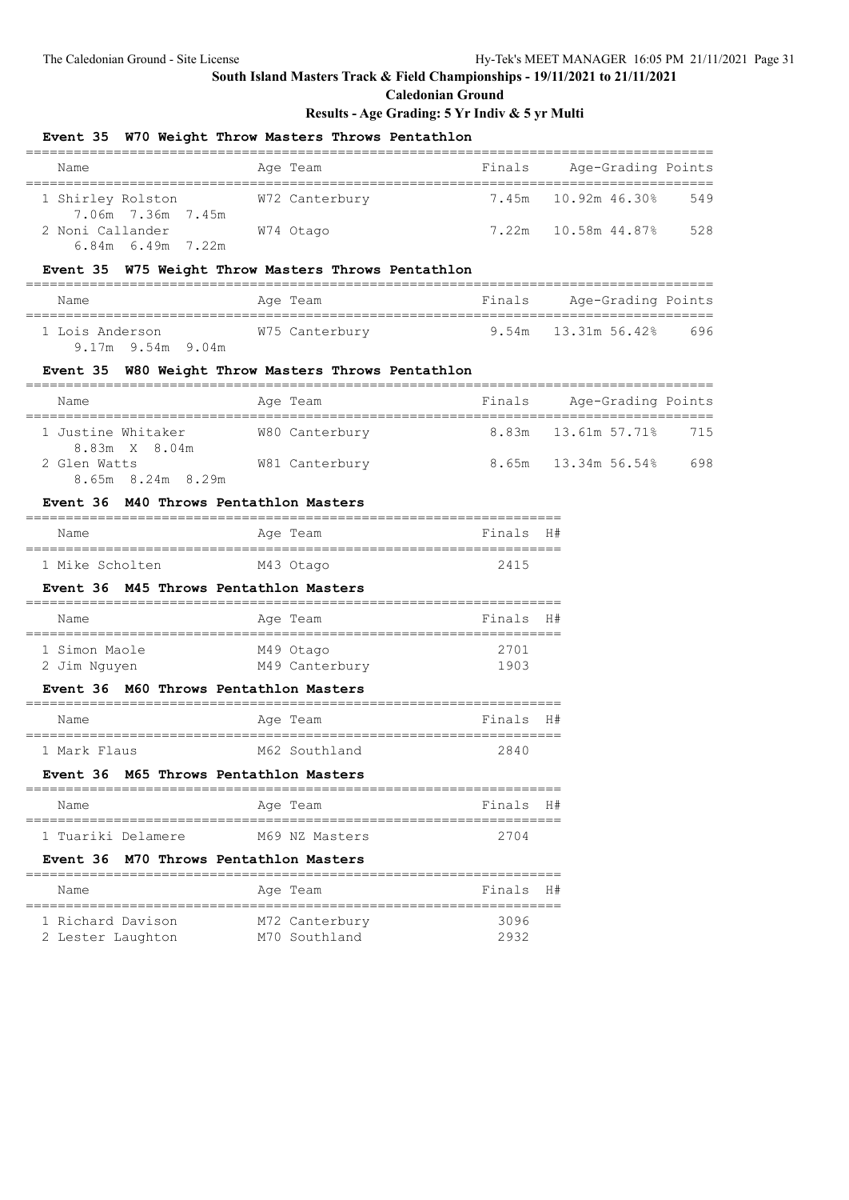## South Island Masters Track & Field Championships - 19/11/2021 to 21/11/2021

### Caledonian Ground

### Results - Age Grading: 5 Yr Indiv & 5 yr Multi

#### Event 35 W70 Weight Throw Masters Throws Pentathlon

| Name | Age | Team | Finals | Age-Grading | | Points |
|---|---|---|---|---|---|---|
| 1 Shirley Rolston | W72 | Canterbury | 7.45m | 10.92m | 46.30% | 549 |
| 7.06m 7.36m 7.45m | | | | | | |
| 2 Noni Callander | W74 | Otago | 7.22m | 10.58m | 44.87% | 528 |
| 6.84m 6.49m 7.22m | | | | | | |

#### Event 35 W75 Weight Throw Masters Throws Pentathlon

| Name | Age | Team | Finals | Age-Grading | | Points |
|---|---|---|---|---|---|---|
| 1 Lois Anderson | W75 | Canterbury | 9.54m | 13.31m | 56.42% | 696 |
| 9.17m 9.54m 9.04m | | | | | | |

#### Event 35 W80 Weight Throw Masters Throws Pentathlon

| Name | Age | Team | Finals | Age-Grading | | Points |
|---|---|---|---|---|---|---|
| 1 Justine Whitaker | W80 | Canterbury | 8.83m | 13.61m | 57.71% | 715 |
| 8.83m X 8.04m | | | | | | |
| 2 Glen Watts | W81 | Canterbury | 8.65m | 13.34m | 56.54% | 698 |
| 8.65m 8.24m 8.29m | | | | | | |

#### Event 36 M40 Throws Pentathlon Masters

| Name | Age | Team | Finals | H# |
|---|---|---|---|---|
| 1 Mike Scholten | M43 | Otago | 2415 | |

#### Event 36 M45 Throws Pentathlon Masters

| Name | Age | Team | Finals | H# |
|---|---|---|---|---|
| 1 Simon Maole | M49 | Otago | 2701 | |
| 2 Jim Nguyen | M49 | Canterbury | 1903 | |

#### Event 36 M60 Throws Pentathlon Masters

| Name | Age | Team | Finals | H# |
|---|---|---|---|---|
| 1 Mark Flaus | M62 | Southland | 2840 | |

#### Event 36 M65 Throws Pentathlon Masters

| Name | Age | Team | Finals | H# |
|---|---|---|---|---|
| 1 Tuariki Delamere | M69 | NZ Masters | 2704 | |

#### Event 36 M70 Throws Pentathlon Masters

| Name | Age | Team | Finals | H# |
|---|---|---|---|---|
| 1 Richard Davison | M72 | Canterbury | 3096 | |
| 2 Lester Laughton | M70 | Southland | 2932 | |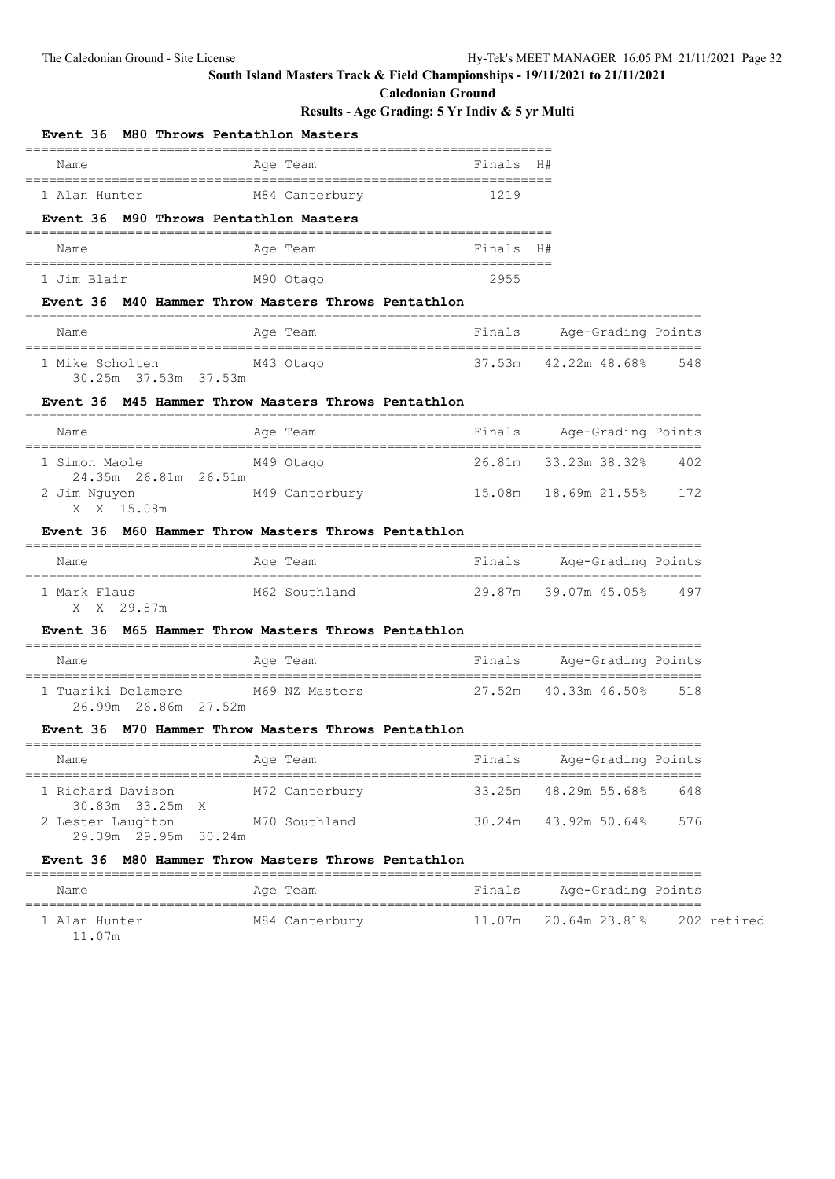## South Island Masters Track & Field Championships - 19/11/2021 to 21/11/2021

**Caledonian Ground**

**Results - Age Grading: 5 Yr Indiv & 5 yr Multi**

### Event 36 M80 Throws Pentathlon Masters

| Name | Age | Team | Finals | H# |
|---|---|---|---|---|
| 1 Alan Hunter | M84 | Canterbury | 1219 | |

### Event 36 M90 Throws Pentathlon Masters

| Name | Age | Team | Finals | H# |
|---|---|---|---|---|
| 1 Jim Blair | M90 | Otago | 2955 | |

### Event 36 M40 Hammer Throw Masters Throws Pentathlon

| Name | Age | Team | Finals | Age-Grading | | Points |
|---|---|---|---|---|---|---|
| 1 Mike Scholten | M43 | Otago | 37.53m | 42.22m | 48.68% | 548 |
| 30.25m 37.53m 37.53m | | | | | | |

### Event 36 M45 Hammer Throw Masters Throws Pentathlon

| Name | Age | Team | Finals | Age-Grading | | Points |
|---|---|---|---|---|---|---|
| 1 Simon Maole | M49 | Otago | 26.81m | 33.23m | 38.32% | 402 |
| 24.35m 26.81m 26.51m | | | | | | |
| 2 Jim Nguyen | M49 | Canterbury | 15.08m | 18.69m | 21.55% | 172 |
| X X 15.08m | | | | | | |

### Event 36 M60 Hammer Throw Masters Throws Pentathlon

| Name | Age | Team | Finals | Age-Grading | | Points |
|---|---|---|---|---|---|---|
| 1 Mark Flaus | M62 | Southland | 29.87m | 39.07m | 45.05% | 497 |
| X X 29.87m | | | | | | |

### Event 36 M65 Hammer Throw Masters Throws Pentathlon

| Name | Age | Team | Finals | Age-Grading | | Points |
|---|---|---|---|---|---|---|
| 1 Tuariki Delamere | M69 | NZ Masters | 27.52m | 40.33m | 46.50% | 518 |
| 26.99m 26.86m 27.52m | | | | | | |

### Event 36 M70 Hammer Throw Masters Throws Pentathlon

| Name | Age | Team | Finals | Age-Grading | | Points |
|---|---|---|---|---|---|---|
| 1 Richard Davison | M72 | Canterbury | 33.25m | 48.29m | 55.68% | 648 |
| 30.83m 33.25m X | | | | | | |
| 2 Lester Laughton | M70 | Southland | 30.24m | 43.92m | 50.64% | 576 |
| 29.39m 29.95m 30.24m | | | | | | |

### Event 36 M80 Hammer Throw Masters Throws Pentathlon

| Name | Age | Team | Finals | Age-Grading | | Points |
|---|---|---|---|---|---|---|
| 1 Alan Hunter | M84 | Canterbury | 11.07m | 20.64m | 23.81% | 202 retired |
| 11.07m | | | | | | |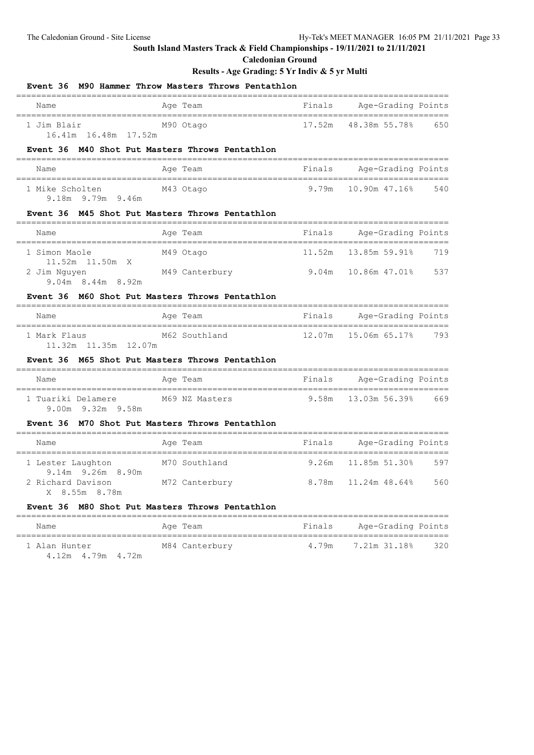**South Island Masters Track & Field Championships - 19/11/2021 to 21/11/2021**

**Caledonian Ground**

**Results - Age Grading: 5 Yr Indiv & 5 yr Multi**

### Event 36 M90 Hammer Throw Masters Throws Pentathlon

| Name | Age | Team | Finals | Age-Grading | | Points |
|---|---|---|---|---|---|---|
| 1 Jim Blair | M90 | Otago | 17.52m | 48.38m | 55.78% | 650 |
| 16.41m 16.48m 17.52m | | | | | | |

### Event 36 M40 Shot Put Masters Throws Pentathlon

| Name | Age | Team | Finals | Age-Grading | | Points |
|---|---|---|---|---|---|---|
| 1 Mike Scholten | M43 | Otago | 9.79m | 10.90m | 47.16% | 540 |
| 9.18m 9.79m 9.46m | | | | | | |

### Event 36 M45 Shot Put Masters Throws Pentathlon

| Name | Age | Team | Finals | Age-Grading | | Points |
|---|---|---|---|---|---|---|
| 1 Simon Maole | M49 | Otago | 11.52m | 13.85m | 59.91% | 719 |
| 11.52m 11.50m X | | | | | | |
| 2 Jim Nguyen | M49 | Canterbury | 9.04m | 10.86m | 47.01% | 537 |
| 9.04m 8.44m 8.92m | | | | | | |

### Event 36 M60 Shot Put Masters Throws Pentathlon

| Name | Age | Team | Finals | Age-Grading | | Points |
|---|---|---|---|---|---|---|
| 1 Mark Flaus | M62 | Southland | 12.07m | 15.06m | 65.17% | 793 |
| 11.32m 11.35m 12.07m | | | | | | |

### Event 36 M65 Shot Put Masters Throws Pentathlon

| Name | Age | Team | Finals | Age-Grading | | Points |
|---|---|---|---|---|---|---|
| 1 Tuariki Delamere | M69 | NZ Masters | 9.58m | 13.03m | 56.39% | 669 |
| 9.00m 9.32m 9.58m | | | | | | |

### Event 36 M70 Shot Put Masters Throws Pentathlon

| Name | Age | Team | Finals | Age-Grading | | Points |
|---|---|---|---|---|---|---|
| 1 Lester Laughton | M70 | Southland | 9.26m | 11.85m | 51.30% | 597 |
| 9.14m 9.26m 8.90m | | | | | | |
| 2 Richard Davison | M72 | Canterbury | 8.78m | 11.24m | 48.64% | 560 |
| X 8.55m 8.78m | | | | | | |

### Event 36 M80 Shot Put Masters Throws Pentathlon

| Name | Age | Team | Finals | Age-Grading | | Points |
|---|---|---|---|---|---|---|
| 1 Alan Hunter | M84 | Canterbury | 4.79m | 7.21m | 31.18% | 320 |
| 4.12m 4.79m 4.72m | | | | | | |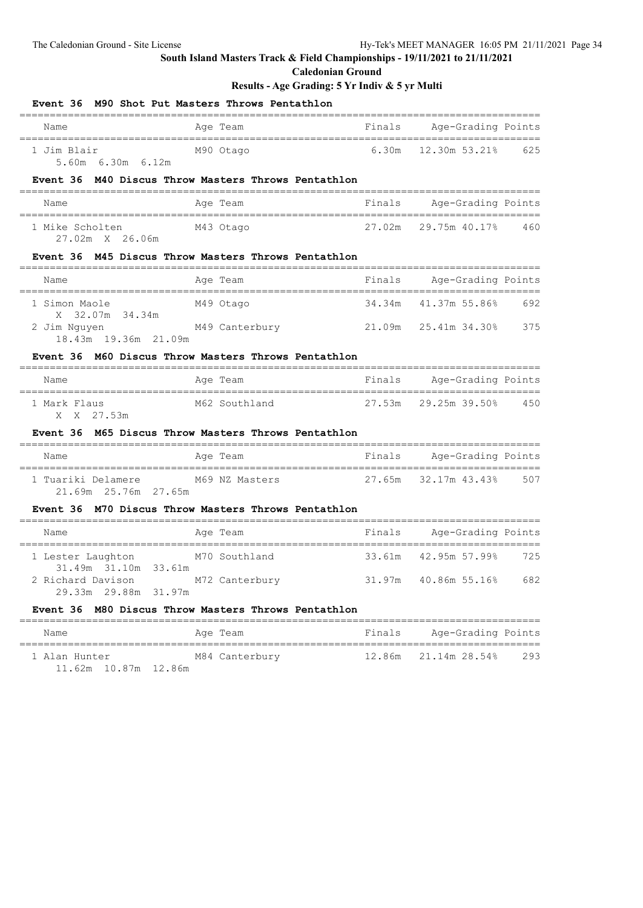**South Island Masters Track & Field Championships - 19/11/2021 to 21/11/2021**

**Caledonian Ground**

**Results - Age Grading: 5 Yr Indiv & 5 yr Multi**

### Event 36 M90 Shot Put Masters Throws Pentathlon

| Name | Age | Team | Finals | Age-Grading | | Points |
|---|---|---|---|---|---|---|
| 1 Jim Blair | M90 | Otago | 6.30m | 12.30m | 53.21% | 625 |
| 5.60m 6.30m 6.12m | | | | | | |

### Event 36 M40 Discus Throw Masters Throws Pentathlon

| Name | Age | Team | Finals | Age-Grading | | Points |
|---|---|---|---|---|---|---|
| 1 Mike Scholten | M43 | Otago | 27.02m | 29.75m | 40.17% | 460 |
| 27.02m X 26.06m | | | | | | |

### Event 36 M45 Discus Throw Masters Throws Pentathlon

| Name | Age | Team | Finals | Age-Grading | | Points |
|---|---|---|---|---|---|---|
| 1 Simon Maole | M49 | Otago | 34.34m | 41.37m | 55.86% | 692 |
| X 32.07m 34.34m | | | | | | |
| 2 Jim Nguyen | M49 | Canterbury | 21.09m | 25.41m | 34.30% | 375 |
| 18.43m 19.36m 21.09m | | | | | | |

### Event 36 M60 Discus Throw Masters Throws Pentathlon

| Name | Age | Team | Finals | Age-Grading | | Points |
|---|---|---|---|---|---|---|
| 1 Mark Flaus | M62 | Southland | 27.53m | 29.25m | 39.50% | 450 |
| X X 27.53m | | | | | | |

### Event 36 M65 Discus Throw Masters Throws Pentathlon

| Name | Age | Team | Finals | Age-Grading | | Points |
|---|---|---|---|---|---|---|
| 1 Tuariki Delamere | M69 | NZ Masters | 27.65m | 32.17m | 43.43% | 507 |
| 21.69m 25.76m 27.65m | | | | | | |

### Event 36 M70 Discus Throw Masters Throws Pentathlon

| Name | Age | Team | Finals | Age-Grading | | Points |
|---|---|---|---|---|---|---|
| 1 Lester Laughton | M70 | Southland | 33.61m | 42.95m | 57.99% | 725 |
| 31.49m 31.10m 33.61m | | | | | | |
| 2 Richard Davison | M72 | Canterbury | 31.97m | 40.86m | 55.16% | 682 |
| 29.33m 29.88m 31.97m | | | | | | |

### Event 36 M80 Discus Throw Masters Throws Pentathlon

| Name | Age | Team | Finals | Age-Grading | | Points |
|---|---|---|---|---|---|---|
| 1 Alan Hunter | M84 | Canterbury | 12.86m | 21.14m | 28.54% | 293 |
| 11.62m 10.87m 12.86m | | | | | | |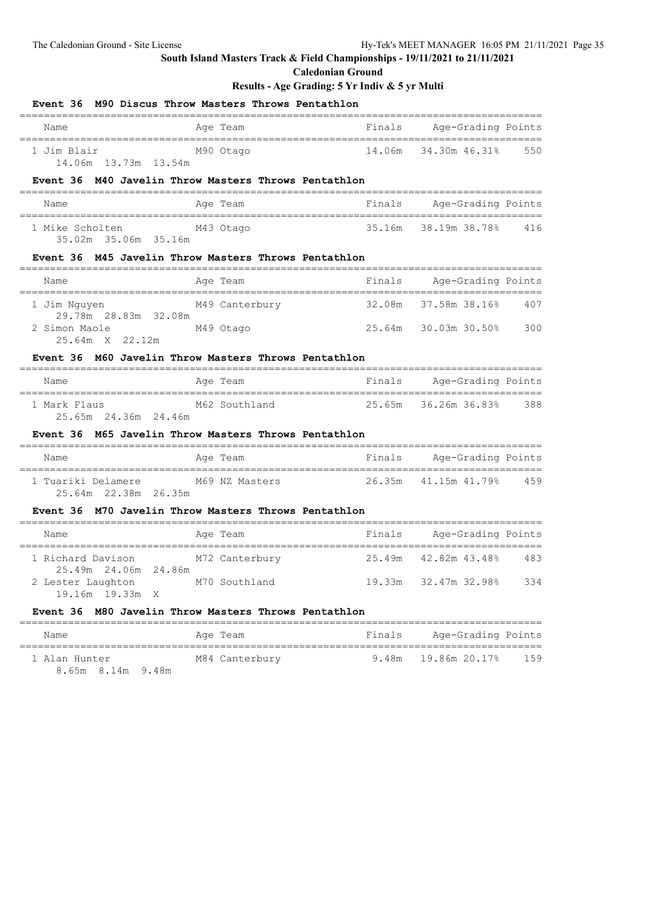**South Island Masters Track & Field Championships - 19/11/2021 to 21/11/2021**

**Caledonian Ground**

**Results - Age Grading: 5 Yr Indiv & 5 yr Multi**

### Event 36 M90 Discus Throw Masters Throws Pentathlon

| Name | Age | Team | Finals | Age-Grading | | Points |
|---|---|---|---|---|---|---|
| 1 Jim Blair | M90 | Otago | 14.06m | 34.30m | 46.31% | 550 |
| 14.06m 13.73m 13.54m | | | | | | |

### Event 36 M40 Javelin Throw Masters Throws Pentathlon

| Name | Age | Team | Finals | Age-Grading | | Points |
|---|---|---|---|---|---|---|
| 1 Mike Scholten | M43 | Otago | 35.16m | 38.19m | 38.78% | 416 |
| 35.02m 35.06m 35.16m | | | | | | |

### Event 36 M45 Javelin Throw Masters Throws Pentathlon

| Name | Age | Team | Finals | Age-Grading | | Points |
|---|---|---|---|---|---|---|
| 1 Jim Nguyen | M49 | Canterbury | 32.08m | 37.58m | 38.16% | 407 |
| 29.78m 28.83m 32.08m | | | | | | |
| 2 Simon Maole | M49 | Otago | 25.64m | 30.03m | 30.50% | 300 |
| 25.64m X 22.12m | | | | | | |

### Event 36 M60 Javelin Throw Masters Throws Pentathlon

| Name | Age | Team | Finals | Age-Grading | | Points |
|---|---|---|---|---|---|---|
| 1 Mark Flaus | M62 | Southland | 25.65m | 36.26m | 36.83% | 388 |
| 25.65m 24.36m 24.46m | | | | | | |

### Event 36 M65 Javelin Throw Masters Throws Pentathlon

| Name | Age | Team | Finals | Age-Grading | | Points |
|---|---|---|---|---|---|---|
| 1 Tuariki Delamere | M69 | NZ Masters | 26.35m | 41.15m | 41.79% | 459 |
| 25.64m 22.38m 26.35m | | | | | | |

### Event 36 M70 Javelin Throw Masters Throws Pentathlon

| Name | Age | Team | Finals | Age-Grading | | Points |
|---|---|---|---|---|---|---|
| 1 Richard Davison | M72 | Canterbury | 25.49m | 42.82m | 43.48% | 483 |
| 25.49m 24.06m 24.86m | | | | | | |
| 2 Lester Laughton | M70 | Southland | 19.33m | 32.47m | 32.98% | 334 |
| 19.16m 19.33m X | | | | | | |

### Event 36 M80 Javelin Throw Masters Throws Pentathlon

| Name | Age | Team | Finals | Age-Grading | | Points |
|---|---|---|---|---|---|---|
| 1 Alan Hunter | M84 | Canterbury | 9.48m | 19.86m | 20.17% | 159 |
| 8.65m 8.14m 9.48m | | | | | | |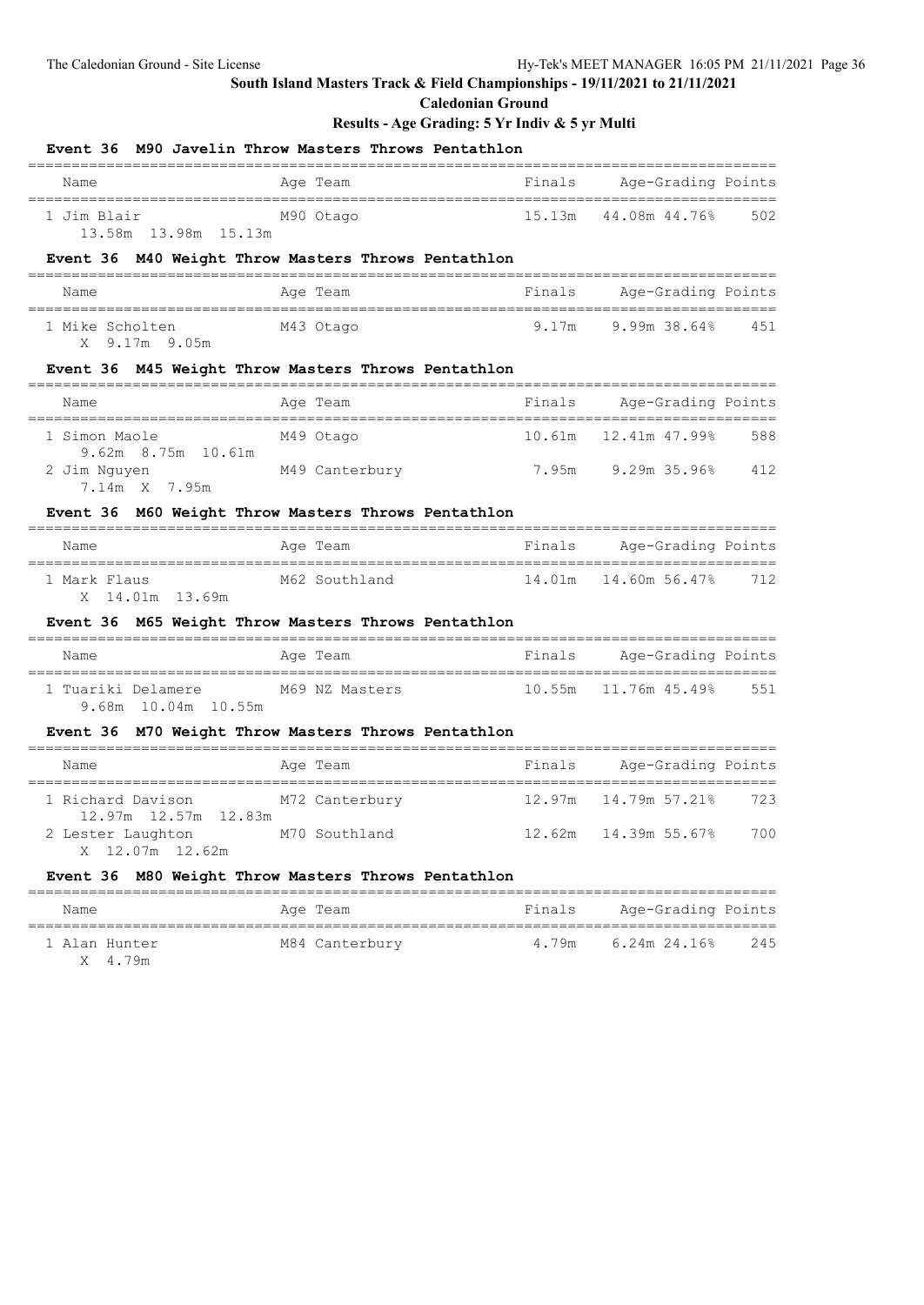## South Island Masters Track & Field Championships - 19/11/2021 to 21/11/2021

**Caledonian Ground**

**Results - Age Grading: 5 Yr Indiv & 5 yr Multi**

### Event 36 M90 Javelin Throw Masters Throws Pentathlon

| Name | Age | Team | Finals | Age-Grading | | Points |
|---|---|---|---|---|---|---|
| 1 Jim Blair | M90 | Otago | 15.13m | 44.08m | 44.76% | 502 |
| 13.58m 13.98m 15.13m | | | | | | |

### Event 36 M40 Weight Throw Masters Throws Pentathlon

| Name | Age | Team | Finals | Age-Grading | | Points |
|---|---|---|---|---|---|---|
| 1 Mike Scholten | M43 | Otago | 9.17m | 9.99m | 38.64% | 451 |
| X 9.17m 9.05m | | | | | | |

### Event 36 M45 Weight Throw Masters Throws Pentathlon

| Name | Age | Team | Finals | Age-Grading | | Points |
|---|---|---|---|---|---|---|
| 1 Simon Maole | M49 | Otago | 10.61m | 12.41m | 47.99% | 588 |
| 9.62m 8.75m 10.61m | | | | | | |
| 2 Jim Nguyen | M49 | Canterbury | 7.95m | 9.29m | 35.96% | 412 |
| 7.14m X 7.95m | | | | | | |

### Event 36 M60 Weight Throw Masters Throws Pentathlon

| Name | Age | Team | Finals | Age-Grading | | Points |
|---|---|---|---|---|---|---|
| 1 Mark Flaus | M62 | Southland | 14.01m | 14.60m | 56.47% | 712 |
| X 14.01m 13.69m | | | | | | |

### Event 36 M65 Weight Throw Masters Throws Pentathlon

| Name | Age | Team | Finals | Age-Grading | | Points |
|---|---|---|---|---|---|---|
| 1 Tuariki Delamere | M69 | NZ Masters | 10.55m | 11.76m | 45.49% | 551 |
| 9.68m 10.04m 10.55m | | | | | | |

### Event 36 M70 Weight Throw Masters Throws Pentathlon

| Name | Age | Team | Finals | Age-Grading | | Points |
|---|---|---|---|---|---|---|
| 1 Richard Davison | M72 | Canterbury | 12.97m | 14.79m | 57.21% | 723 |
| 12.97m 12.57m 12.83m | | | | | | |
| 2 Lester Laughton | M70 | Southland | 12.62m | 14.39m | 55.67% | 700 |
| X 12.07m 12.62m | | | | | | |

### Event 36 M80 Weight Throw Masters Throws Pentathlon

| Name | Age | Team | Finals | Age-Grading | | Points |
|---|---|---|---|---|---|---|
| 1 Alan Hunter | M84 | Canterbury | 4.79m | 6.24m | 24.16% | 245 |
| X 4.79m | | | | | | |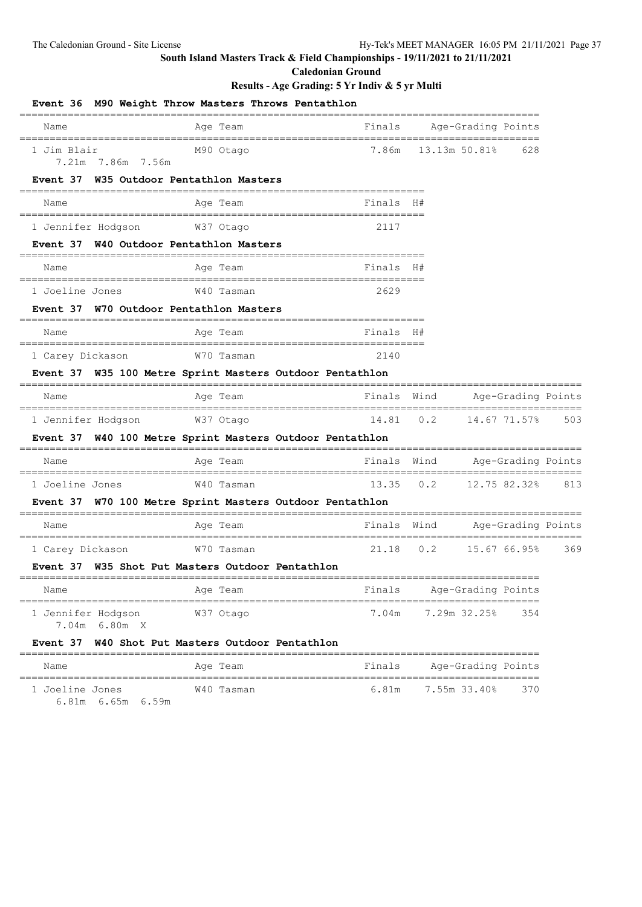**South Island Masters Track & Field Championships - 19/11/2021 to 21/11/2021**

**Caledonian Ground**

**Results - Age Grading: 5 Yr Indiv & 5 yr Multi**

### Event 36 M90 Weight Throw Masters Throws Pentathlon

| Name | Age Team | Finals | Age-Grading | Points |
|---|---|---|---|---|
| 1 Jim Blair | M90 Otago | 7.86m | 13.13m 50.81% | 628 |
| 7.21m 7.86m 7.56m | | | | |

### Event 37 W35 Outdoor Pentathlon Masters

| Name | Age Team | Finals | H# |
|---|---|---|---|
| 1 Jennifer Hodgson | W37 Otago | 2117 | |

### Event 37 W40 Outdoor Pentathlon Masters

| Name | Age Team | Finals | H# |
|---|---|---|---|
| 1 Joeline Jones | W40 Tasman | 2629 | |

### Event 37 W70 Outdoor Pentathlon Masters

| Name | Age Team | Finals | H# |
|---|---|---|---|
| 1 Carey Dickason | W70 Tasman | 2140 | |

### Event 37 W35 100 Metre Sprint Masters Outdoor Pentathlon

| Name | Age Team | Finals | Wind | Age-Grading | Points |
|---|---|---|---|---|---|
| 1 Jennifer Hodgson | W37 Otago | 14.81 | 0.2 | 14.67 71.57% | 503 |

### Event 37 W40 100 Metre Sprint Masters Outdoor Pentathlon

| Name | Age Team | Finals | Wind | Age-Grading | Points |
|---|---|---|---|---|---|
| 1 Joeline Jones | W40 Tasman | 13.35 | 0.2 | 12.75 82.32% | 813 |

### Event 37 W70 100 Metre Sprint Masters Outdoor Pentathlon

| Name | Age Team | Finals | Wind | Age-Grading | Points |
|---|---|---|---|---|---|
| 1 Carey Dickason | W70 Tasman | 21.18 | 0.2 | 15.67 66.95% | 369 |

### Event 37 W35 Shot Put Masters Outdoor Pentathlon

| Name | Age Team | Finals | Age-Grading | Points |
|---|---|---|---|---|
| 1 Jennifer Hodgson | W37 Otago | 7.04m | 7.29m 32.25% | 354 |
| 7.04m 6.80m X | | | | |

### Event 37 W40 Shot Put Masters Outdoor Pentathlon

| Name | Age Team | Finals | Age-Grading | Points |
|---|---|---|---|---|
| 1 Joeline Jones | W40 Tasman | 6.81m | 7.55m 33.40% | 370 |
| 6.81m 6.65m 6.59m | | | | |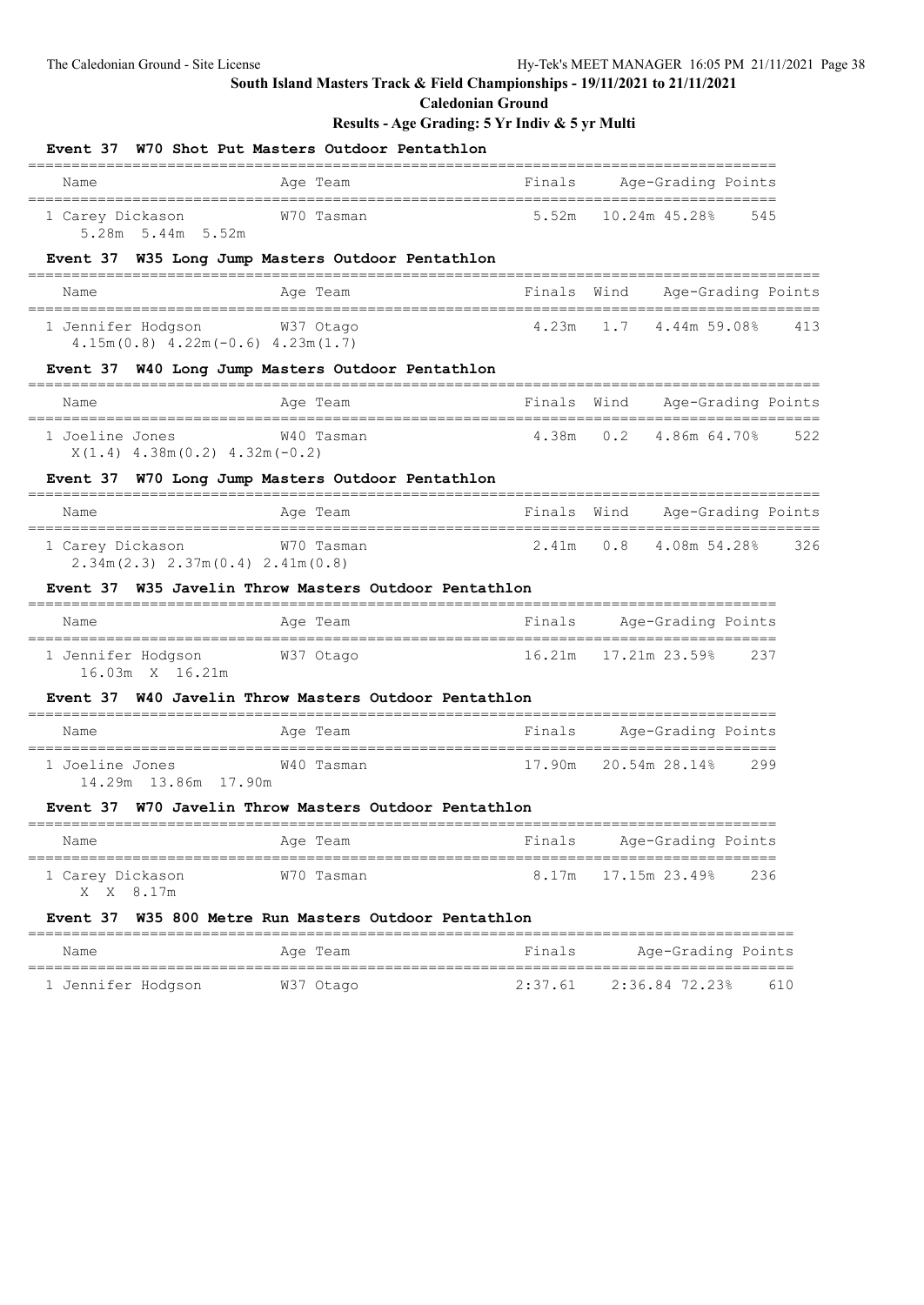**South Island Masters Track & Field Championships - 19/11/2021 to 21/11/2021**

**Caledonian Ground**

**Results - Age Grading: 5 Yr Indiv & 5 yr Multi**

### Event 37 W70 Shot Put Masters Outdoor Pentathlon

| Name | Age | Team | Finals | Age-Grading | | Points |
|---|---|---|---|---|---|---|
| 1 Carey Dickason | W70 | Tasman | 5.52m | 10.24m | 45.28% | 545 |
| 5.28m 5.44m 5.52m | | | | | | |

### Event 37 W35 Long Jump Masters Outdoor Pentathlon

| Name | Age | Team | Finals | Wind | Age-Grading | | Points |
|---|---|---|---|---|---|---|---|
| 1 Jennifer Hodgson | W37 | Otago | 4.23m | 1.7 | 4.44m | 59.08% | 413 |
| 4.15m(0.8) 4.22m(-0.6) 4.23m(1.7) | | | | | | | |

### Event 37 W40 Long Jump Masters Outdoor Pentathlon

| Name | Age | Team | Finals | Wind | Age-Grading | | Points |
|---|---|---|---|---|---|---|---|
| 1 Joeline Jones | W40 | Tasman | 4.38m | 0.2 | 4.86m | 64.70% | 522 |
| X(1.4) 4.38m(0.2) 4.32m(-0.2) | | | | | | | |

### Event 37 W70 Long Jump Masters Outdoor Pentathlon

| Name | Age | Team | Finals | Wind | Age-Grading | | Points |
|---|---|---|---|---|---|---|---|
| 1 Carey Dickason | W70 | Tasman | 2.41m | 0.8 | 4.08m | 54.28% | 326 |
| 2.34m(2.3) 2.37m(0.4) 2.41m(0.8) | | | | | | | |

### Event 37 W35 Javelin Throw Masters Outdoor Pentathlon

| Name | Age | Team | Finals | Age-Grading | | Points |
|---|---|---|---|---|---|---|
| 1 Jennifer Hodgson | W37 | Otago | 16.21m | 17.21m | 23.59% | 237 |
| 16.03m X 16.21m | | | | | | |

### Event 37 W40 Javelin Throw Masters Outdoor Pentathlon

| Name | Age | Team | Finals | Age-Grading | | Points |
|---|---|---|---|---|---|---|
| 1 Joeline Jones | W40 | Tasman | 17.90m | 20.54m | 28.14% | 299 |
| 14.29m 13.86m 17.90m | | | | | | |

### Event 37 W70 Javelin Throw Masters Outdoor Pentathlon

| Name | Age | Team | Finals | Age-Grading | | Points |
|---|---|---|---|---|---|---|
| 1 Carey Dickason | W70 | Tasman | 8.17m | 17.15m | 23.49% | 236 |
| X X 8.17m | | | | | | |

### Event 37 W35 800 Metre Run Masters Outdoor Pentathlon

| Name | Age | Team | Finals | Age-Grading | | Points |
|---|---|---|---|---|---|---|
| 1 Jennifer Hodgson | W37 | Otago | 2:37.61 | 2:36.84 | 72.23% | 610 |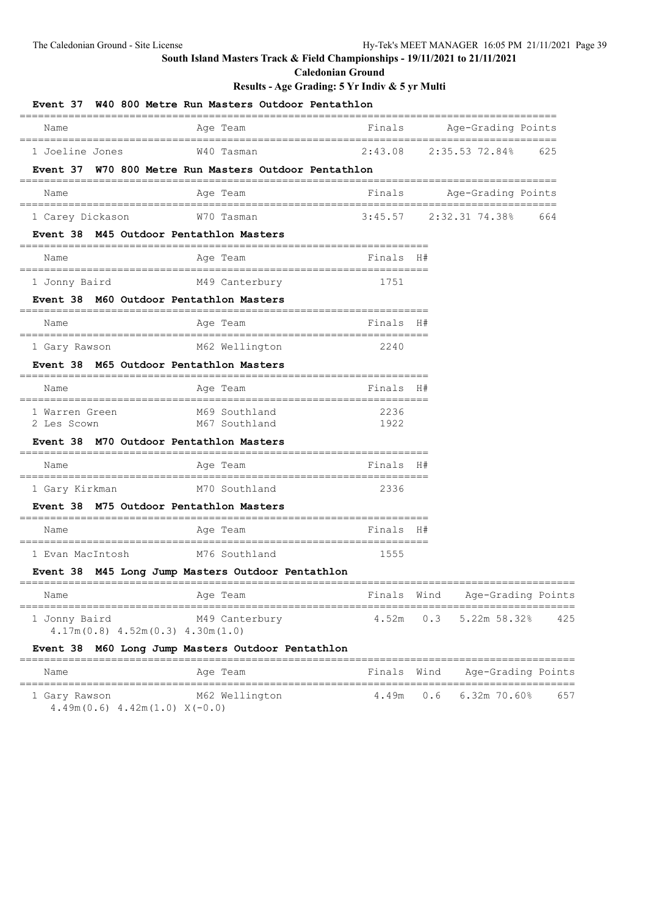**South Island Masters Track & Field Championships - 19/11/2021 to 21/11/2021**

**Caledonian Ground**

**Results - Age Grading: 5 Yr Indiv & 5 yr Multi**

### Event 37 W40 800 Metre Run Masters Outdoor Pentathlon

| Name | Age | Team | Finals | Age-Grading | | Points |
|---|---|---|---|---|---|---|
| 1 Joeline Jones | W40 | Tasman | 2:43.08 | 2:35.53 | 72.84% | 625 |

### Event 37 W70 800 Metre Run Masters Outdoor Pentathlon

| Name | Age | Team | Finals | Age-Grading | | Points |
|---|---|---|---|---|---|---|
| 1 Carey Dickason | W70 | Tasman | 3:45.57 | 2:32.31 | 74.38% | 664 |

### Event 38 M45 Outdoor Pentathlon Masters

| Name | Age | Team | Finals | H# |
|---|---|---|---|---|
| 1 Jonny Baird | M49 | Canterbury | 1751 | |

### Event 38 M60 Outdoor Pentathlon Masters

| Name | Age | Team | Finals | H# |
|---|---|---|---|---|
| 1 Gary Rawson | M62 | Wellington | 2240 | |

### Event 38 M65 Outdoor Pentathlon Masters

| Name | Age | Team | Finals | H# |
|---|---|---|---|---|
| 1 Warren Green | M69 | Southland | 2236 | |
| 2 Les Scown | M67 | Southland | 1922 | |

### Event 38 M70 Outdoor Pentathlon Masters

| Name | Age | Team | Finals | H# |
|---|---|---|---|---|
| 1 Gary Kirkman | M70 | Southland | 2336 | |

### Event 38 M75 Outdoor Pentathlon Masters

| Name | Age | Team | Finals | H# |
|---|---|---|---|---|
| 1 Evan MacIntosh | M76 | Southland | 1555 | |

### Event 38 M45 Long Jump Masters Outdoor Pentathlon

| Name | Age | Team | Finals | Wind | Age-Grading | | Points |
|---|---|---|---|---|---|---|---|
| 1 Jonny Baird | M49 | Canterbury | 4.52m | 0.3 | 5.22m | 58.32% | 425 |

4.17m(0.8) 4.52m(0.3) 4.30m(1.0)

### Event 38 M60 Long Jump Masters Outdoor Pentathlon

| Name | Age | Team | Finals | Wind | Age-Grading | | Points |
|---|---|---|---|---|---|---|---|
| 1 Gary Rawson | M62 | Wellington | 4.49m | 0.6 | 6.32m | 70.60% | 657 |

4.49m(0.6) 4.42m(1.0) X(-0.0)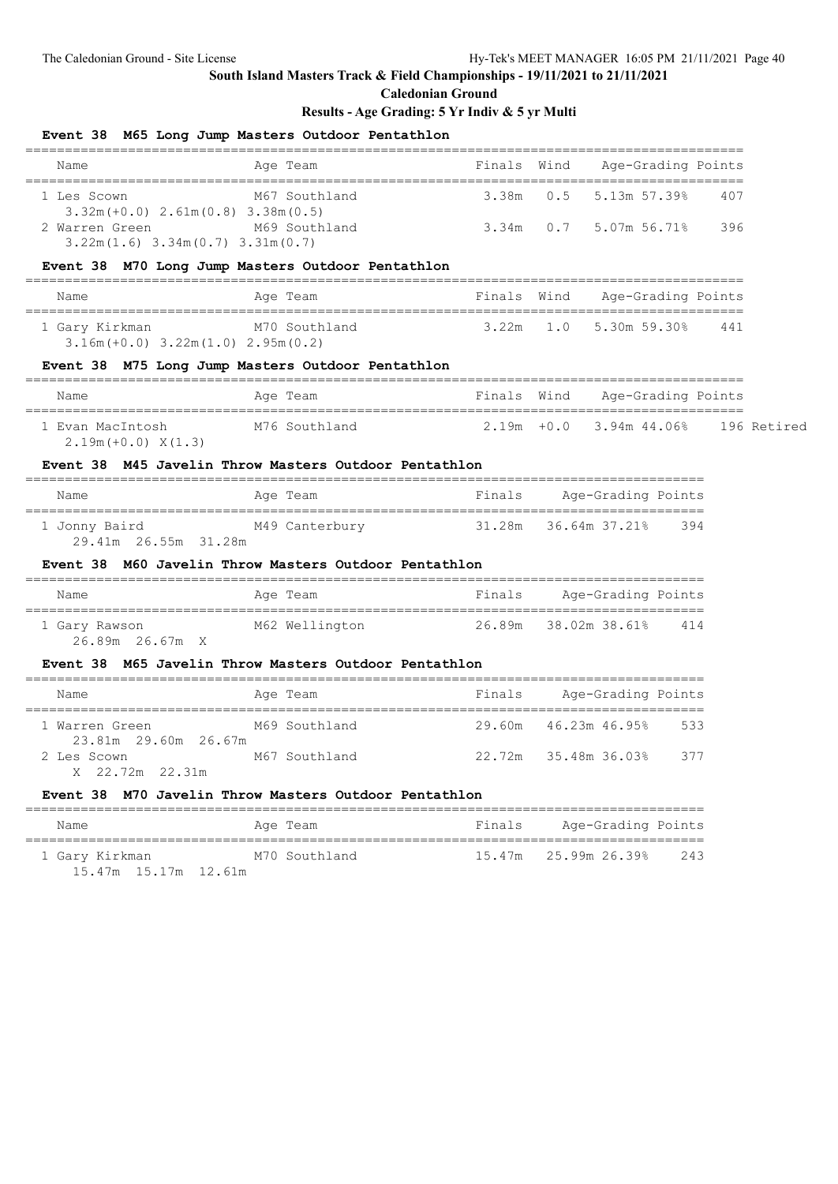**South Island Masters Track & Field Championships - 19/11/2021 to 21/11/2021**

**Caledonian Ground**

**Results - Age Grading: 5 Yr Indiv & 5 yr Multi**

### Event 38 M65 Long Jump Masters Outdoor Pentathlon

| Name | Age | Team | Finals | Wind | Age-Grading | | Points |
|---|---|---|---|---|---|---|---|
| 1 Les Scown | M67 | Southland | 3.38m | 0.5 | 5.13m | 57.39% | 407 |
| 3.32m(+0.0) 2.61m(0.8) 3.38m(0.5) | | | | | | | |
| 2 Warren Green | M69 | Southland | 3.34m | 0.7 | 5.07m | 56.71% | 396 |
| 3.22m(1.6) 3.34m(0.7) 3.31m(0.7) | | | | | | | |

### Event 38 M70 Long Jump Masters Outdoor Pentathlon

| Name | Age | Team | Finals | Wind | Age-Grading | | Points |
|---|---|---|---|---|---|---|---|
| 1 Gary Kirkman | M70 | Southland | 3.22m | 1.0 | 5.30m | 59.30% | 441 |
| 3.16m(+0.0) 3.22m(1.0) 2.95m(0.2) | | | | | | | |

### Event 38 M75 Long Jump Masters Outdoor Pentathlon

| Name | Age | Team | Finals | Wind | Age-Grading | | Points | |
|---|---|---|---|---|---|---|---|---|
| 1 Evan MacIntosh | M76 | Southland | 2.19m | +0.0 | 3.94m | 44.06% | 196 | Retired |
| 2.19m(+0.0) X(1.3) | | | | | | | | |

### Event 38 M45 Javelin Throw Masters Outdoor Pentathlon

| Name | Age | Team | Finals | Age-Grading | | Points |
|---|---|---|---|---|---|---|
| 1 Jonny Baird | M49 | Canterbury | 31.28m | 36.64m | 37.21% | 394 |
| 29.41m 26.55m 31.28m | | | | | | |

### Event 38 M60 Javelin Throw Masters Outdoor Pentathlon

| Name | Age | Team | Finals | Age-Grading | | Points |
|---|---|---|---|---|---|---|
| 1 Gary Rawson | M62 | Wellington | 26.89m | 38.02m | 38.61% | 414 |
| 26.89m 26.67m X | | | | | | |

### Event 38 M65 Javelin Throw Masters Outdoor Pentathlon

| Name | Age | Team | Finals | Age-Grading | | Points |
|---|---|---|---|---|---|---|
| 1 Warren Green | M69 | Southland | 29.60m | 46.23m | 46.95% | 533 |
| 23.81m 29.60m 26.67m | | | | | | |
| 2 Les Scown | M67 | Southland | 22.72m | 35.48m | 36.03% | 377 |
| X 22.72m 22.31m | | | | | | |

### Event 38 M70 Javelin Throw Masters Outdoor Pentathlon

| Name | Age | Team | Finals | Age-Grading | | Points |
|---|---|---|---|---|---|---|
| 1 Gary Kirkman | M70 | Southland | 15.47m | 25.99m | 26.39% | 243 |
| 15.47m 15.17m 12.61m | | | | | | |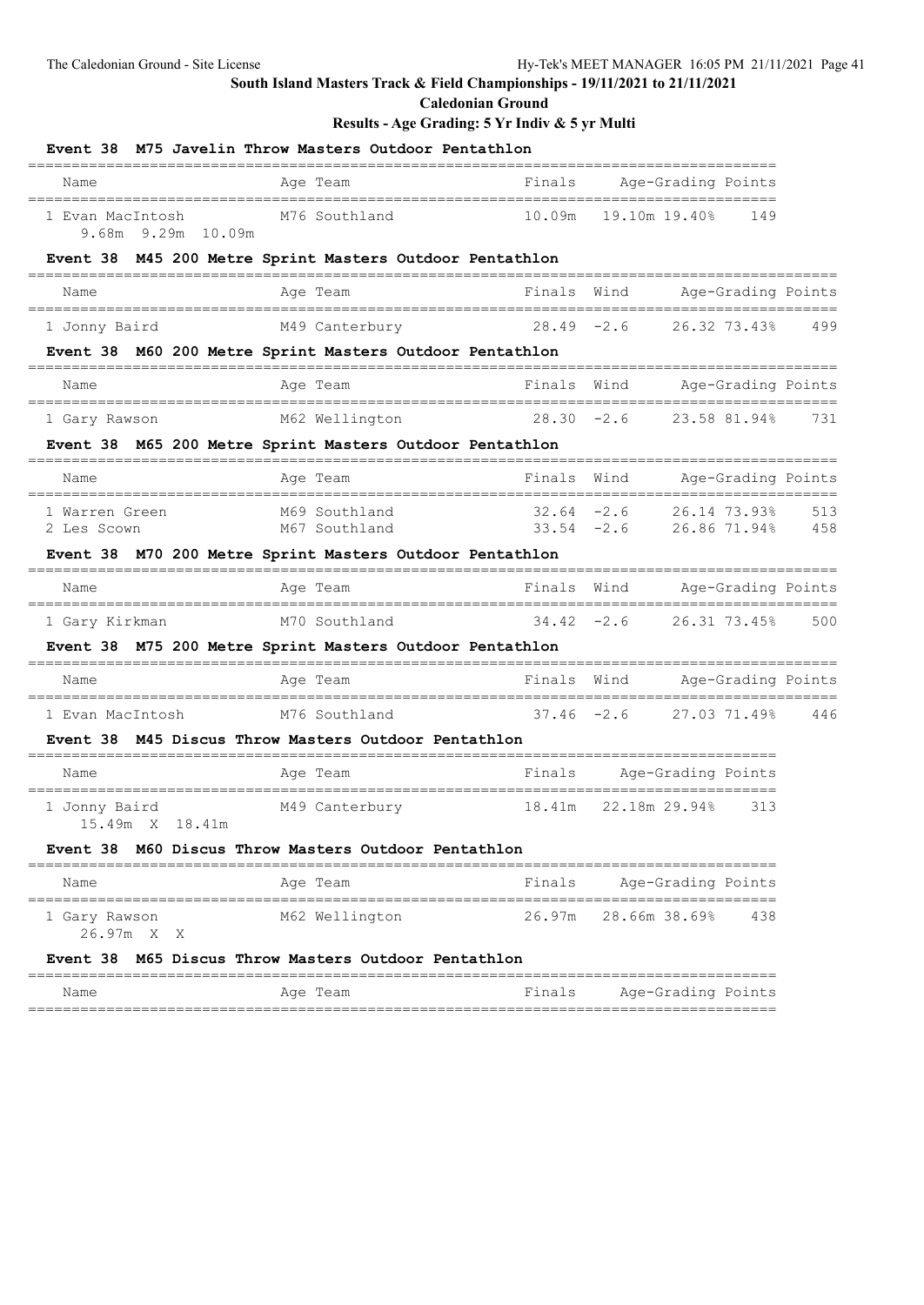**South Island Masters Track & Field Championships - 19/11/2021 to 21/11/2021**

**Caledonian Ground**

**Results - Age Grading: 5 Yr Indiv & 5 yr Multi**

### Event 38 M75 Javelin Throw Masters Outdoor Pentathlon

| Name | Age | Team | Finals | Age-Grading | | Points |
|---|---|---|---|---|---|---|
| 1 Evan MacIntosh | M76 | Southland | 10.09m | 19.10m | 19.40% | 149 |
| 9.68m 9.29m 10.09m | | | | | | |

### Event 38 M45 200 Metre Sprint Masters Outdoor Pentathlon

| Name | Age | Team | Finals | Wind | Age-Grading | | Points |
|---|---|---|---|---|---|---|---|
| 1 Jonny Baird | M49 | Canterbury | 28.49 | -2.6 | 26.32 | 73.43% | 499 |

### Event 38 M60 200 Metre Sprint Masters Outdoor Pentathlon

| Name | Age | Team | Finals | Wind | Age-Grading | | Points |
|---|---|---|---|---|---|---|---|
| 1 Gary Rawson | M62 | Wellington | 28.30 | -2.6 | 23.58 | 81.94% | 731 |

### Event 38 M65 200 Metre Sprint Masters Outdoor Pentathlon

| Name | Age | Team | Finals | Wind | Age-Grading | | Points |
|---|---|---|---|---|---|---|---|
| 1 Warren Green | M69 | Southland | 32.64 | -2.6 | 26.14 | 73.93% | 513 |
| 2 Les Scown | M67 | Southland | 33.54 | -2.6 | 26.86 | 71.94% | 458 |

### Event 38 M70 200 Metre Sprint Masters Outdoor Pentathlon

| Name | Age | Team | Finals | Wind | Age-Grading | | Points |
|---|---|---|---|---|---|---|---|
| 1 Gary Kirkman | M70 | Southland | 34.42 | -2.6 | 26.31 | 73.45% | 500 |

### Event 38 M75 200 Metre Sprint Masters Outdoor Pentathlon

| Name | Age | Team | Finals | Wind | Age-Grading | | Points |
|---|---|---|---|---|---|---|---|
| 1 Evan MacIntosh | M76 | Southland | 37.46 | -2.6 | 27.03 | 71.49% | 446 |

### Event 38 M45 Discus Throw Masters Outdoor Pentathlon

| Name | Age | Team | Finals | Age-Grading | | Points |
|---|---|---|---|---|---|---|
| 1 Jonny Baird | M49 | Canterbury | 18.41m | 22.18m | 29.94% | 313 |
| 15.49m X 18.41m | | | | | | |

### Event 38 M60 Discus Throw Masters Outdoor Pentathlon

| Name | Age | Team | Finals | Age-Grading | | Points |
|---|---|---|---|---|---|---|
| 1 Gary Rawson | M62 | Wellington | 26.97m | 28.66m | 38.69% | 438 |
| 26.97m X X | | | | | | |

### Event 38 M65 Discus Throw Masters Outdoor Pentathlon

| Name | Age | Team | Finals | Age-Grading | | Points |
|---|---|---|---|---|---|---|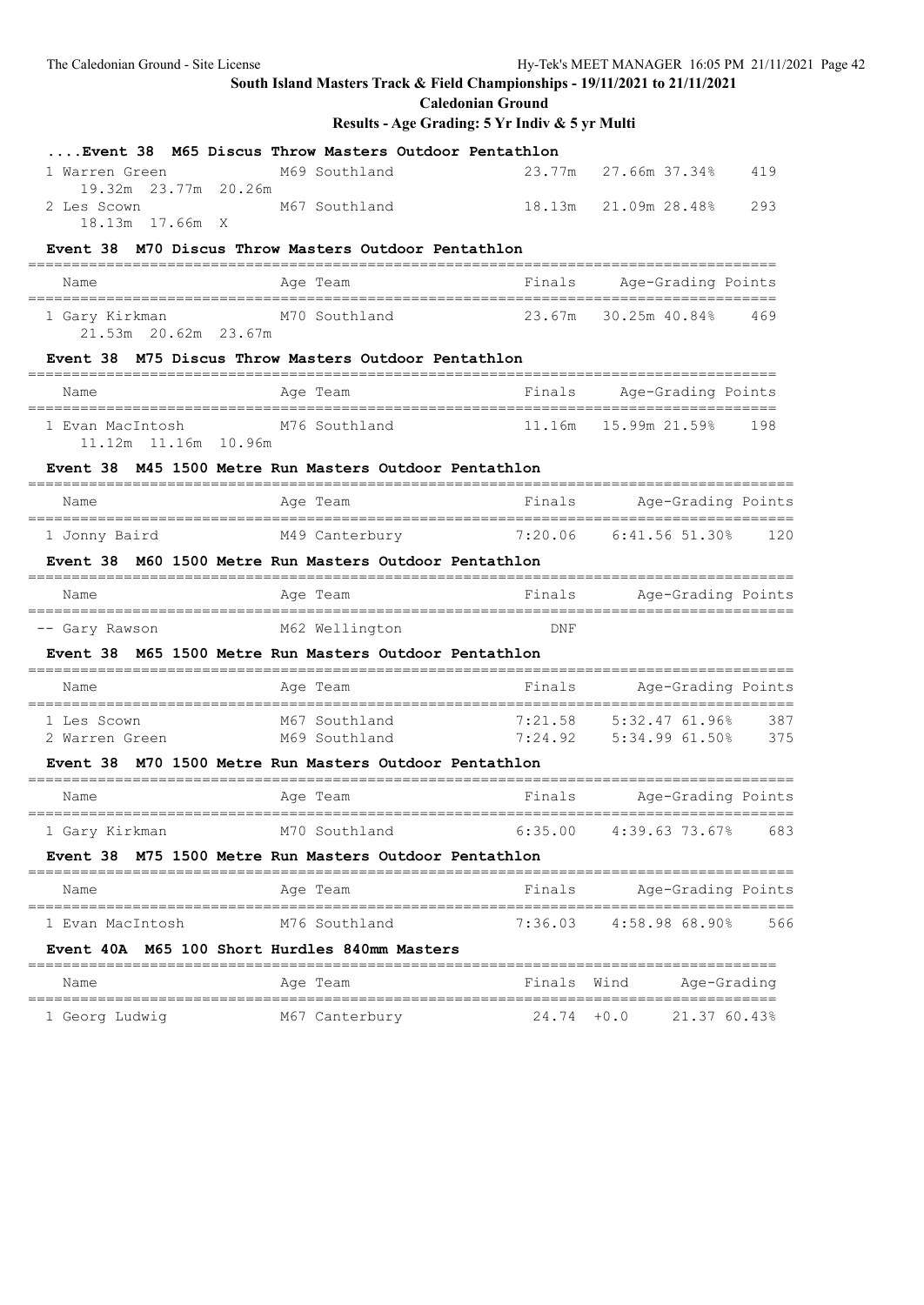South Island Masters Track & Field Championships - 19/11/2021 to 21/11/2021

Caledonian Ground

Results - Age Grading: 5 Yr Indiv & 5 yr Multi

### ....Event 38 M65 Discus Throw Masters Outdoor Pentathlon

| Name | Age | Team | Finals | Age-Grading | | Points |
|---|---|---|---|---|---|---|
| 1 Warren Green | M69 | Southland | 23.77m | 27.66m | 37.34% | 419 |
| 19.32m 23.77m 20.26m | | | | | | |
| 2 Les Scown | M67 | Southland | 18.13m | 21.09m | 28.48% | 293 |
| 18.13m 17.66m X | | | | | | |

### Event 38 M70 Discus Throw Masters Outdoor Pentathlon

| Name | Age | Team | Finals | Age-Grading | | Points |
|---|---|---|---|---|---|---|
| 1 Gary Kirkman | M70 | Southland | 23.67m | 30.25m | 40.84% | 469 |
| 21.53m 20.62m 23.67m | | | | | | |

### Event 38 M75 Discus Throw Masters Outdoor Pentathlon

| Name | Age | Team | Finals | Age-Grading | | Points |
|---|---|---|---|---|---|---|
| 1 Evan MacIntosh | M76 | Southland | 11.16m | 15.99m | 21.59% | 198 |
| 11.12m 11.16m 10.96m | | | | | | |

### Event 38 M45 1500 Metre Run Masters Outdoor Pentathlon

| Name | Age | Team | Finals | Age-Grading | | Points |
|---|---|---|---|---|---|---|
| 1 Jonny Baird | M49 | Canterbury | 7:20.06 | 6:41.56 | 51.30% | 120 |

### Event 38 M60 1500 Metre Run Masters Outdoor Pentathlon

| Name | Age | Team | Finals | Age-Grading | | Points |
|---|---|---|---|---|---|---|
| -- Gary Rawson | M62 | Wellington | DNF | | | |

### Event 38 M65 1500 Metre Run Masters Outdoor Pentathlon

| Name | Age | Team | Finals | Age-Grading | | Points |
|---|---|---|---|---|---|---|
| 1 Les Scown | M67 | Southland | 7:21.58 | 5:32.47 | 61.96% | 387 |
| 2 Warren Green | M69 | Southland | 7:24.92 | 5:34.99 | 61.50% | 375 |

### Event 38 M70 1500 Metre Run Masters Outdoor Pentathlon

| Name | Age | Team | Finals | Age-Grading | | Points |
|---|---|---|---|---|---|---|
| 1 Gary Kirkman | M70 | Southland | 6:35.00 | 4:39.63 | 73.67% | 683 |

### Event 38 M75 1500 Metre Run Masters Outdoor Pentathlon

| Name | Age | Team | Finals | Age-Grading | | Points |
|---|---|---|---|---|---|---|
| 1 Evan MacIntosh | M76 | Southland | 7:36.03 | 4:58.98 | 68.90% | 566 |

### Event 40A M65 100 Short Hurdles 840mm Masters

| Name | Age | Team | Finals | Wind | Age-Grading | |
|---|---|---|---|---|---|---|
| 1 Georg Ludwig | M67 | Canterbury | 24.74 | +0.0 | 21.37 | 60.43% |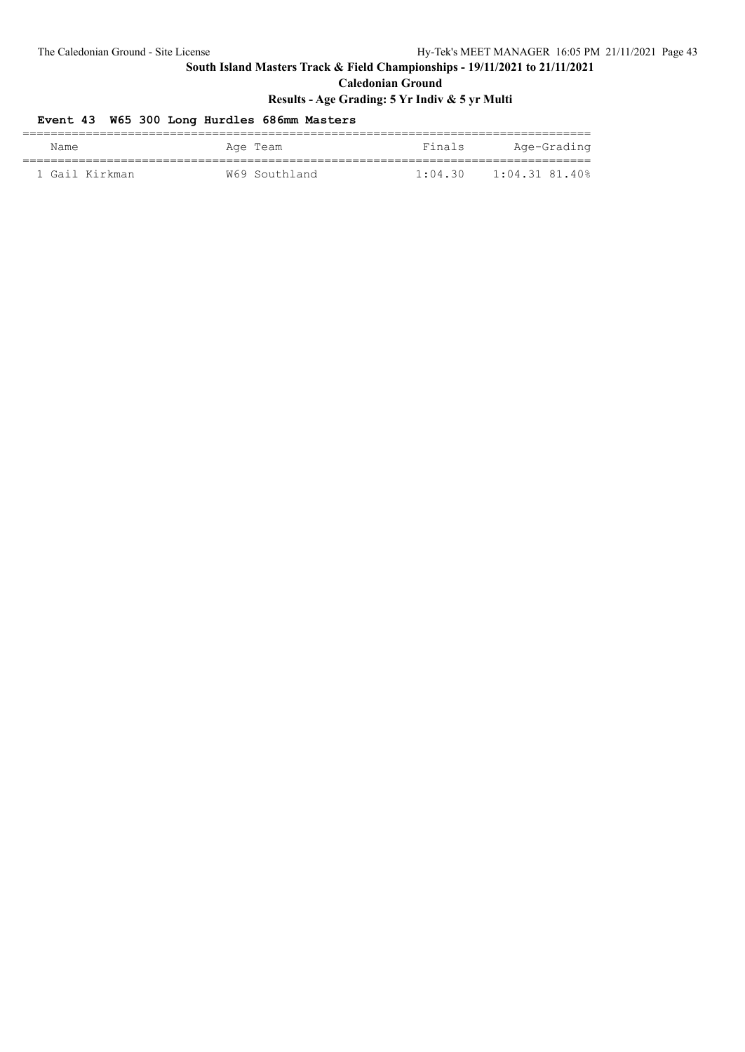**South Island Masters Track & Field Championships - 19/11/2021 to 21/11/2021**

**Caledonian Ground**

**Results - Age Grading: 5 Yr Indiv & 5 yr Multi**

### Event 43 W65 300 Long Hurdles 686mm Masters

| | Name | Age | Team | Finals | Age-Grading |
|---|---|---|---|---|---|
| 1 | Gail Kirkman | W69 | Southland | 1:04.30 | 1:04.31 81.40% |